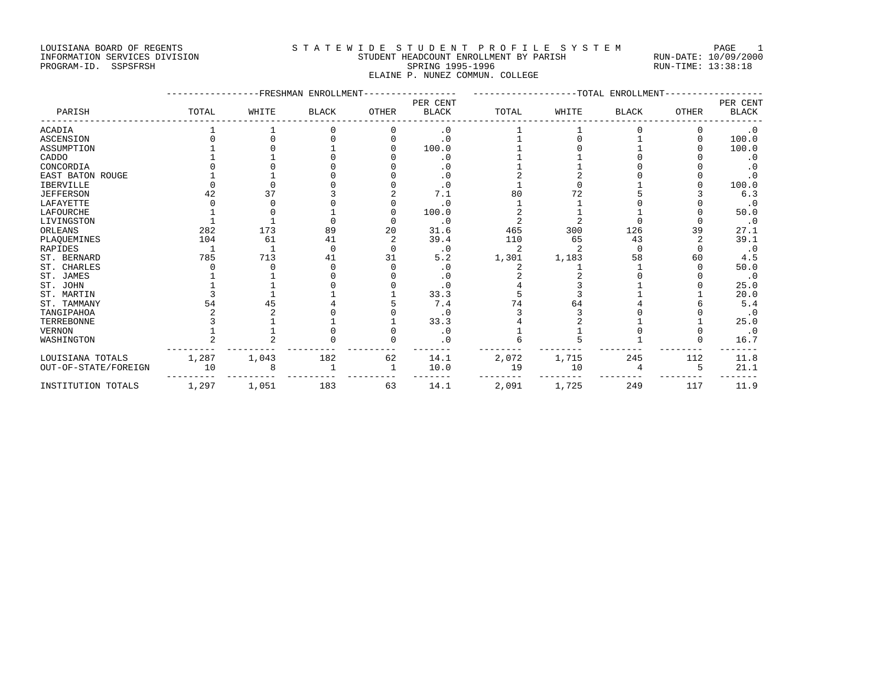LOUISIANA BOARD OF REGENTS
INFORMATION SERVICES DIVISION
PROGRAM-ID. SSPSFRSH

# S T A T E W I D E   S T U D E N T   P R O F I L E   S Y S T E M

## STUDENT HEADCOUNT ENROLLMENT BY PARISH

SPRING 1995-1996

ELAINE P. NUNEZ COMMUN. COLLEGE

RUN-DATE: 10/09/2000
RUN-TIME: 13:38:18

| PARISH | FRESHMAN ENROLLMENT TOTAL | WHITE | BLACK | OTHER | PER CENT BLACK | TOTAL ENROLLMENT TOTAL | WHITE | BLACK | OTHER | PER CENT BLACK |
|---|---|---|---|---|---|---|---|---|---|---|
| ACADIA | 1 | 1 | 0 | 0 | .0 | 1 | 1 | 0 | 0 | .0 |
| ASCENSION | 0 | 0 | 0 | 0 | .0 | 1 | 0 | 1 | 0 | 100.0 |
| ASSUMPTION | 1 | 0 | 1 | 0 | 100.0 | 1 | 0 | 1 | 0 | 100.0 |
| CADDO | 1 | 1 | 0 | 0 | .0 | 1 | 1 | 0 | 0 | .0 |
| CONCORDIA | 0 | 0 | 0 | 0 | .0 | 1 | 1 | 0 | 0 | .0 |
| EAST BATON ROUGE | 1 | 1 | 0 | 0 | .0 | 2 | 2 | 0 | 0 | .0 |
| IBERVILLE | 0 | 0 | 0 | 0 | .0 | 1 | 0 | 1 | 0 | 100.0 |
| JEFFERSON | 42 | 37 | 3 | 2 | 7.1 | 80 | 72 | 5 | 3 | 6.3 |
| LAFAYETTE | 0 | 0 | 0 | 0 | .0 | 1 | 1 | 0 | 0 | .0 |
| LAFOURCHE | 1 | 0 | 1 | 0 | 100.0 | 2 | 1 | 1 | 0 | 50.0 |
| LIVINGSTON | 1 | 1 | 0 | 0 | .0 | 2 | 2 | 0 | 0 | .0 |
| ORLEANS | 282 | 173 | 89 | 20 | 31.6 | 465 | 300 | 126 | 39 | 27.1 |
| PLAQUEMINES | 104 | 61 | 41 | 2 | 39.4 | 110 | 65 | 43 | 2 | 39.1 |
| RAPIDES | 1 | 1 | 0 | 0 | .0 | 2 | 2 | 0 | 0 | .0 |
| ST. BERNARD | 785 | 713 | 41 | 31 | 5.2 | 1,301 | 1,183 | 58 | 60 | 4.5 |
| ST. CHARLES | 0 | 0 | 0 | 0 | .0 | 2 | 1 | 1 | 0 | 50.0 |
| ST. JAMES | 1 | 1 | 0 | 0 | .0 | 2 | 2 | 0 | 0 | .0 |
| ST. JOHN | 1 | 1 | 0 | 0 | .0 | 4 | 3 | 1 | 0 | 25.0 |
| ST. MARTIN | 3 | 1 | 1 | 1 | 33.3 | 5 | 3 | 1 | 1 | 20.0 |
| ST. TAMMANY | 54 | 45 | 4 | 5 | 7.4 | 74 | 64 | 4 | 6 | 5.4 |
| TANGIPAHOA | 2 | 2 | 0 | 0 | .0 | 3 | 3 | 0 | 0 | .0 |
| TERREBONNE | 3 | 1 | 1 | 1 | 33.3 | 4 | 2 | 1 | 1 | 25.0 |
| VERNON | 1 | 1 | 0 | 0 | .0 | 1 | 1 | 0 | 0 | .0 |
| WASHINGTON | 2 | 2 | 0 | 0 | .0 | 6 | 5 | 1 | 0 | 16.7 |
| LOUISIANA TOTALS | 1,287 | 1,043 | 182 | 62 | 14.1 | 2,072 | 1,715 | 245 | 112 | 11.8 |
| OUT-OF-STATE/FOREIGN | 10 | 8 | 1 | 1 | 10.0 | 19 | 10 | 4 | 5 | 21.1 |
| INSTITUTION TOTALS | 1,297 | 1,051 | 183 | 63 | 14.1 | 2,091 | 1,725 | 249 | 117 | 11.9 |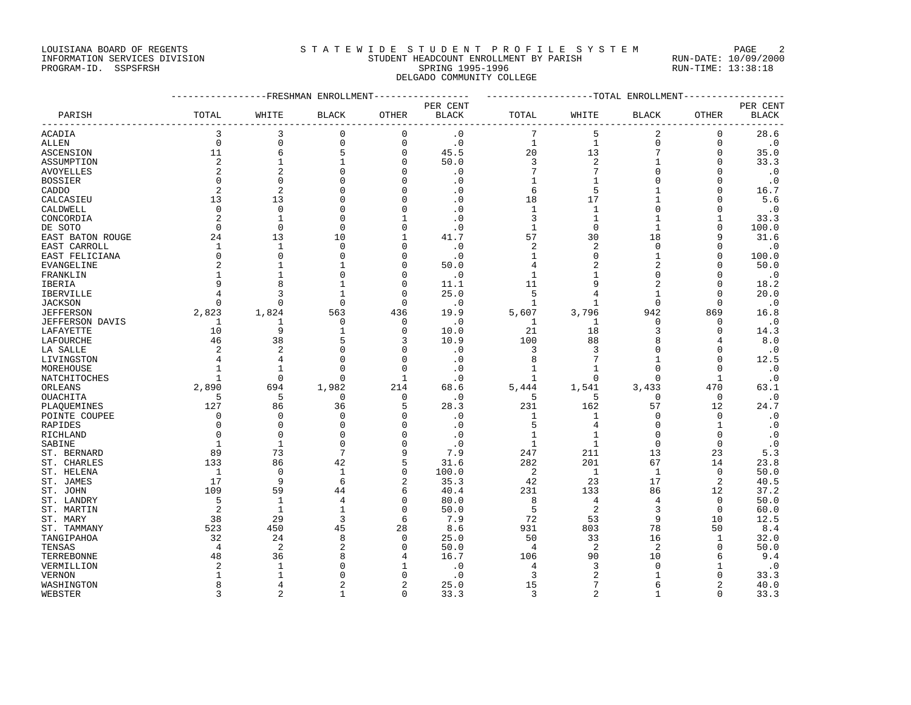LOUISIANA BOARD OF REGENTS
INFORMATION SERVICES DIVISION
PROGRAM-ID. SSPSFRSH

# STATEWIDE STUDENT PROFILE SYSTEM

## STUDENT HEADCOUNT ENROLLMENT BY PARISH

SPRING 1995-1996
DELGADO COMMUNITY COLLEGE

RUN-DATE: 10/09/2000
RUN-TIME: 13:38:18

| | FRESHMAN ENROLLMENT | | | | | TOTAL ENROLLMENT | | | | |
|---|---|---|---|---|---|---|---|---|---|---|
| PARISH | TOTAL | WHITE | BLACK | OTHER | PER CENT BLACK | TOTAL | WHITE | BLACK | OTHER | PER CENT BLACK |
| ACADIA | 3 | 3 | 0 | 0 | .0 | 7 | 5 | 2 | 0 | 28.6 |
| ALLEN | 0 | 0 | 0 | 0 | .0 | 1 | 1 | 0 | 0 | .0 |
| ASCENSION | 11 | 6 | 5 | 0 | 45.5 | 20 | 13 | 7 | 0 | 35.0 |
| ASSUMPTION | 2 | 1 | 1 | 0 | 50.0 | 3 | 2 | 1 | 0 | 33.3 |
| AVOYELLES | 2 | 2 | 0 | 0 | .0 | 7 | 7 | 0 | 0 | .0 |
| BOSSIER | 0 | 0 | 0 | 0 | .0 | 1 | 1 | 0 | 0 | .0 |
| CADDO | 2 | 2 | 0 | 0 | .0 | 6 | 5 | 1 | 0 | 16.7 |
| CALCASIEU | 13 | 13 | 0 | 0 | .0 | 18 | 17 | 1 | 0 | 5.6 |
| CALDWELL | 0 | 0 | 0 | 0 | .0 | 1 | 1 | 0 | 0 | .0 |
| CONCORDIA | 2 | 1 | 0 | 1 | .0 | 3 | 1 | 1 | 1 | 33.3 |
| DE SOTO | 0 | 0 | 0 | 0 | .0 | 1 | 0 | 1 | 0 | 100.0 |
| EAST BATON ROUGE | 24 | 13 | 10 | 1 | 41.7 | 57 | 30 | 18 | 9 | 31.6 |
| EAST CARROLL | 1 | 1 | 0 | 0 | .0 | 2 | 2 | 0 | 0 | .0 |
| EAST FELICIANA | 0 | 0 | 0 | 0 | .0 | 1 | 0 | 1 | 0 | 100.0 |
| EVANGELINE | 2 | 1 | 1 | 0 | 50.0 | 4 | 2 | 2 | 0 | 50.0 |
| FRANKLIN | 1 | 1 | 0 | 0 | .0 | 1 | 1 | 0 | 0 | .0 |
| IBERIA | 9 | 8 | 1 | 0 | 11.1 | 11 | 9 | 2 | 0 | 18.2 |
| IBERVILLE | 4 | 3 | 1 | 0 | 25.0 | 5 | 4 | 1 | 0 | 20.0 |
| JACKSON | 0 | 0 | 0 | 0 | .0 | 1 | 1 | 0 | 0 | .0 |
| JEFFERSON | 2,823 | 1,824 | 563 | 436 | 19.9 | 5,607 | 3,796 | 942 | 869 | 16.8 |
| JEFFERSON DAVIS | 1 | 1 | 0 | 0 | .0 | 1 | 1 | 0 | 0 | .0 |
| LAFAYETTE | 10 | 9 | 1 | 0 | 10.0 | 21 | 18 | 3 | 0 | 14.3 |
| LAFOURCHE | 46 | 38 | 5 | 3 | 10.9 | 100 | 88 | 8 | 4 | 8.0 |
| LA SALLE | 2 | 2 | 0 | 0 | .0 | 3 | 3 | 0 | 0 | .0 |
| LIVINGSTON | 4 | 4 | 0 | 0 | .0 | 8 | 7 | 1 | 0 | 12.5 |
| MOREHOUSE | 1 | 1 | 0 | 0 | .0 | 1 | 1 | 0 | 0 | .0 |
| NATCHITOCHES | 1 | 0 | 0 | 1 | .0 | 1 | 0 | 0 | 1 | .0 |
| ORLEANS | 2,890 | 694 | 1,982 | 214 | 68.6 | 5,444 | 1,541 | 3,433 | 470 | 63.1 |
| OUACHITA | 5 | 5 | 0 | 0 | .0 | 5 | 5 | 0 | 0 | .0 |
| PLAQUEMINES | 127 | 86 | 36 | 5 | 28.3 | 231 | 162 | 57 | 12 | 24.7 |
| POINTE COUPEE | 0 | 0 | 0 | 0 | .0 | 1 | 1 | 0 | 0 | .0 |
| RAPIDES | 0 | 0 | 0 | 0 | .0 | 5 | 4 | 0 | 1 | .0 |
| RICHLAND | 0 | 0 | 0 | 0 | .0 | 1 | 1 | 0 | 0 | .0 |
| SABINE | 1 | 1 | 0 | 0 | .0 | 1 | 1 | 0 | 0 | .0 |
| ST. BERNARD | 89 | 73 | 7 | 9 | 7.9 | 247 | 211 | 13 | 23 | 5.3 |
| ST. CHARLES | 133 | 86 | 42 | 5 | 31.6 | 282 | 201 | 67 | 14 | 23.8 |
| ST. HELENA | 1 | 0 | 1 | 0 | 100.0 | 2 | 1 | 1 | 0 | 50.0 |
| ST. JAMES | 17 | 9 | 6 | 2 | 35.3 | 42 | 23 | 17 | 2 | 40.5 |
| ST. JOHN | 109 | 59 | 44 | 6 | 40.4 | 231 | 133 | 86 | 12 | 37.2 |
| ST. LANDRY | 5 | 1 | 4 | 0 | 80.0 | 8 | 4 | 4 | 0 | 50.0 |
| ST. MARTIN | 2 | 1 | 1 | 0 | 50.0 | 5 | 2 | 3 | 0 | 60.0 |
| ST. MARY | 38 | 29 | 3 | 6 | 7.9 | 72 | 53 | 9 | 10 | 12.5 |
| ST. TAMMANY | 523 | 450 | 45 | 28 | 8.6 | 931 | 803 | 78 | 50 | 8.4 |
| TANGIPAHOA | 32 | 24 | 8 | 0 | 25.0 | 50 | 33 | 16 | 1 | 32.0 |
| TENSAS | 4 | 2 | 2 | 0 | 50.0 | 4 | 2 | 2 | 0 | 50.0 |
| TERREBONNE | 48 | 36 | 8 | 4 | 16.7 | 106 | 90 | 10 | 6 | 9.4 |
| VERMILLION | 2 | 1 | 0 | 1 | .0 | 4 | 3 | 0 | 1 | .0 |
| VERNON | 1 | 1 | 0 | 0 | .0 | 3 | 2 | 1 | 0 | 33.3 |
| WASHINGTON | 8 | 4 | 2 | 2 | 25.0 | 15 | 7 | 6 | 2 | 40.0 |
| WEBSTER | 3 | 2 | 1 | 0 | 33.3 | 3 | 2 | 1 | 0 | 33.3 |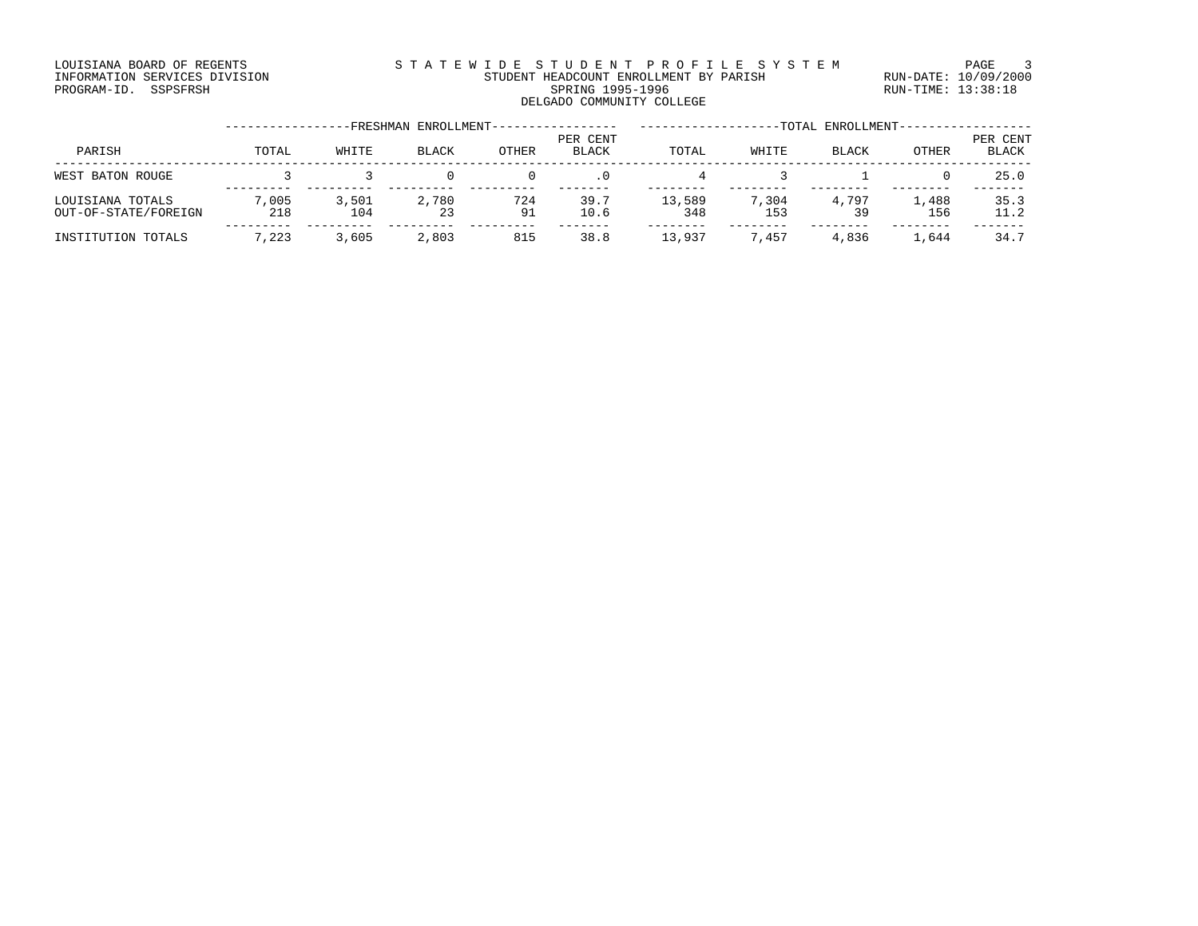LOUISIANA BOARD OF REGENTS
INFORMATION SERVICES DIVISION
PROGRAM-ID. SSPSFRSH

STATEWIDE STUDENT PROFILE SYSTEM
STUDENT HEADCOUNT ENROLLMENT BY PARISH
SPRING 1995-1996
DELGADO COMMUNITY COLLEGE

RUN-DATE: 10/09/2000
RUN-TIME: 13:38:18

| | FRESHMAN ENROLLMENT | | | | | TOTAL ENROLLMENT | | | | |
|---|---|---|---|---|---|---|---|---|---|---|
| PARISH | TOTAL | WHITE | BLACK | OTHER | PER CENT BLACK | TOTAL | WHITE | BLACK | OTHER | PER CENT BLACK |
| WEST BATON ROUGE | 3 | 3 | 0 | 0 | .0 | 4 | 3 | 1 | 0 | 25.0 |
| LOUISIANA TOTALS | 7,005 | 3,501 | 2,780 | 724 | 39.7 | 13,589 | 7,304 | 4,797 | 1,488 | 35.3 |
| OUT-OF-STATE/FOREIGN | 218 | 104 | 23 | 91 | 10.6 | 348 | 153 | 39 | 156 | 11.2 |
| INSTITUTION TOTALS | 7,223 | 3,605 | 2,803 | 815 | 38.8 | 13,937 | 7,457 | 4,836 | 1,644 | 34.7 |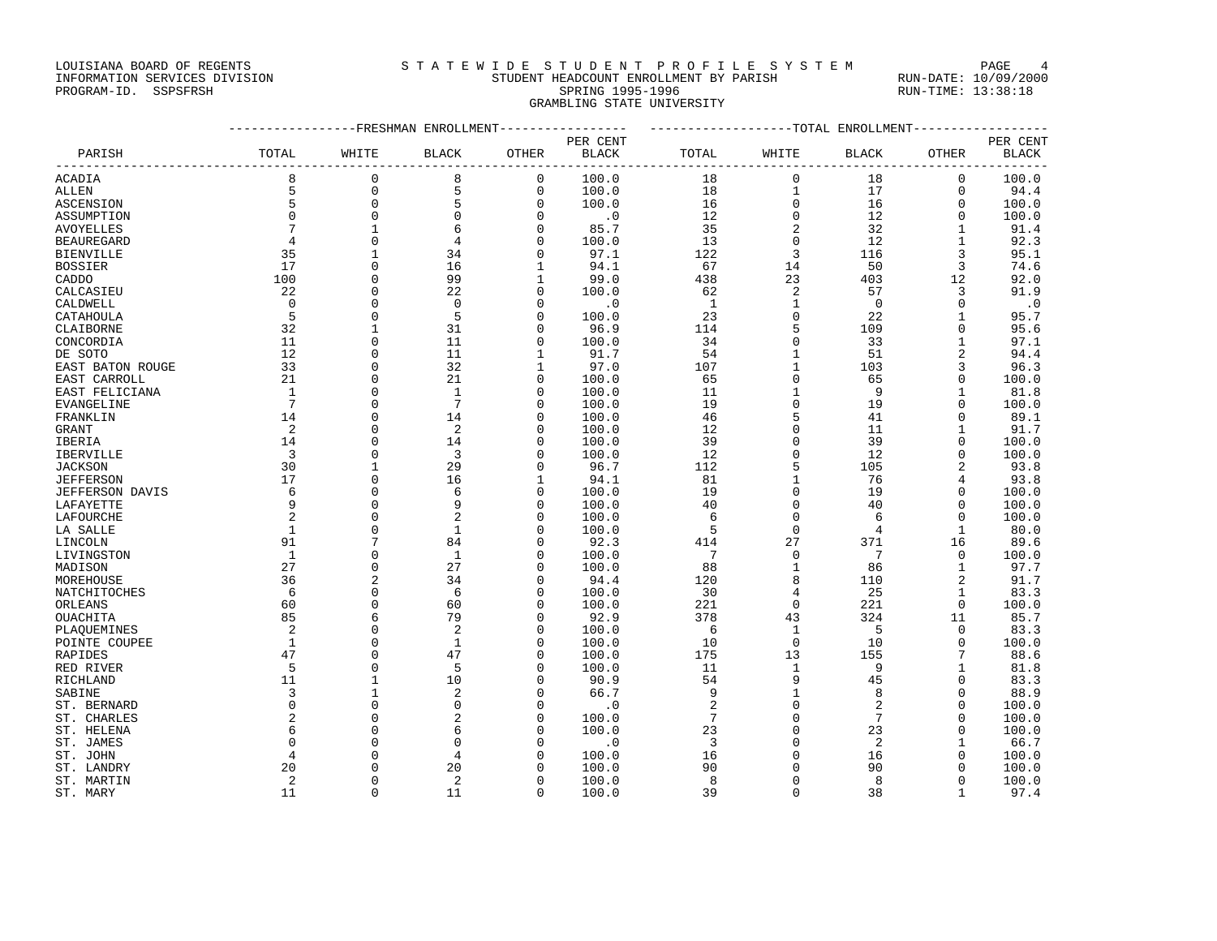LOUISIANA BOARD OF REGENTS
INFORMATION SERVICES DIVISION
PROGRAM-ID. SSPSFRSH

# STATEWIDE STUDENT PROFILE SYSTEM

## STUDENT HEADCOUNT ENROLLMENT BY PARISH
## SPRING 1995-1996
## GRAMBLING STATE UNIVERSITY

RUN-DATE: 10/09/2000
RUN-TIME: 13:38:18

| PARISH | FRESHMAN ENROLLMENT TOTAL | WHITE | BLACK | OTHER | PER CENT BLACK | TOTAL ENROLLMENT TOTAL | WHITE | BLACK | OTHER | PER CENT BLACK |
|---|---|---|---|---|---|---|---|---|---|---|
| ACADIA | 8 | 0 | 8 | 0 | 100.0 | 18 | 0 | 18 | 0 | 100.0 |
| ALLEN | 5 | 0 | 5 | 0 | 100.0 | 18 | 1 | 17 | 0 | 94.4 |
| ASCENSION | 5 | 0 | 5 | 0 | 100.0 | 16 | 0 | 16 | 0 | 100.0 |
| ASSUMPTION | 0 | 0 | 0 | 0 | .0 | 12 | 0 | 12 | 0 | 100.0 |
| AVOYELLES | 7 | 1 | 6 | 0 | 85.7 | 35 | 2 | 32 | 1 | 91.4 |
| BEAUREGARD | 4 | 0 | 4 | 0 | 100.0 | 13 | 0 | 12 | 1 | 92.3 |
| BIENVILLE | 35 | 1 | 34 | 0 | 97.1 | 122 | 3 | 116 | 3 | 95.1 |
| BOSSIER | 17 | 0 | 16 | 1 | 94.1 | 67 | 14 | 50 | 3 | 74.6 |
| CADDO | 100 | 0 | 99 | 1 | 99.0 | 438 | 23 | 403 | 12 | 92.0 |
| CALCASIEU | 22 | 0 | 22 | 0 | 100.0 | 62 | 2 | 57 | 3 | 91.9 |
| CALDWELL | 0 | 0 | 0 | 0 | .0 | 1 | 1 | 0 | 0 | .0 |
| CATAHOULA | 5 | 0 | 5 | 0 | 100.0 | 23 | 0 | 22 | 1 | 95.7 |
| CLAIBORNE | 32 | 1 | 31 | 0 | 96.9 | 114 | 5 | 109 | 0 | 95.6 |
| CONCORDIA | 11 | 0 | 11 | 0 | 100.0 | 34 | 0 | 33 | 1 | 97.1 |
| DE SOTO | 12 | 0 | 11 | 1 | 91.7 | 54 | 1 | 51 | 2 | 94.4 |
| EAST BATON ROUGE | 33 | 0 | 32 | 1 | 97.0 | 107 | 1 | 103 | 3 | 96.3 |
| EAST CARROLL | 21 | 0 | 21 | 0 | 100.0 | 65 | 0 | 65 | 0 | 100.0 |
| EAST FELICIANA | 1 | 0 | 1 | 0 | 100.0 | 11 | 1 | 9 | 1 | 81.8 |
| EVANGELINE | 7 | 0 | 7 | 0 | 100.0 | 19 | 0 | 19 | 0 | 100.0 |
| FRANKLIN | 14 | 0 | 14 | 0 | 100.0 | 46 | 5 | 41 | 0 | 89.1 |
| GRANT | 2 | 0 | 2 | 0 | 100.0 | 12 | 0 | 11 | 1 | 91.7 |
| IBERIA | 14 | 0 | 14 | 0 | 100.0 | 39 | 0 | 39 | 0 | 100.0 |
| IBERVILLE | 3 | 0 | 3 | 0 | 100.0 | 12 | 0 | 12 | 0 | 100.0 |
| JACKSON | 30 | 1 | 29 | 0 | 96.7 | 112 | 5 | 105 | 2 | 93.8 |
| JEFFERSON | 17 | 0 | 16 | 1 | 94.1 | 81 | 1 | 76 | 4 | 93.8 |
| JEFFERSON DAVIS | 6 | 0 | 6 | 0 | 100.0 | 19 | 0 | 19 | 0 | 100.0 |
| LAFAYETTE | 9 | 0 | 9 | 0 | 100.0 | 40 | 0 | 40 | 0 | 100.0 |
| LAFOURCHE | 2 | 0 | 2 | 0 | 100.0 | 6 | 0 | 6 | 0 | 100.0 |
| LA SALLE | 1 | 0 | 1 | 0 | 100.0 | 5 | 0 | 4 | 1 | 80.0 |
| LINCOLN | 91 | 7 | 84 | 0 | 92.3 | 414 | 27 | 371 | 16 | 89.6 |
| LIVINGSTON | 1 | 0 | 1 | 0 | 100.0 | 7 | 0 | 7 | 0 | 100.0 |
| MADISON | 27 | 0 | 27 | 0 | 100.0 | 88 | 1 | 86 | 1 | 97.7 |
| MOREHOUSE | 36 | 2 | 34 | 0 | 94.4 | 120 | 8 | 110 | 2 | 91.7 |
| NATCHITOCHES | 6 | 0 | 6 | 0 | 100.0 | 30 | 4 | 25 | 1 | 83.3 |
| ORLEANS | 60 | 0 | 60 | 0 | 100.0 | 221 | 0 | 221 | 0 | 100.0 |
| OUACHITA | 85 | 6 | 79 | 0 | 92.9 | 378 | 43 | 324 | 11 | 85.7 |
| PLAQUEMINES | 2 | 0 | 2 | 0 | 100.0 | 6 | 1 | 5 | 0 | 83.3 |
| POINTE COUPEE | 1 | 0 | 1 | 0 | 100.0 | 10 | 0 | 10 | 0 | 100.0 |
| RAPIDES | 47 | 0 | 47 | 0 | 100.0 | 175 | 13 | 155 | 7 | 88.6 |
| RED RIVER | 5 | 0 | 5 | 0 | 100.0 | 11 | 1 | 9 | 1 | 81.8 |
| RICHLAND | 11 | 1 | 10 | 0 | 90.9 | 54 | 9 | 45 | 0 | 83.3 |
| SABINE | 3 | 1 | 2 | 0 | 66.7 | 9 | 1 | 8 | 0 | 88.9 |
| ST. BERNARD | 0 | 0 | 0 | 0 | .0 | 2 | 0 | 2 | 0 | 100.0 |
| ST. CHARLES | 2 | 0 | 2 | 0 | 100.0 | 7 | 0 | 7 | 0 | 100.0 |
| ST. HELENA | 6 | 0 | 6 | 0 | 100.0 | 23 | 0 | 23 | 0 | 100.0 |
| ST. JAMES | 0 | 0 | 0 | 0 | .0 | 3 | 0 | 2 | 1 | 66.7 |
| ST. JOHN | 4 | 0 | 4 | 0 | 100.0 | 16 | 0 | 16 | 0 | 100.0 |
| ST. LANDRY | 20 | 0 | 20 | 0 | 100.0 | 90 | 0 | 90 | 0 | 100.0 |
| ST. MARTIN | 2 | 0 | 2 | 0 | 100.0 | 8 | 0 | 8 | 0 | 100.0 |
| ST. MARY | 11 | 0 | 11 | 0 | 100.0 | 39 | 0 | 38 | 1 | 97.4 |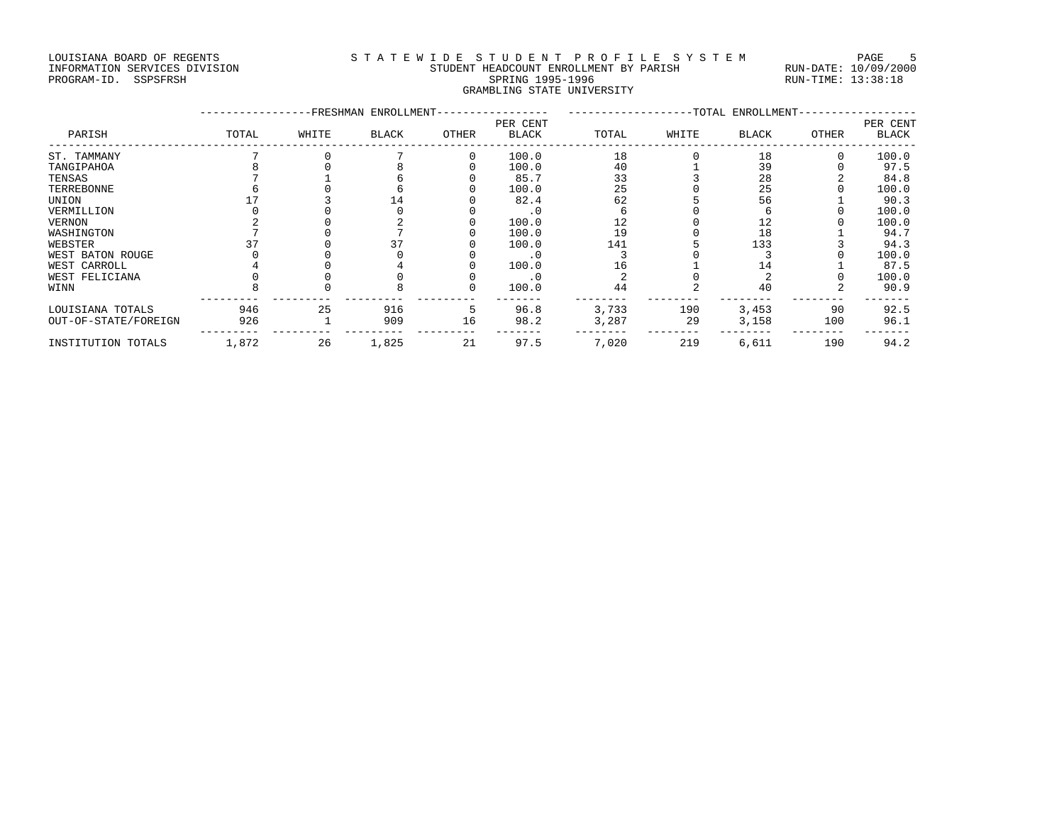LOUISIANA BOARD OF REGENTS
INFORMATION SERVICES DIVISION
PROGRAM-ID. SSPSFRSH

# STATEWIDE STUDENT PROFILE SYSTEM

STUDENT HEADCOUNT ENROLLMENT BY PARISH
SPRING 1995-1996
GRAMBLING STATE UNIVERSITY

RUN-DATE: 10/09/2000
RUN-TIME: 13:38:18

| | FRESHMAN ENROLLMENT | | | | | TOTAL ENROLLMENT | | | | |
|---|---|---|---|---|---|---|---|---|---|---|
| PARISH | TOTAL | WHITE | BLACK | OTHER | PER CENT BLACK | TOTAL | WHITE | BLACK | OTHER | PER CENT BLACK |
| ST. TAMMANY | 7 | 0 | 7 | 0 | 100.0 | 18 | 0 | 18 | 0 | 100.0 |
| TANGIPAHOA | 8 | 0 | 8 | 0 | 100.0 | 40 | 1 | 39 | 0 | 97.5 |
| TENSAS | 7 | 1 | 6 | 0 | 85.7 | 33 | 3 | 28 | 2 | 84.8 |
| TERREBONNE | 6 | 0 | 6 | 0 | 100.0 | 25 | 0 | 25 | 0 | 100.0 |
| UNION | 17 | 3 | 14 | 0 | 82.4 | 62 | 5 | 56 | 1 | 90.3 |
| VERMILLION | 0 | 0 | 0 | 0 | .0 | 6 | 0 | 6 | 0 | 100.0 |
| VERNON | 2 | 0 | 2 | 0 | 100.0 | 12 | 0 | 12 | 0 | 100.0 |
| WASHINGTON | 7 | 0 | 7 | 0 | 100.0 | 19 | 0 | 18 | 1 | 94.7 |
| WEBSTER | 37 | 0 | 37 | 0 | 100.0 | 141 | 5 | 133 | 3 | 94.3 |
| WEST BATON ROUGE | 0 | 0 | 0 | 0 | .0 | 3 | 0 | 3 | 0 | 100.0 |
| WEST CARROLL | 4 | 0 | 4 | 0 | 100.0 | 16 | 1 | 14 | 1 | 87.5 |
| WEST FELICIANA | 0 | 0 | 0 | 0 | .0 | 2 | 0 | 2 | 0 | 100.0 |
| WINN | 8 | 0 | 8 | 0 | 100.0 | 44 | 2 | 40 | 2 | 90.9 |
| LOUISIANA TOTALS | 946 | 25 | 916 | 5 | 96.8 | 3,733 | 190 | 3,453 | 90 | 92.5 |
| OUT-OF-STATE/FOREIGN | 926 | 1 | 909 | 16 | 98.2 | 3,287 | 29 | 3,158 | 100 | 96.1 |
| INSTITUTION TOTALS | 1,872 | 26 | 1,825 | 21 | 97.5 | 7,020 | 219 | 6,611 | 190 | 94.2 |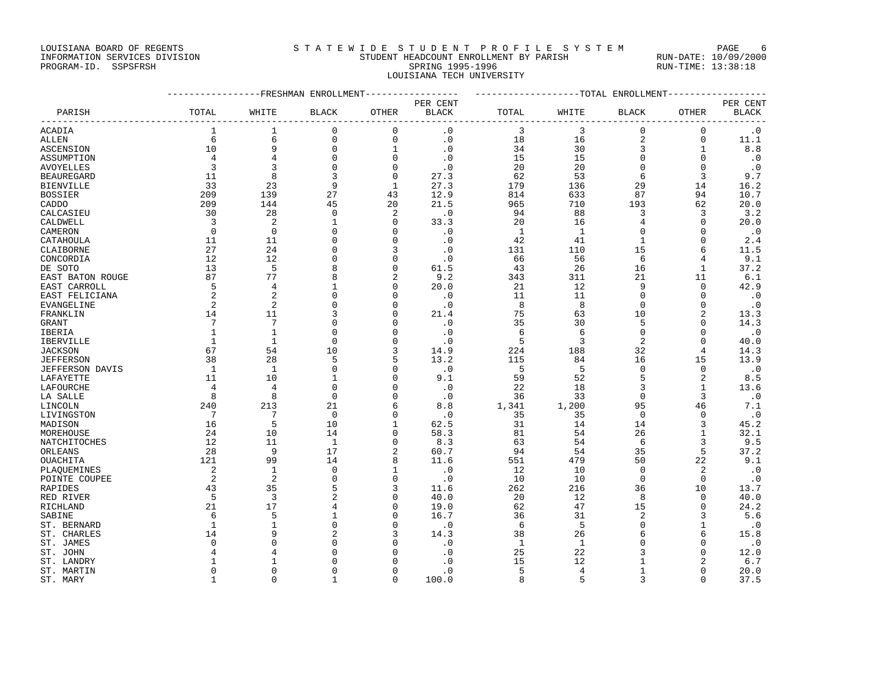LOUISIANA BOARD OF REGENTS
INFORMATION SERVICES DIVISION
PROGRAM-ID. SSPSFRSH

STATEWIDE STUDENT PROFILE SYSTEM
STUDENT HEADCOUNT ENROLLMENT BY PARISH
SPRING 1995-1996
LOUISIANA TECH UNIVERSITY

RUN-DATE: 10/09/2000
RUN-TIME: 13:38:18

| PARISH | FRESHMAN ENROLLMENT TOTAL | WHITE | BLACK | OTHER | PER CENT BLACK | TOTAL ENROLLMENT TOTAL | WHITE | BLACK | OTHER | PER CENT BLACK |
|---|---|---|---|---|---|---|---|---|---|---|
| ACADIA | 1 | 1 | 0 | 0 | .0 | 3 | 3 | 0 | 0 | .0 |
| ALLEN | 6 | 6 | 0 | 0 | .0 | 18 | 16 | 2 | 0 | 11.1 |
| ASCENSION | 10 | 9 | 0 | 1 | .0 | 34 | 30 | 3 | 1 | 8.8 |
| ASSUMPTION | 4 | 4 | 0 | 0 | .0 | 15 | 15 | 0 | 0 | .0 |
| AVOYELLES | 3 | 3 | 0 | 0 | .0 | 20 | 20 | 0 | 0 | .0 |
| BEAUREGARD | 11 | 8 | 3 | 0 | 27.3 | 62 | 53 | 6 | 3 | 9.7 |
| BIENVILLE | 33 | 23 | 9 | 1 | 27.3 | 179 | 136 | 29 | 14 | 16.2 |
| BOSSIER | 209 | 139 | 27 | 43 | 12.9 | 814 | 633 | 87 | 94 | 10.7 |
| CADDO | 209 | 144 | 45 | 20 | 21.5 | 965 | 710 | 193 | 62 | 20.0 |
| CALCASIEU | 30 | 28 | 0 | 2 | .0 | 94 | 88 | 3 | 3 | 3.2 |
| CALDWELL | 3 | 2 | 1 | 0 | 33.3 | 20 | 16 | 4 | 0 | 20.0 |
| CAMERON | 0 | 0 | 0 | 0 | .0 | 1 | 1 | 0 | 0 | .0 |
| CATAHOULA | 11 | 11 | 0 | 0 | .0 | 42 | 41 | 1 | 0 | 2.4 |
| CLAIBORNE | 27 | 24 | 0 | 3 | .0 | 131 | 110 | 15 | 6 | 11.5 |
| CONCORDIA | 12 | 12 | 0 | 0 | .0 | 66 | 56 | 6 | 4 | 9.1 |
| DE SOTO | 13 | 5 | 8 | 0 | 61.5 | 43 | 26 | 16 | 1 | 37.2 |
| EAST BATON ROUGE | 87 | 77 | 8 | 2 | 9.2 | 343 | 311 | 21 | 11 | 6.1 |
| EAST CARROLL | 5 | 4 | 1 | 0 | 20.0 | 21 | 12 | 9 | 0 | 42.9 |
| EAST FELICIANA | 2 | 2 | 0 | 0 | .0 | 11 | 11 | 0 | 0 | .0 |
| EVANGELINE | 2 | 2 | 0 | 0 | .0 | 8 | 8 | 0 | 0 | .0 |
| FRANKLIN | 14 | 11 | 3 | 0 | 21.4 | 75 | 63 | 10 | 2 | 13.3 |
| GRANT | 7 | 7 | 0 | 0 | .0 | 35 | 30 | 5 | 0 | 14.3 |
| IBERIA | 1 | 1 | 0 | 0 | .0 | 6 | 6 | 0 | 0 | .0 |
| IBERVILLE | 1 | 1 | 0 | 0 | .0 | 5 | 3 | 2 | 0 | 40.0 |
| JACKSON | 67 | 54 | 10 | 3 | 14.9 | 224 | 188 | 32 | 4 | 14.3 |
| JEFFERSON | 38 | 28 | 5 | 5 | 13.2 | 115 | 84 | 16 | 15 | 13.9 |
| JEFFERSON DAVIS | 1 | 1 | 0 | 0 | .0 | 5 | 5 | 0 | 0 | .0 |
| LAFAYETTE | 11 | 10 | 1 | 0 | 9.1 | 59 | 52 | 5 | 2 | 8.5 |
| LAFOURCHE | 4 | 4 | 0 | 0 | .0 | 22 | 18 | 3 | 1 | 13.6 |
| LA SALLE | 8 | 8 | 0 | 0 | .0 | 36 | 33 | 0 | 3 | .0 |
| LINCOLN | 240 | 213 | 21 | 6 | 8.8 | 1,341 | 1,200 | 95 | 46 | 7.1 |
| LIVINGSTON | 7 | 7 | 0 | 0 | .0 | 35 | 35 | 0 | 0 | .0 |
| MADISON | 16 | 5 | 10 | 1 | 62.5 | 31 | 14 | 14 | 3 | 45.2 |
| MOREHOUSE | 24 | 10 | 14 | 0 | 58.3 | 81 | 54 | 26 | 1 | 32.1 |
| NATCHITOCHES | 12 | 11 | 1 | 0 | 8.3 | 63 | 54 | 6 | 3 | 9.5 |
| ORLEANS | 28 | 9 | 17 | 2 | 60.7 | 94 | 54 | 35 | 5 | 37.2 |
| OUACHITA | 121 | 99 | 14 | 8 | 11.6 | 551 | 479 | 50 | 22 | 9.1 |
| PLAQUEMINES | 2 | 1 | 0 | 1 | .0 | 12 | 10 | 0 | 2 | .0 |
| POINTE COUPEE | 2 | 2 | 0 | 0 | .0 | 10 | 10 | 0 | 0 | .0 |
| RAPIDES | 43 | 35 | 5 | 3 | 11.6 | 262 | 216 | 36 | 10 | 13.7 |
| RED RIVER | 5 | 3 | 2 | 0 | 40.0 | 20 | 12 | 8 | 0 | 40.0 |
| RICHLAND | 21 | 17 | 4 | 0 | 19.0 | 62 | 47 | 15 | 0 | 24.2 |
| SABINE | 6 | 5 | 1 | 0 | 16.7 | 36 | 31 | 2 | 3 | 5.6 |
| ST. BERNARD | 1 | 1 | 0 | 0 | .0 | 6 | 5 | 0 | 1 | .0 |
| ST. CHARLES | 14 | 9 | 2 | 3 | 14.3 | 38 | 26 | 6 | 6 | 15.8 |
| ST. JAMES | 0 | 0 | 0 | 0 | .0 | 1 | 1 | 0 | 0 | .0 |
| ST. JOHN | 4 | 4 | 0 | 0 | .0 | 25 | 22 | 3 | 0 | 12.0 |
| ST. LANDRY | 1 | 1 | 0 | 0 | .0 | 15 | 12 | 1 | 2 | 6.7 |
| ST. MARTIN | 0 | 0 | 0 | 0 | .0 | 5 | 4 | 1 | 0 | 20.0 |
| ST. MARY | 1 | 0 | 1 | 0 | 100.0 | 8 | 5 | 3 | 0 | 37.5 |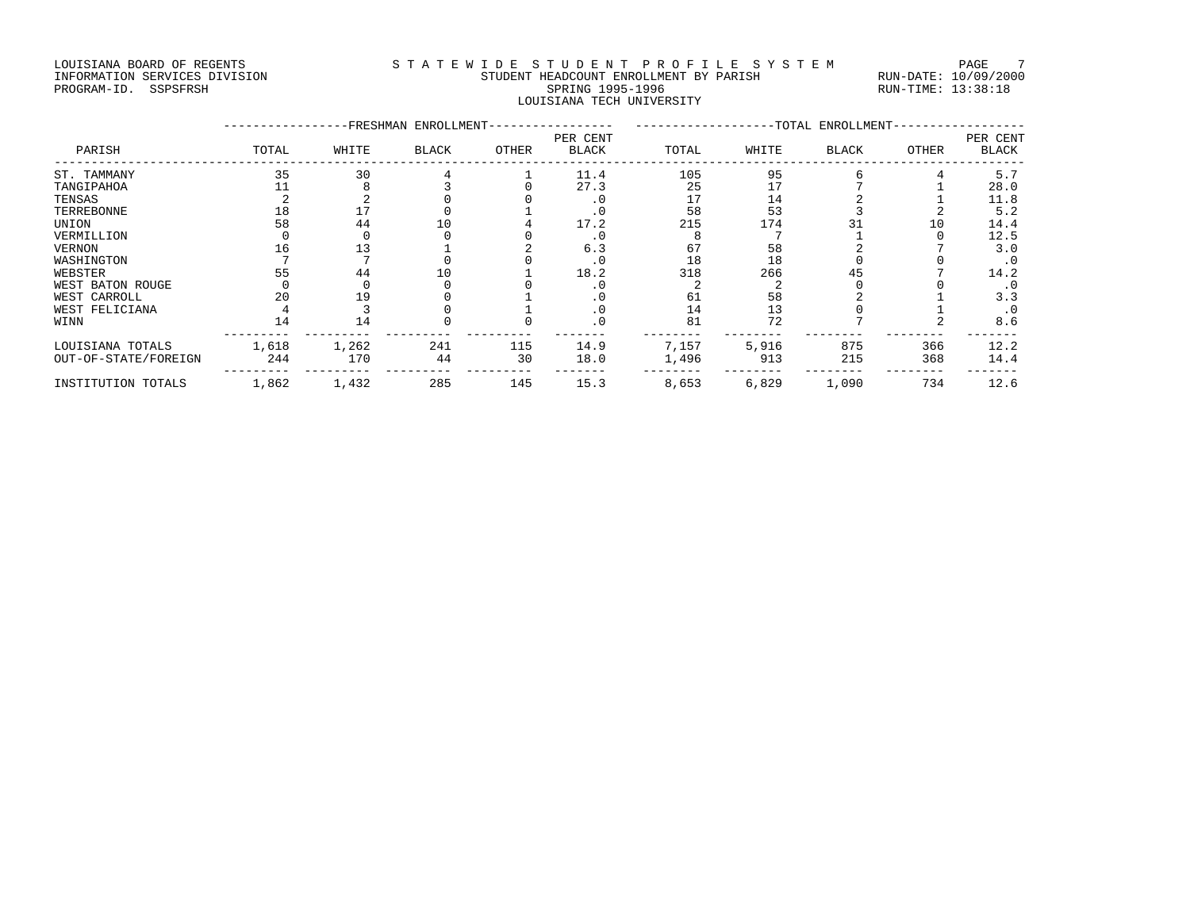LOUISIANA BOARD OF REGENTS
INFORMATION SERVICES DIVISION
PROGRAM-ID. SSPSFRSH

STATEWIDE STUDENT PROFILE SYSTEM
STUDENT HEADCOUNT ENROLLMENT BY PARISH
SPRING 1995-1996
LOUISIANA TECH UNIVERSITY

RUN-DATE: 10/09/2000
RUN-TIME: 13:38:18

| PARISH | FRESHMAN ENROLLMENT | | | | | TOTAL ENROLLMENT | | | | |
|---|---|---|---|---|---|---|---|---|---|---|
| | TOTAL | WHITE | BLACK | OTHER | PER CENT BLACK | TOTAL | WHITE | BLACK | OTHER | PER CENT BLACK |
| ST. TAMMANY | 35 | 30 | 4 | 1 | 11.4 | 105 | 95 | 6 | 4 | 5.7 |
| TANGIPAHOA | 11 | 8 | 3 | 0 | 27.3 | 25 | 17 | 7 | 1 | 28.0 |
| TENSAS | 2 | 2 | 0 | 0 | .0 | 17 | 14 | 2 | 1 | 11.8 |
| TERREBONNE | 18 | 17 | 0 | 1 | .0 | 58 | 53 | 3 | 2 | 5.2 |
| UNION | 58 | 44 | 10 | 4 | 17.2 | 215 | 174 | 31 | 10 | 14.4 |
| VERMILLION | 0 | 0 | 0 | 0 | .0 | 8 | 7 | 1 | 0 | 12.5 |
| VERNON | 16 | 13 | 1 | 2 | 6.3 | 67 | 58 | 2 | 7 | 3.0 |
| WASHINGTON | 7 | 7 | 0 | 0 | .0 | 18 | 18 | 0 | 0 | .0 |
| WEBSTER | 55 | 44 | 10 | 1 | 18.2 | 318 | 266 | 45 | 7 | 14.2 |
| WEST BATON ROUGE | 0 | 0 | 0 | 0 | .0 | 2 | 2 | 0 | 0 | .0 |
| WEST CARROLL | 20 | 19 | 0 | 1 | .0 | 61 | 58 | 2 | 1 | 3.3 |
| WEST FELICIANA | 4 | 3 | 0 | 1 | .0 | 14 | 13 | 0 | 1 | .0 |
| WINN | 14 | 14 | 0 | 0 | .0 | 81 | 72 | 7 | 2 | 8.6 |
| LOUISIANA TOTALS | 1,618 | 1,262 | 241 | 115 | 14.9 | 7,157 | 5,916 | 875 | 366 | 12.2 |
| OUT-OF-STATE/FOREIGN | 244 | 170 | 44 | 30 | 18.0 | 1,496 | 913 | 215 | 368 | 14.4 |
| INSTITUTION TOTALS | 1,862 | 1,432 | 285 | 145 | 15.3 | 8,653 | 6,829 | 1,090 | 734 | 12.6 |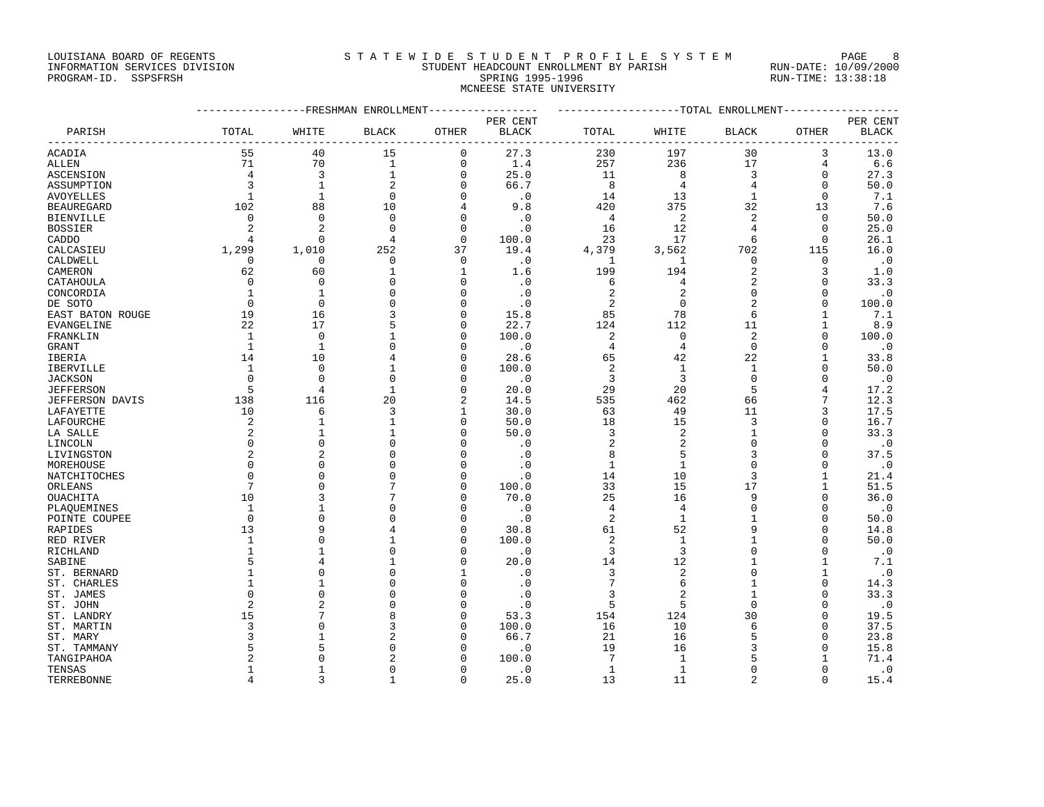LOUISIANA BOARD OF REGENTS
INFORMATION SERVICES DIVISION
PROGRAM-ID. SSPSFRSH

# STATEWIDE STUDENT PROFILE SYSTEM

## STUDENT HEADCOUNT ENROLLMENT BY PARISH
## SPRING 1995-1996
## MCNEESE STATE UNIVERSITY

RUN-DATE: 10/09/2000
RUN-TIME: 13:38:18

| | FRESHMAN ENROLLMENT | | | | | TOTAL ENROLLMENT | | | | |
|---|---|---|---|---|---|---|---|---|---|---|
| PARISH | TOTAL | WHITE | BLACK | OTHER | PER CENT BLACK | TOTAL | WHITE | BLACK | OTHER | PER CENT BLACK |
| ACADIA | 55 | 40 | 15 | 0 | 27.3 | 230 | 197 | 30 | 3 | 13.0 |
| ALLEN | 71 | 70 | 1 | 0 | 1.4 | 257 | 236 | 17 | 4 | 6.6 |
| ASCENSION | 4 | 3 | 1 | 0 | 25.0 | 11 | 8 | 3 | 0 | 27.3 |
| ASSUMPTION | 3 | 1 | 2 | 0 | 66.7 | 8 | 4 | 4 | 0 | 50.0 |
| AVOYELLES | 1 | 1 | 0 | 0 | .0 | 14 | 13 | 1 | 0 | 7.1 |
| BEAUREGARD | 102 | 88 | 10 | 4 | 9.8 | 420 | 375 | 32 | 13 | 7.6 |
| BIENVILLE | 0 | 0 | 0 | 0 | .0 | 4 | 2 | 2 | 0 | 50.0 |
| BOSSIER | 2 | 2 | 0 | 0 | .0 | 16 | 12 | 4 | 0 | 25.0 |
| CADDO | 4 | 0 | 4 | 0 | 100.0 | 23 | 17 | 6 | 0 | 26.1 |
| CALCASIEU | 1,299 | 1,010 | 252 | 37 | 19.4 | 4,379 | 3,562 | 702 | 115 | 16.0 |
| CALDWELL | 0 | 0 | 0 | 0 | .0 | 1 | 1 | 0 | 0 | .0 |
| CAMERON | 62 | 60 | 1 | 1 | 1.6 | 199 | 194 | 2 | 3 | 1.0 |
| CATAHOULA | 0 | 0 | 0 | 0 | .0 | 6 | 4 | 2 | 0 | 33.3 |
| CONCORDIA | 1 | 1 | 0 | 0 | .0 | 2 | 2 | 0 | 0 | .0 |
| DE SOTO | 0 | 0 | 0 | 0 | .0 | 2 | 0 | 2 | 0 | 100.0 |
| EAST BATON ROUGE | 19 | 16 | 3 | 0 | 15.8 | 85 | 78 | 6 | 1 | 7.1 |
| EVANGELINE | 22 | 17 | 5 | 0 | 22.7 | 124 | 112 | 11 | 1 | 8.9 |
| FRANKLIN | 1 | 0 | 1 | 0 | 100.0 | 2 | 0 | 2 | 0 | 100.0 |
| GRANT | 1 | 1 | 0 | 0 | .0 | 4 | 4 | 0 | 0 | .0 |
| IBERIA | 14 | 10 | 4 | 0 | 28.6 | 65 | 42 | 22 | 1 | 33.8 |
| IBERVILLE | 1 | 0 | 1 | 0 | 100.0 | 2 | 1 | 1 | 0 | 50.0 |
| JACKSON | 0 | 0 | 0 | 0 | .0 | 3 | 3 | 0 | 0 | .0 |
| JEFFERSON | 5 | 4 | 1 | 0 | 20.0 | 29 | 20 | 5 | 4 | 17.2 |
| JEFFERSON DAVIS | 138 | 116 | 20 | 2 | 14.5 | 535 | 462 | 66 | 7 | 12.3 |
| LAFAYETTE | 10 | 6 | 3 | 1 | 30.0 | 63 | 49 | 11 | 3 | 17.5 |
| LAFOURCHE | 2 | 1 | 1 | 0 | 50.0 | 18 | 15 | 3 | 0 | 16.7 |
| LA SALLE | 2 | 1 | 1 | 0 | 50.0 | 3 | 2 | 1 | 0 | 33.3 |
| LINCOLN | 0 | 0 | 0 | 0 | .0 | 2 | 2 | 0 | 0 | .0 |
| LIVINGSTON | 2 | 2 | 0 | 0 | .0 | 8 | 5 | 3 | 0 | 37.5 |
| MOREHOUSE | 0 | 0 | 0 | 0 | .0 | 1 | 1 | 0 | 0 | .0 |
| NATCHITOCHES | 0 | 0 | 0 | 0 | .0 | 14 | 10 | 3 | 1 | 21.4 |
| ORLEANS | 7 | 0 | 7 | 0 | 100.0 | 33 | 15 | 17 | 1 | 51.5 |
| OUACHITA | 10 | 3 | 7 | 0 | 70.0 | 25 | 16 | 9 | 0 | 36.0 |
| PLAQUEMINES | 1 | 1 | 0 | 0 | .0 | 4 | 4 | 0 | 0 | .0 |
| POINTE COUPEE | 0 | 0 | 0 | 0 | .0 | 2 | 1 | 1 | 0 | 50.0 |
| RAPIDES | 13 | 9 | 4 | 0 | 30.8 | 61 | 52 | 9 | 0 | 14.8 |
| RED RIVER | 1 | 0 | 1 | 0 | 100.0 | 2 | 1 | 1 | 0 | 50.0 |
| RICHLAND | 1 | 1 | 0 | 0 | .0 | 3 | 3 | 0 | 0 | .0 |
| SABINE | 5 | 4 | 1 | 0 | 20.0 | 14 | 12 | 1 | 1 | 7.1 |
| ST. BERNARD | 1 | 0 | 0 | 1 | .0 | 3 | 2 | 0 | 1 | .0 |
| ST. CHARLES | 1 | 1 | 0 | 0 | .0 | 7 | 6 | 1 | 0 | 14.3 |
| ST. JAMES | 0 | 0 | 0 | 0 | .0 | 3 | 2 | 1 | 0 | 33.3 |
| ST. JOHN | 2 | 2 | 0 | 0 | .0 | 5 | 5 | 0 | 0 | .0 |
| ST. LANDRY | 15 | 7 | 8 | 0 | 53.3 | 154 | 124 | 30 | 0 | 19.5 |
| ST. MARTIN | 3 | 0 | 3 | 0 | 100.0 | 16 | 10 | 6 | 0 | 37.5 |
| ST. MARY | 3 | 1 | 2 | 0 | 66.7 | 21 | 16 | 5 | 0 | 23.8 |
| ST. TAMMANY | 5 | 5 | 0 | 0 | .0 | 19 | 16 | 3 | 0 | 15.8 |
| TANGIPAHOA | 2 | 0 | 2 | 0 | 100.0 | 7 | 1 | 5 | 1 | 71.4 |
| TENSAS | 1 | 1 | 0 | 0 | .0 | 1 | 1 | 0 | 0 | .0 |
| TERREBONNE | 4 | 3 | 1 | 0 | 25.0 | 13 | 11 | 2 | 0 | 15.4 |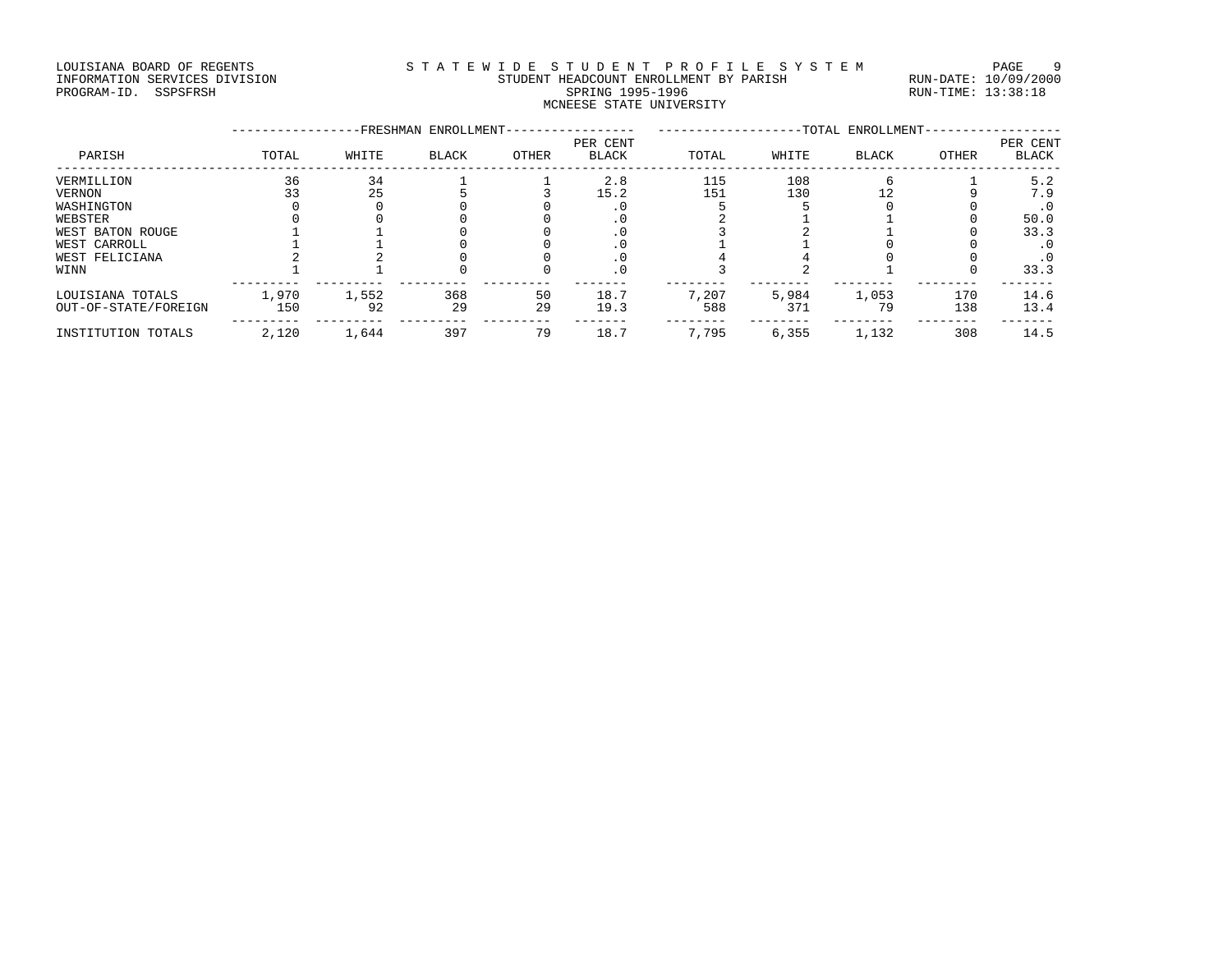LOUISIANA BOARD OF REGENTS
INFORMATION SERVICES DIVISION
PROGRAM-ID. SSPSFRSH

# STATEWIDE STUDENT PROFILE SYSTEM

STUDENT HEADCOUNT ENROLLMENT BY PARISH
SPRING 1995-1996
MCNEESE STATE UNIVERSITY

RUN-DATE: 10/09/2000
RUN-TIME: 13:38:18

| PARISH | FRESHMAN ENROLLMENT TOTAL | WHITE | BLACK | OTHER | PER CENT BLACK | TOTAL ENROLLMENT TOTAL | WHITE | BLACK | OTHER | PER CENT BLACK |
|---|---|---|---|---|---|---|---|---|---|---|
| VERMILLION | 36 | 34 | 1 | 1 | 2.8 | 115 | 108 | 6 | 1 | 5.2 |
| VERNON | 33 | 25 | 5 | 3 | 15.2 | 151 | 130 | 12 | 9 | 7.9 |
| WASHINGTON | 0 | 0 | 0 | 0 | .0 | 5 | 5 | 0 | 0 | .0 |
| WEBSTER | 0 | 0 | 0 | 0 | .0 | 2 | 1 | 1 | 0 | 50.0 |
| WEST BATON ROUGE | 1 | 1 | 0 | 0 | .0 | 3 | 2 | 1 | 0 | 33.3 |
| WEST CARROLL | 1 | 1 | 0 | 0 | .0 | 1 | 1 | 0 | 0 | .0 |
| WEST FELICIANA | 2 | 2 | 0 | 0 | .0 | 4 | 4 | 0 | 0 | .0 |
| WINN | 1 | 1 | 0 | 0 | .0 | 3 | 2 | 1 | 0 | 33.3 |
| LOUISIANA TOTALS | 1,970 | 1,552 | 368 | 50 | 18.7 | 7,207 | 5,984 | 1,053 | 170 | 14.6 |
| OUT-OF-STATE/FOREIGN | 150 | 92 | 29 | 29 | 19.3 | 588 | 371 | 79 | 138 | 13.4 |
| INSTITUTION TOTALS | 2,120 | 1,644 | 397 | 79 | 18.7 | 7,795 | 6,355 | 1,132 | 308 | 14.5 |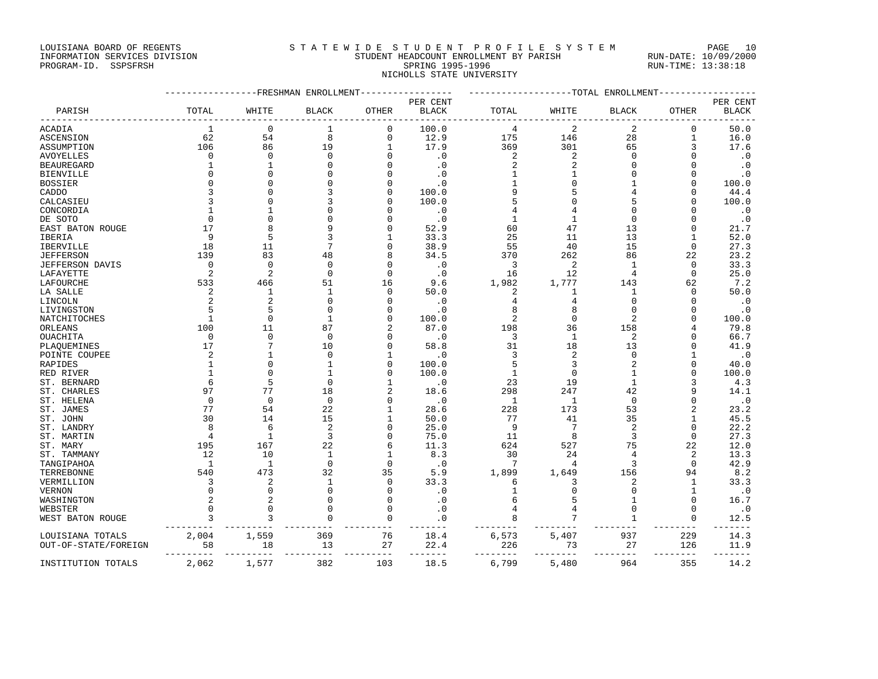LOUISIANA BOARD OF REGENTS
INFORMATION SERVICES DIVISION
PROGRAM-ID. SSPSFRSH

# S T A T E W I D E S T U D E N T P R O F I L E S Y S T E M

## STUDENT HEADCOUNT ENROLLMENT BY PARISH
## SPRING 1995-1996
## NICHOLLS STATE UNIVERSITY

RUN-DATE: 10/09/2000
RUN-TIME: 13:38:18

| PARISH | FRESHMAN ENROLLMENT TOTAL | WHITE | BLACK | OTHER | PER CENT BLACK | TOTAL ENROLLMENT TOTAL | WHITE | BLACK | OTHER | PER CENT BLACK |
|---|---|---|---|---|---|---|---|---|---|---|
| ACADIA | 1 | 0 | 1 | 0 | 100.0 | 4 | 2 | 2 | 0 | 50.0 |
| ASCENSION | 62 | 54 | 8 | 0 | 12.9 | 175 | 146 | 28 | 1 | 16.0 |
| ASSUMPTION | 106 | 86 | 19 | 1 | 17.9 | 369 | 301 | 65 | 3 | 17.6 |
| AVOYELLES | 0 | 0 | 0 | 0 | .0 | 2 | 2 | 0 | 0 | .0 |
| BEAUREGARD | 1 | 1 | 0 | 0 | .0 | 2 | 2 | 0 | 0 | .0 |
| BIENVILLE | 0 | 0 | 0 | 0 | .0 | 1 | 1 | 0 | 0 | .0 |
| BOSSIER | 0 | 0 | 0 | 0 | .0 | 1 | 0 | 1 | 0 | 100.0 |
| CADDO | 3 | 0 | 3 | 0 | 100.0 | 9 | 5 | 4 | 0 | 44.4 |
| CALCASIEU | 3 | 0 | 3 | 0 | 100.0 | 5 | 0 | 5 | 0 | 100.0 |
| CONCORDIA | 1 | 1 | 0 | 0 | .0 | 4 | 4 | 0 | 0 | .0 |
| DE SOTO | 0 | 0 | 0 | 0 | .0 | 1 | 1 | 0 | 0 | .0 |
| EAST BATON ROUGE | 17 | 8 | 9 | 0 | 52.9 | 60 | 47 | 13 | 0 | 21.7 |
| IBERIA | 9 | 5 | 3 | 1 | 33.3 | 25 | 11 | 13 | 1 | 52.0 |
| IBERVILLE | 18 | 11 | 7 | 0 | 38.9 | 55 | 40 | 15 | 0 | 27.3 |
| JEFFERSON | 139 | 83 | 48 | 8 | 34.5 | 370 | 262 | 86 | 22 | 23.2 |
| JEFFERSON DAVIS | 0 | 0 | 0 | 0 | .0 | 3 | 2 | 1 | 0 | 33.3 |
| LAFAYETTE | 2 | 2 | 0 | 0 | .0 | 16 | 12 | 4 | 0 | 25.0 |
| LAFOURCHE | 533 | 466 | 51 | 16 | 9.6 | 1,982 | 1,777 | 143 | 62 | 7.2 |
| LA SALLE | 2 | 1 | 1 | 0 | 50.0 | 2 | 1 | 1 | 0 | 50.0 |
| LINCOLN | 2 | 2 | 0 | 0 | .0 | 4 | 4 | 0 | 0 | .0 |
| LIVINGSTON | 5 | 5 | 0 | 0 | .0 | 8 | 8 | 0 | 0 | .0 |
| NATCHITOCHES | 1 | 0 | 1 | 0 | 100.0 | 2 | 0 | 2 | 0 | 100.0 |
| ORLEANS | 100 | 11 | 87 | 2 | 87.0 | 198 | 36 | 158 | 4 | 79.8 |
| OUACHITA | 0 | 0 | 0 | 0 | .0 | 3 | 1 | 2 | 0 | 66.7 |
| PLAQUEMINES | 17 | 7 | 10 | 0 | 58.8 | 31 | 18 | 13 | 0 | 41.9 |
| POINTE COUPEE | 2 | 1 | 0 | 1 | .0 | 3 | 2 | 0 | 1 | .0 |
| RAPIDES | 1 | 0 | 1 | 0 | 100.0 | 5 | 3 | 2 | 0 | 40.0 |
| RED RIVER | 1 | 0 | 1 | 0 | 100.0 | 1 | 0 | 1 | 0 | 100.0 |
| ST. BERNARD | 6 | 5 | 0 | 1 | .0 | 23 | 19 | 1 | 3 | 4.3 |
| ST. CHARLES | 97 | 77 | 18 | 2 | 18.6 | 298 | 247 | 42 | 9 | 14.1 |
| ST. HELENA | 0 | 0 | 0 | 0 | .0 | 1 | 1 | 0 | 0 | .0 |
| ST. JAMES | 77 | 54 | 22 | 1 | 28.6 | 228 | 173 | 53 | 2 | 23.2 |
| ST. JOHN | 30 | 14 | 15 | 1 | 50.0 | 77 | 41 | 35 | 1 | 45.5 |
| ST. LANDRY | 8 | 6 | 2 | 0 | 25.0 | 9 | 7 | 2 | 0 | 22.2 |
| ST. MARTIN | 4 | 1 | 3 | 0 | 75.0 | 11 | 8 | 3 | 0 | 27.3 |
| ST. MARY | 195 | 167 | 22 | 6 | 11.3 | 624 | 527 | 75 | 22 | 12.0 |
| ST. TAMMANY | 12 | 10 | 1 | 1 | 8.3 | 30 | 24 | 4 | 2 | 13.3 |
| TANGIPAHOA | 1 | 1 | 0 | 0 | .0 | 7 | 4 | 3 | 0 | 42.9 |
| TERREBONNE | 540 | 473 | 32 | 35 | 5.9 | 1,899 | 1,649 | 156 | 94 | 8.2 |
| VERMILLION | 3 | 2 | 1 | 0 | 33.3 | 6 | 3 | 2 | 1 | 33.3 |
| VERNON | 0 | 0 | 0 | 0 | .0 | 1 | 0 | 0 | 1 | .0 |
| WASHINGTON | 2 | 2 | 0 | 0 | .0 | 6 | 5 | 1 | 0 | 16.7 |
| WEBSTER | 0 | 0 | 0 | 0 | .0 | 4 | 4 | 0 | 0 | .0 |
| WEST BATON ROUGE | 3 | 3 | 0 | 0 | .0 | 8 | 7 | 1 | 0 | 12.5 |
| LOUISIANA TOTALS | 2,004 | 1,559 | 369 | 76 | 18.4 | 6,573 | 5,407 | 937 | 229 | 14.3 |
| OUT-OF-STATE/FOREIGN | 58 | 18 | 13 | 27 | 22.4 | 226 | 73 | 27 | 126 | 11.9 |
| INSTITUTION TOTALS | 2,062 | 1,577 | 382 | 103 | 18.5 | 6,799 | 5,480 | 964 | 355 | 14.2 |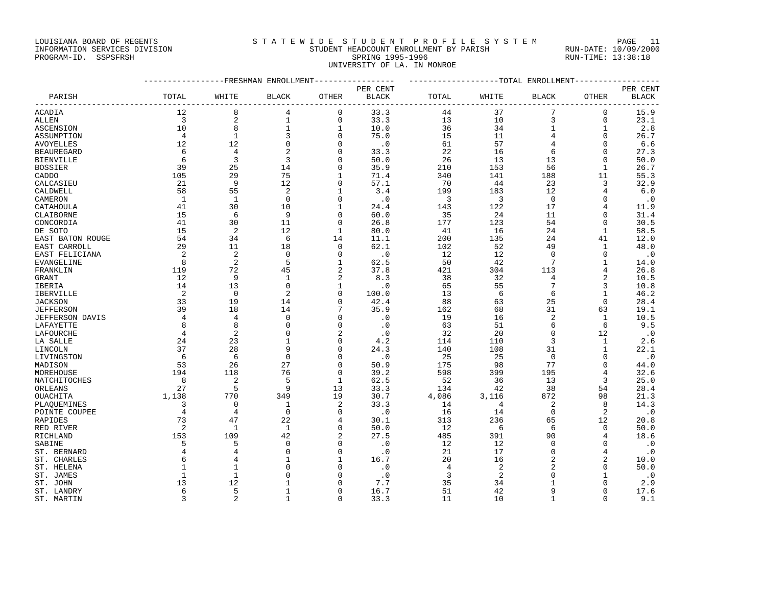LOUISIANA BOARD OF REGENTS
INFORMATION SERVICES DIVISION
PROGRAM-ID. SSPSFRSH

STATEWIDE STUDENT PROFILE SYSTEM
STUDENT HEADCOUNT ENROLLMENT BY PARISH
SPRING 1995-1996
UNIVERSITY OF LA. IN MONROE

RUN-DATE: 10/09/2000
RUN-TIME: 13:38:18

| PARISH | FRESHMAN ENROLLMENT TOTAL | WHITE | BLACK | OTHER | PER CENT BLACK | TOTAL ENROLLMENT TOTAL | WHITE | BLACK | OTHER | PER CENT BLACK |
|---|---|---|---|---|---|---|---|---|---|---|
| ACADIA | 12 | 8 | 4 | 0 | 33.3 | 44 | 37 | 7 | 0 | 15.9 |
| ALLEN | 3 | 2 | 1 | 0 | 33.3 | 13 | 10 | 3 | 0 | 23.1 |
| ASCENSION | 10 | 8 | 1 | 1 | 10.0 | 36 | 34 | 1 | 1 | 2.8 |
| ASSUMPTION | 4 | 1 | 3 | 0 | 75.0 | 15 | 11 | 4 | 0 | 26.7 |
| AVOYELLES | 12 | 12 | 0 | 0 | .0 | 61 | 57 | 4 | 0 | 6.6 |
| BEAUREGARD | 6 | 4 | 2 | 0 | 33.3 | 22 | 16 | 6 | 0 | 27.3 |
| BIENVILLE | 6 | 3 | 3 | 0 | 50.0 | 26 | 13 | 13 | 0 | 50.0 |
| BOSSIER | 39 | 25 | 14 | 0 | 35.9 | 210 | 153 | 56 | 1 | 26.7 |
| CADDO | 105 | 29 | 75 | 1 | 71.4 | 340 | 141 | 188 | 11 | 55.3 |
| CALCASIEU | 21 | 9 | 12 | 0 | 57.1 | 70 | 44 | 23 | 3 | 32.9 |
| CALDWELL | 58 | 55 | 2 | 1 | 3.4 | 199 | 183 | 12 | 4 | 6.0 |
| CAMERON | 1 | 1 | 0 | 0 | .0 | 3 | 3 | 0 | 0 | .0 |
| CATAHOULA | 41 | 30 | 10 | 1 | 24.4 | 143 | 122 | 17 | 4 | 11.9 |
| CLAIBORNE | 15 | 6 | 9 | 0 | 60.0 | 35 | 24 | 11 | 0 | 31.4 |
| CONCORDIA | 41 | 30 | 11 | 0 | 26.8 | 177 | 123 | 54 | 0 | 30.5 |
| DE SOTO | 15 | 2 | 12 | 1 | 80.0 | 41 | 16 | 24 | 1 | 58.5 |
| EAST BATON ROUGE | 54 | 34 | 6 | 14 | 11.1 | 200 | 135 | 24 | 41 | 12.0 |
| EAST CARROLL | 29 | 11 | 18 | 0 | 62.1 | 102 | 52 | 49 | 1 | 48.0 |
| EAST FELICIANA | 2 | 2 | 0 | 0 | .0 | 12 | 12 | 0 | 0 | .0 |
| EVANGELINE | 8 | 2 | 5 | 1 | 62.5 | 50 | 42 | 7 | 1 | 14.0 |
| FRANKLIN | 119 | 72 | 45 | 2 | 37.8 | 421 | 304 | 113 | 4 | 26.8 |
| GRANT | 12 | 9 | 1 | 2 | 8.3 | 38 | 32 | 4 | 2 | 10.5 |
| IBERIA | 14 | 13 | 0 | 1 | .0 | 65 | 55 | 7 | 3 | 10.8 |
| IBERVILLE | 2 | 0 | 2 | 0 | 100.0 | 13 | 6 | 6 | 1 | 46.2 |
| JACKSON | 33 | 19 | 14 | 0 | 42.4 | 88 | 63 | 25 | 0 | 28.4 |
| JEFFERSON | 39 | 18 | 14 | 7 | 35.9 | 162 | 68 | 31 | 63 | 19.1 |
| JEFFERSON DAVIS | 4 | 4 | 0 | 0 | .0 | 19 | 16 | 2 | 1 | 10.5 |
| LAFAYETTE | 8 | 8 | 0 | 0 | .0 | 63 | 51 | 6 | 6 | 9.5 |
| LAFOURCHE | 4 | 2 | 0 | 2 | .0 | 32 | 20 | 0 | 12 | .0 |
| LA SALLE | 24 | 23 | 1 | 0 | 4.2 | 114 | 110 | 3 | 1 | 2.6 |
| LINCOLN | 37 | 28 | 9 | 0 | 24.3 | 140 | 108 | 31 | 1 | 22.1 |
| LIVINGSTON | 6 | 6 | 0 | 0 | .0 | 25 | 25 | 0 | 0 | .0 |
| MADISON | 53 | 26 | 27 | 0 | 50.9 | 175 | 98 | 77 | 0 | 44.0 |
| MOREHOUSE | 194 | 118 | 76 | 0 | 39.2 | 598 | 399 | 195 | 4 | 32.6 |
| NATCHITOCHES | 8 | 2 | 5 | 1 | 62.5 | 52 | 36 | 13 | 3 | 25.0 |
| ORLEANS | 27 | 5 | 9 | 13 | 33.3 | 134 | 42 | 38 | 54 | 28.4 |
| OUACHITA | 1,138 | 770 | 349 | 19 | 30.7 | 4,086 | 3,116 | 872 | 98 | 21.3 |
| PLAQUEMINES | 3 | 0 | 1 | 2 | 33.3 | 14 | 4 | 2 | 8 | 14.3 |
| POINTE COUPEE | 4 | 4 | 0 | 0 | .0 | 16 | 14 | 0 | 2 | .0 |
| RAPIDES | 73 | 47 | 22 | 4 | 30.1 | 313 | 236 | 65 | 12 | 20.8 |
| RED RIVER | 2 | 1 | 1 | 0 | 50.0 | 12 | 6 | 6 | 0 | 50.0 |
| RICHLAND | 153 | 109 | 42 | 2 | 27.5 | 485 | 391 | 90 | 4 | 18.6 |
| SABINE | 5 | 5 | 0 | 0 | .0 | 12 | 12 | 0 | 0 | .0 |
| ST. BERNARD | 4 | 4 | 0 | 0 | .0 | 21 | 17 | 0 | 4 | .0 |
| ST. CHARLES | 6 | 4 | 1 | 1 | 16.7 | 20 | 16 | 2 | 2 | 10.0 |
| ST. HELENA | 1 | 1 | 0 | 0 | .0 | 4 | 2 | 2 | 0 | 50.0 |
| ST. JAMES | 1 | 1 | 0 | 0 | .0 | 3 | 2 | 0 | 1 | .0 |
| ST. JOHN | 13 | 12 | 1 | 0 | 7.7 | 35 | 34 | 1 | 0 | 2.9 |
| ST. LANDRY | 6 | 5 | 1 | 0 | 16.7 | 51 | 42 | 9 | 0 | 17.6 |
| ST. MARTIN | 3 | 2 | 1 | 0 | 33.3 | 11 | 10 | 1 | 0 | 9.1 |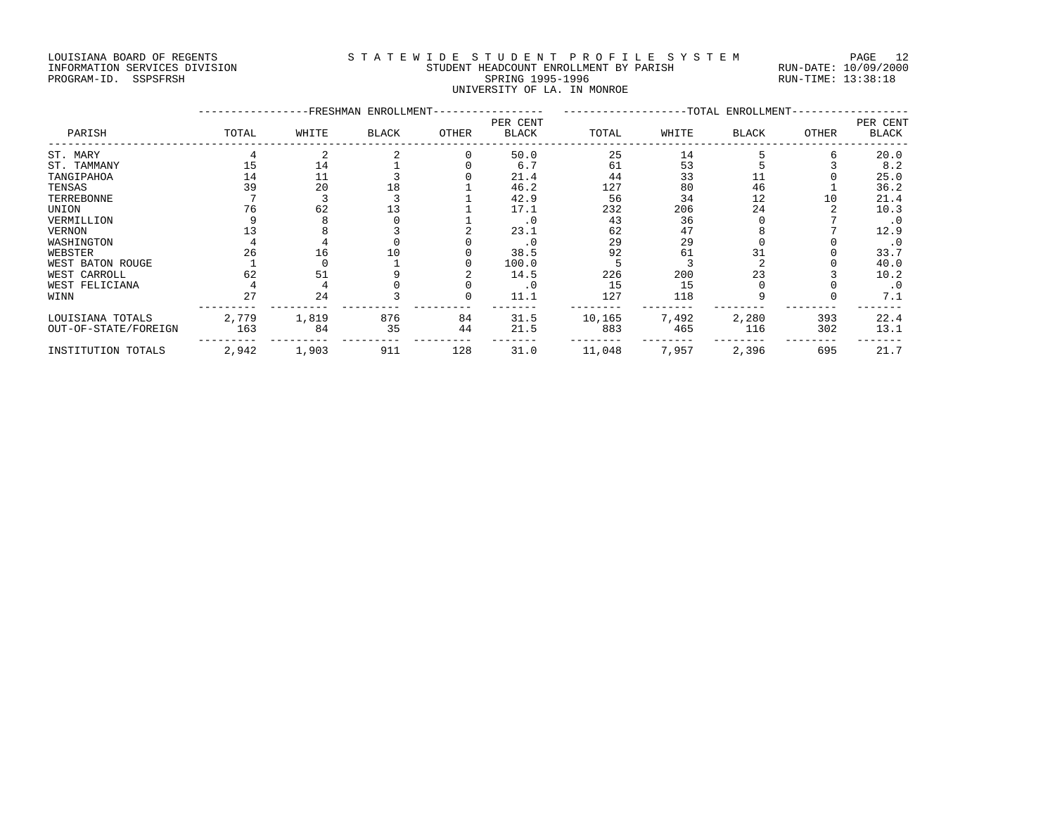LOUISIANA BOARD OF REGENTS
INFORMATION SERVICES DIVISION
PROGRAM-ID. SSPSFRSH

S T A T E W I D E S T U D E N T P R O F I L E S Y S T E M
STUDENT HEADCOUNT ENROLLMENT BY PARISH
SPRING 1995-1996
UNIVERSITY OF LA. IN MONROE

RUN-DATE: 10/09/2000
RUN-TIME: 13:38:18

| PARISH | FRESHMAN ENROLLMENT TOTAL | WHITE | BLACK | OTHER | PER CENT BLACK | TOTAL ENROLLMENT TOTAL | WHITE | BLACK | OTHER | PER CENT BLACK |
|---|---|---|---|---|---|---|---|---|---|---|
| ST. MARY | 4 | 2 | 2 | 0 | 50.0 | 25 | 14 | 5 | 6 | 20.0 |
| ST. TAMMANY | 15 | 14 | 1 | 0 | 6.7 | 61 | 53 | 5 | 3 | 8.2 |
| TANGIPAHOA | 14 | 11 | 3 | 0 | 21.4 | 44 | 33 | 11 | 0 | 25.0 |
| TENSAS | 39 | 20 | 18 | 1 | 46.2 | 127 | 80 | 46 | 1 | 36.2 |
| TERREBONNE | 7 | 3 | 3 | 1 | 42.9 | 56 | 34 | 12 | 10 | 21.4 |
| UNION | 76 | 62 | 13 | 1 | 17.1 | 232 | 206 | 24 | 2 | 10.3 |
| VERMILLION | 9 | 8 | 0 | 1 | .0 | 43 | 36 | 0 | 7 | .0 |
| VERNON | 13 | 8 | 3 | 2 | 23.1 | 62 | 47 | 8 | 7 | 12.9 |
| WASHINGTON | 4 | 4 | 0 | 0 | .0 | 29 | 29 | 0 | 0 | .0 |
| WEBSTER | 26 | 16 | 10 | 0 | 38.5 | 92 | 61 | 31 | 0 | 33.7 |
| WEST BATON ROUGE | 1 | 0 | 1 | 0 | 100.0 | 5 | 3 | 2 | 0 | 40.0 |
| WEST CARROLL | 62 | 51 | 9 | 2 | 14.5 | 226 | 200 | 23 | 3 | 10.2 |
| WEST FELICIANA | 4 | 4 | 0 | 0 | .0 | 15 | 15 | 0 | 0 | .0 |
| WINN | 27 | 24 | 3 | 0 | 11.1 | 127 | 118 | 9 | 0 | 7.1 |
| LOUISIANA TOTALS | 2,779 | 1,819 | 876 | 84 | 31.5 | 10,165 | 7,492 | 2,280 | 393 | 22.4 |
| OUT-OF-STATE/FOREIGN | 163 | 84 | 35 | 44 | 21.5 | 883 | 465 | 116 | 302 | 13.1 |
| INSTITUTION TOTALS | 2,942 | 1,903 | 911 | 128 | 31.0 | 11,048 | 7,957 | 2,396 | 695 | 21.7 |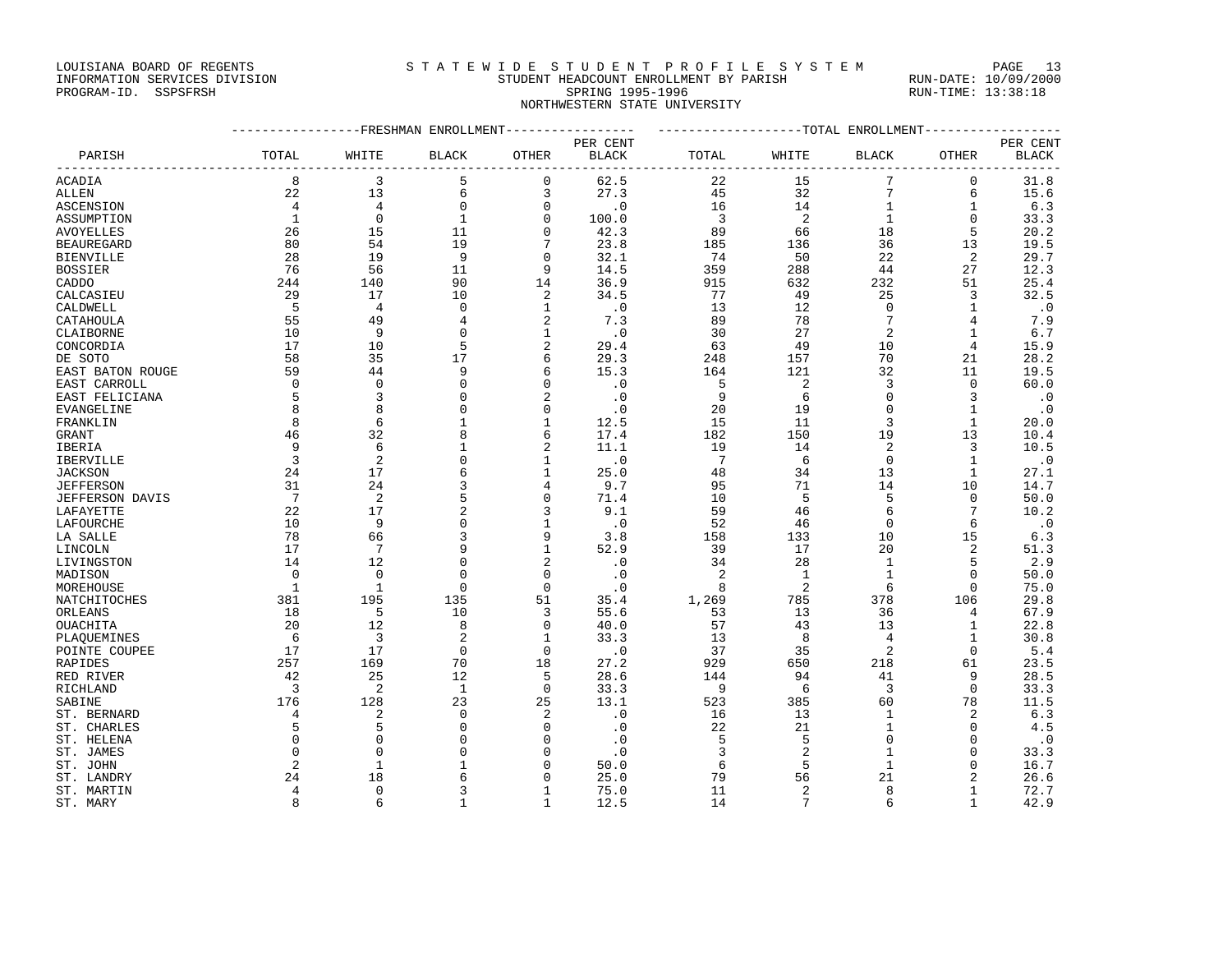LOUISIANA BOARD OF REGENTS
INFORMATION SERVICES DIVISION
PROGRAM-ID. SSPSFRSH

# STATEWIDE STUDENT PROFILE SYSTEM
## STUDENT HEADCOUNT ENROLLMENT BY PARISH
## SPRING 1995-1996
## NORTHWESTERN STATE UNIVERSITY

RUN-DATE: 10/09/2000
RUN-TIME: 13:38:18

| PARISH | FRESHMAN ENROLLMENT TOTAL | WHITE | BLACK | OTHER | PER CENT BLACK | TOTAL ENROLLMENT TOTAL | WHITE | BLACK | OTHER | PER CENT BLACK |
|---|---|---|---|---|---|---|---|---|---|---|
| ACADIA | 8 | 3 | 5 | 0 | 62.5 | 22 | 15 | 7 | 0 | 31.8 |
| ALLEN | 22 | 13 | 6 | 3 | 27.3 | 45 | 32 | 7 | 6 | 15.6 |
| ASCENSION | 4 | 4 | 0 | 0 | .0 | 16 | 14 | 1 | 1 | 6.3 |
| ASSUMPTION | 1 | 0 | 1 | 0 | 100.0 | 3 | 2 | 1 | 0 | 33.3 |
| AVOYELLES | 26 | 15 | 11 | 0 | 42.3 | 89 | 66 | 18 | 5 | 20.2 |
| BEAUREGARD | 80 | 54 | 19 | 7 | 23.8 | 185 | 136 | 36 | 13 | 19.5 |
| BIENVILLE | 28 | 19 | 9 | 0 | 32.1 | 74 | 50 | 22 | 2 | 29.7 |
| BOSSIER | 76 | 56 | 11 | 9 | 14.5 | 359 | 288 | 44 | 27 | 12.3 |
| CADDO | 244 | 140 | 90 | 14 | 36.9 | 915 | 632 | 232 | 51 | 25.4 |
| CALCASIEU | 29 | 17 | 10 | 2 | 34.5 | 77 | 49 | 25 | 3 | 32.5 |
| CALDWELL | 5 | 4 | 0 | 1 | .0 | 13 | 12 | 0 | 1 | .0 |
| CATAHOULA | 55 | 49 | 4 | 2 | 7.3 | 89 | 78 | 7 | 4 | 7.9 |
| CLAIBORNE | 10 | 9 | 0 | 1 | .0 | 30 | 27 | 2 | 1 | 6.7 |
| CONCORDIA | 17 | 10 | 5 | 2 | 29.4 | 63 | 49 | 10 | 4 | 15.9 |
| DE SOTO | 58 | 35 | 17 | 6 | 29.3 | 248 | 157 | 70 | 21 | 28.2 |
| EAST BATON ROUGE | 59 | 44 | 9 | 6 | 15.3 | 164 | 121 | 32 | 11 | 19.5 |
| EAST CARROLL | 0 | 0 | 0 | 0 | .0 | 5 | 2 | 3 | 0 | 60.0 |
| EAST FELICIANA | 5 | 3 | 0 | 2 | .0 | 9 | 6 | 0 | 3 | .0 |
| EVANGELINE | 8 | 8 | 0 | 0 | .0 | 20 | 19 | 0 | 1 | .0 |
| FRANKLIN | 8 | 6 | 1 | 1 | 12.5 | 15 | 11 | 3 | 1 | 20.0 |
| GRANT | 46 | 32 | 8 | 6 | 17.4 | 182 | 150 | 19 | 13 | 10.4 |
| IBERIA | 9 | 6 | 1 | 2 | 11.1 | 19 | 14 | 2 | 3 | 10.5 |
| IBERVILLE | 3 | 2 | 0 | 1 | .0 | 7 | 6 | 0 | 1 | .0 |
| JACKSON | 24 | 17 | 6 | 1 | 25.0 | 48 | 34 | 13 | 1 | 27.1 |
| JEFFERSON | 31 | 24 | 3 | 4 | 9.7 | 95 | 71 | 14 | 10 | 14.7 |
| JEFFERSON DAVIS | 7 | 2 | 5 | 0 | 71.4 | 10 | 5 | 5 | 0 | 50.0 |
| LAFAYETTE | 22 | 17 | 2 | 3 | 9.1 | 59 | 46 | 6 | 7 | 10.2 |
| LAFOURCHE | 10 | 9 | 0 | 1 | .0 | 52 | 46 | 0 | 6 | .0 |
| LA SALLE | 78 | 66 | 3 | 9 | 3.8 | 158 | 133 | 10 | 15 | 6.3 |
| LINCOLN | 17 | 7 | 9 | 1 | 52.9 | 39 | 17 | 20 | 2 | 51.3 |
| LIVINGSTON | 14 | 12 | 0 | 2 | .0 | 34 | 28 | 1 | 5 | 2.9 |
| MADISON | 0 | 0 | 0 | 0 | .0 | 2 | 1 | 1 | 0 | 50.0 |
| MOREHOUSE | 1 | 1 | 0 | 0 | .0 | 8 | 2 | 6 | 0 | 75.0 |
| NATCHITOCHES | 381 | 195 | 135 | 51 | 35.4 | 1,269 | 785 | 378 | 106 | 29.8 |
| ORLEANS | 18 | 5 | 10 | 3 | 55.6 | 53 | 13 | 36 | 4 | 67.9 |
| OUACHITA | 20 | 12 | 8 | 0 | 40.0 | 57 | 43 | 13 | 1 | 22.8 |
| PLAQUEMINES | 6 | 3 | 2 | 1 | 33.3 | 13 | 8 | 4 | 1 | 30.8 |
| POINTE COUPEE | 17 | 17 | 0 | 0 | .0 | 37 | 35 | 2 | 0 | 5.4 |
| RAPIDES | 257 | 169 | 70 | 18 | 27.2 | 929 | 650 | 218 | 61 | 23.5 |
| RED RIVER | 42 | 25 | 12 | 5 | 28.6 | 144 | 94 | 41 | 9 | 28.5 |
| RICHLAND | 3 | 2 | 1 | 0 | 33.3 | 9 | 6 | 3 | 0 | 33.3 |
| SABINE | 176 | 128 | 23 | 25 | 13.1 | 523 | 385 | 60 | 78 | 11.5 |
| ST. BERNARD | 4 | 2 | 0 | 2 | .0 | 16 | 13 | 1 | 2 | 6.3 |
| ST. CHARLES | 5 | 5 | 0 | 0 | .0 | 22 | 21 | 1 | 0 | 4.5 |
| ST. HELENA | 0 | 0 | 0 | 0 | .0 | 5 | 5 | 0 | 0 | .0 |
| ST. JAMES | 0 | 0 | 0 | 0 | .0 | 3 | 2 | 1 | 0 | 33.3 |
| ST. JOHN | 2 | 1 | 1 | 0 | 50.0 | 6 | 5 | 1 | 0 | 16.7 |
| ST. LANDRY | 24 | 18 | 6 | 0 | 25.0 | 79 | 56 | 21 | 2 | 26.6 |
| ST. MARTIN | 4 | 0 | 3 | 1 | 75.0 | 11 | 2 | 8 | 1 | 72.7 |
| ST. MARY | 8 | 6 | 1 | 1 | 12.5 | 14 | 7 | 6 | 1 | 42.9 |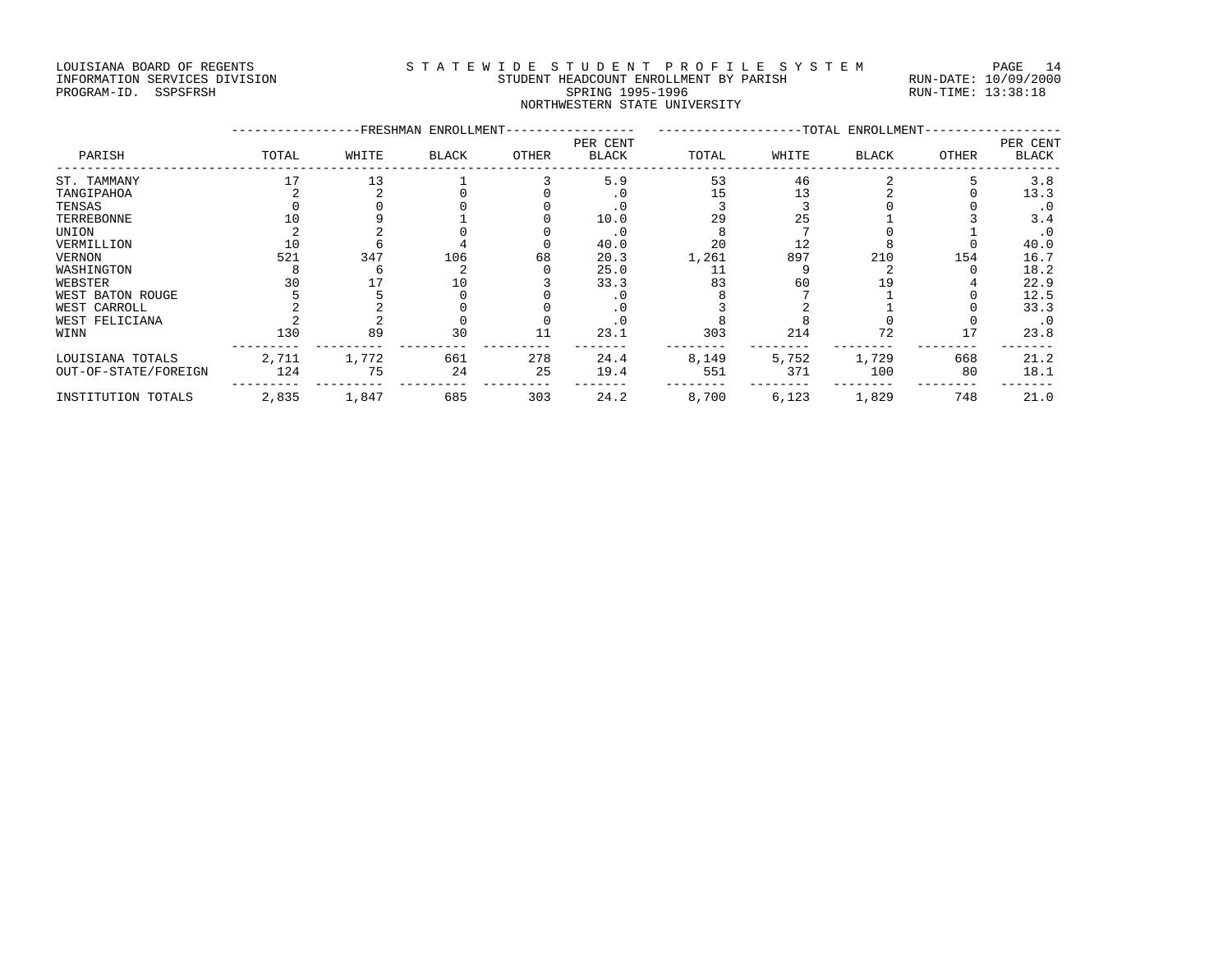LOUISIANA BOARD OF REGENTS
INFORMATION SERVICES DIVISION
PROGRAM-ID. SSPSFRSH

STATEWIDE STUDENT PROFILE SYSTEM
STUDENT HEADCOUNT ENROLLMENT BY PARISH
SPRING 1995-1996
NORTHWESTERN STATE UNIVERSITY

RUN-DATE: 10/09/2000
RUN-TIME: 13:38:18

| PARISH | FRESHMAN ENROLLMENT TOTAL | WHITE | BLACK | OTHER | PER CENT BLACK | TOTAL ENROLLMENT TOTAL | WHITE | BLACK | OTHER | PER CENT BLACK |
|---|---|---|---|---|---|---|---|---|---|---|
| ST. TAMMANY | 17 | 13 | 1 | 3 | 5.9 | 53 | 46 | 2 | 5 | 3.8 |
| TANGIPAHOA | 2 | 2 | 0 | 0 | .0 | 15 | 13 | 2 | 0 | 13.3 |
| TENSAS | 0 | 0 | 0 | 0 | .0 | 3 | 3 | 0 | 0 | .0 |
| TERREBONNE | 10 | 9 | 1 | 0 | 10.0 | 29 | 25 | 1 | 3 | 3.4 |
| UNION | 2 | 2 | 0 | 0 | .0 | 8 | 7 | 0 | 1 | .0 |
| VERMILLION | 10 | 6 | 4 | 0 | 40.0 | 20 | 12 | 8 | 0 | 40.0 |
| VERNON | 521 | 347 | 106 | 68 | 20.3 | 1,261 | 897 | 210 | 154 | 16.7 |
| WASHINGTON | 8 | 6 | 2 | 0 | 25.0 | 11 | 9 | 2 | 0 | 18.2 |
| WEBSTER | 30 | 17 | 10 | 3 | 33.3 | 83 | 60 | 19 | 4 | 22.9 |
| WEST BATON ROUGE | 5 | 5 | 0 | 0 | .0 | 8 | 7 | 1 | 0 | 12.5 |
| WEST CARROLL | 2 | 2 | 0 | 0 | .0 | 3 | 2 | 1 | 0 | 33.3 |
| WEST FELICIANA | 2 | 2 | 0 | 0 | .0 | 8 | 8 | 0 | 0 | .0 |
| WINN | 130 | 89 | 30 | 11 | 23.1 | 303 | 214 | 72 | 17 | 23.8 |
| LOUISIANA TOTALS | 2,711 | 1,772 | 661 | 278 | 24.4 | 8,149 | 5,752 | 1,729 | 668 | 21.2 |
| OUT-OF-STATE/FOREIGN | 124 | 75 | 24 | 25 | 19.4 | 551 | 371 | 100 | 80 | 18.1 |
| INSTITUTION TOTALS | 2,835 | 1,847 | 685 | 303 | 24.2 | 8,700 | 6,123 | 1,829 | 748 | 21.0 |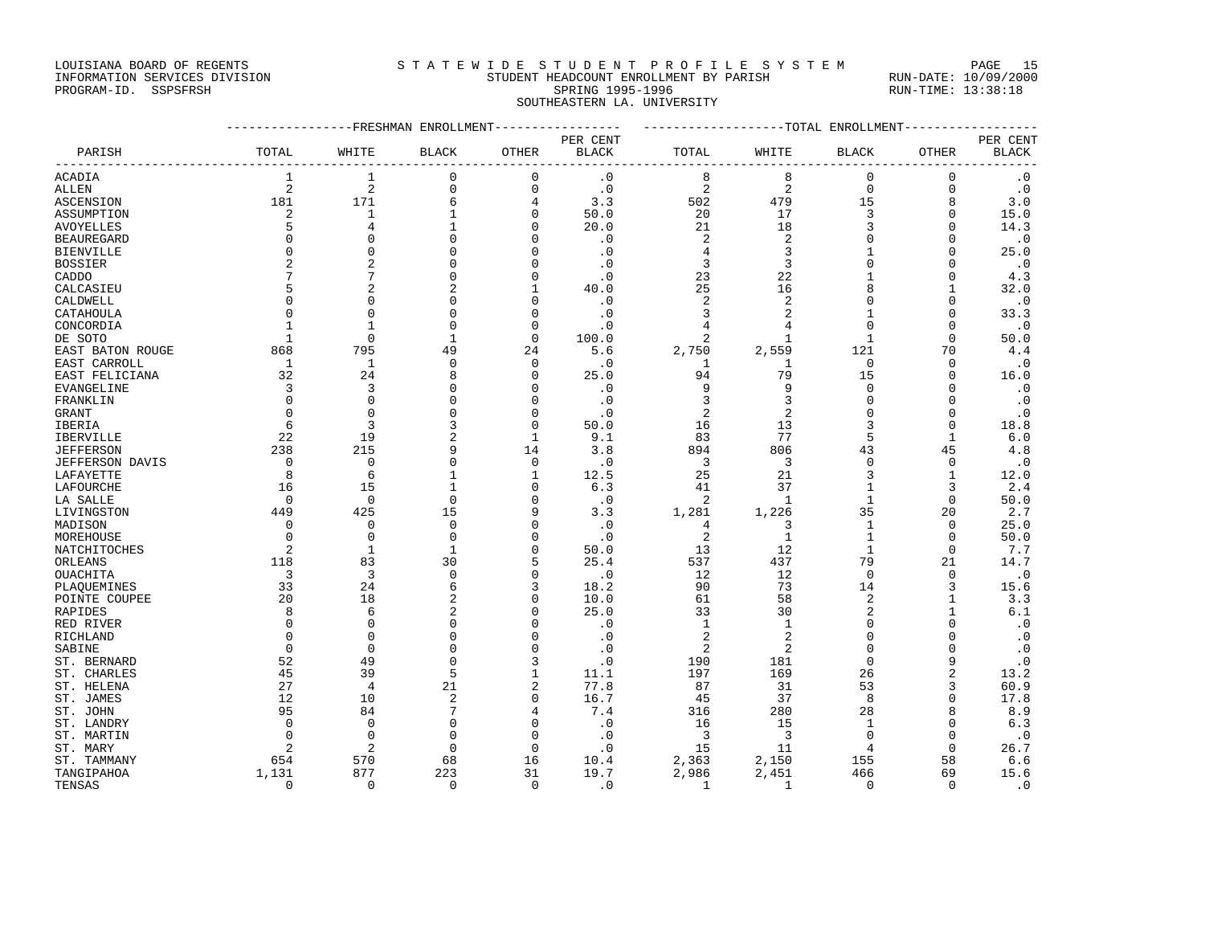LOUISIANA BOARD OF REGENTS
INFORMATION SERVICES DIVISION
PROGRAM-ID. SSPSFRSH

# STATEWIDE STUDENT PROFILE SYSTEM

## STUDENT HEADCOUNT ENROLLMENT BY PARISH
## SPRING 1995-1996
## SOUTHEASTERN LA. UNIVERSITY

RUN-DATE: 10/09/2000
RUN-TIME: 13:38:18

| | FRESHMAN ENROLLMENT | | | | | TOTAL ENROLLMENT | | | | |
|---|---|---|---|---|---|---|---|---|---|---|
| PARISH | TOTAL | WHITE | BLACK | OTHER | PER CENT BLACK | TOTAL | WHITE | BLACK | OTHER | PER CENT BLACK |
| ACADIA | 1 | 1 | 0 | 0 | .0 | 8 | 8 | 0 | 0 | .0 |
| ALLEN | 2 | 2 | 0 | 0 | .0 | 2 | 2 | 0 | 0 | .0 |
| ASCENSION | 181 | 171 | 6 | 4 | 3.3 | 502 | 479 | 15 | 8 | 3.0 |
| ASSUMPTION | 2 | 1 | 1 | 0 | 50.0 | 20 | 17 | 3 | 0 | 15.0 |
| AVOYELLES | 5 | 4 | 1 | 0 | 20.0 | 21 | 18 | 3 | 0 | 14.3 |
| BEAUREGARD | 0 | 0 | 0 | 0 | .0 | 2 | 2 | 0 | 0 | .0 |
| BIENVILLE | 0 | 0 | 0 | 0 | .0 | 4 | 3 | 1 | 0 | 25.0 |
| BOSSIER | 2 | 2 | 0 | 0 | .0 | 3 | 3 | 0 | 0 | .0 |
| CADDO | 7 | 7 | 0 | 0 | .0 | 23 | 22 | 1 | 0 | 4.3 |
| CALCASIEU | 5 | 2 | 2 | 1 | 40.0 | 25 | 16 | 8 | 1 | 32.0 |
| CALDWELL | 0 | 0 | 0 | 0 | .0 | 2 | 2 | 0 | 0 | .0 |
| CATAHOULA | 0 | 0 | 0 | 0 | .0 | 3 | 2 | 1 | 0 | 33.3 |
| CONCORDIA | 1 | 1 | 0 | 0 | .0 | 4 | 4 | 0 | 0 | .0 |
| DE SOTO | 1 | 0 | 1 | 0 | 100.0 | 2 | 1 | 1 | 0 | 50.0 |
| EAST BATON ROUGE | 868 | 795 | 49 | 24 | 5.6 | 2,750 | 2,559 | 121 | 70 | 4.4 |
| EAST CARROLL | 1 | 1 | 0 | 0 | .0 | 1 | 1 | 0 | 0 | .0 |
| EAST FELICIANA | 32 | 24 | 8 | 0 | 25.0 | 94 | 79 | 15 | 0 | 16.0 |
| EVANGELINE | 3 | 3 | 0 | 0 | .0 | 9 | 9 | 0 | 0 | .0 |
| FRANKLIN | 0 | 0 | 0 | 0 | .0 | 3 | 3 | 0 | 0 | .0 |
| GRANT | 0 | 0 | 0 | 0 | .0 | 2 | 2 | 0 | 0 | .0 |
| IBERIA | 6 | 3 | 3 | 0 | 50.0 | 16 | 13 | 3 | 0 | 18.8 |
| IBERVILLE | 22 | 19 | 2 | 1 | 9.1 | 83 | 77 | 5 | 1 | 6.0 |
| JEFFERSON | 238 | 215 | 9 | 14 | 3.8 | 894 | 806 | 43 | 45 | 4.8 |
| JEFFERSON DAVIS | 0 | 0 | 0 | 0 | .0 | 3 | 3 | 0 | 0 | .0 |
| LAFAYETTE | 8 | 6 | 1 | 1 | 12.5 | 25 | 21 | 3 | 1 | 12.0 |
| LAFOURCHE | 16 | 15 | 1 | 0 | 6.3 | 41 | 37 | 1 | 3 | 2.4 |
| LA SALLE | 0 | 0 | 0 | 0 | .0 | 2 | 1 | 1 | 0 | 50.0 |
| LIVINGSTON | 449 | 425 | 15 | 9 | 3.3 | 1,281 | 1,226 | 35 | 20 | 2.7 |
| MADISON | 0 | 0 | 0 | 0 | .0 | 4 | 3 | 1 | 0 | 25.0 |
| MOREHOUSE | 0 | 0 | 0 | 0 | .0 | 2 | 1 | 1 | 0 | 50.0 |
| NATCHITOCHES | 2 | 1 | 1 | 0 | 50.0 | 13 | 12 | 1 | 0 | 7.7 |
| ORLEANS | 118 | 83 | 30 | 5 | 25.4 | 537 | 437 | 79 | 21 | 14.7 |
| OUACHITA | 3 | 3 | 0 | 0 | .0 | 12 | 12 | 0 | 0 | .0 |
| PLAQUEMINES | 33 | 24 | 6 | 3 | 18.2 | 90 | 73 | 14 | 3 | 15.6 |
| POINTE COUPEE | 20 | 18 | 2 | 0 | 10.0 | 61 | 58 | 2 | 1 | 3.3 |
| RAPIDES | 8 | 6 | 2 | 0 | 25.0 | 33 | 30 | 2 | 1 | 6.1 |
| RED RIVER | 0 | 0 | 0 | 0 | .0 | 1 | 1 | 0 | 0 | .0 |
| RICHLAND | 0 | 0 | 0 | 0 | .0 | 2 | 2 | 0 | 0 | .0 |
| SABINE | 0 | 0 | 0 | 0 | .0 | 2 | 2 | 0 | 0 | .0 |
| ST. BERNARD | 52 | 49 | 0 | 3 | .0 | 190 | 181 | 0 | 9 | .0 |
| ST. CHARLES | 45 | 39 | 5 | 1 | 11.1 | 197 | 169 | 26 | 2 | 13.2 |
| ST. HELENA | 27 | 4 | 21 | 2 | 77.8 | 87 | 31 | 53 | 3 | 60.9 |
| ST. JAMES | 12 | 10 | 2 | 0 | 16.7 | 45 | 37 | 8 | 0 | 17.8 |
| ST. JOHN | 95 | 84 | 7 | 4 | 7.4 | 316 | 280 | 28 | 8 | 8.9 |
| ST. LANDRY | 0 | 0 | 0 | 0 | .0 | 16 | 15 | 1 | 0 | 6.3 |
| ST. MARTIN | 0 | 0 | 0 | 0 | .0 | 3 | 3 | 0 | 0 | .0 |
| ST. MARY | 2 | 2 | 0 | 0 | .0 | 15 | 11 | 4 | 0 | 26.7 |
| ST. TAMMANY | 654 | 570 | 68 | 16 | 10.4 | 2,363 | 2,150 | 155 | 58 | 6.6 |
| TANGIPAHOA | 1,131 | 877 | 223 | 31 | 19.7 | 2,986 | 2,451 | 466 | 69 | 15.6 |
| TENSAS | 0 | 0 | 0 | 0 | .0 | 1 | 1 | 0 | 0 | .0 |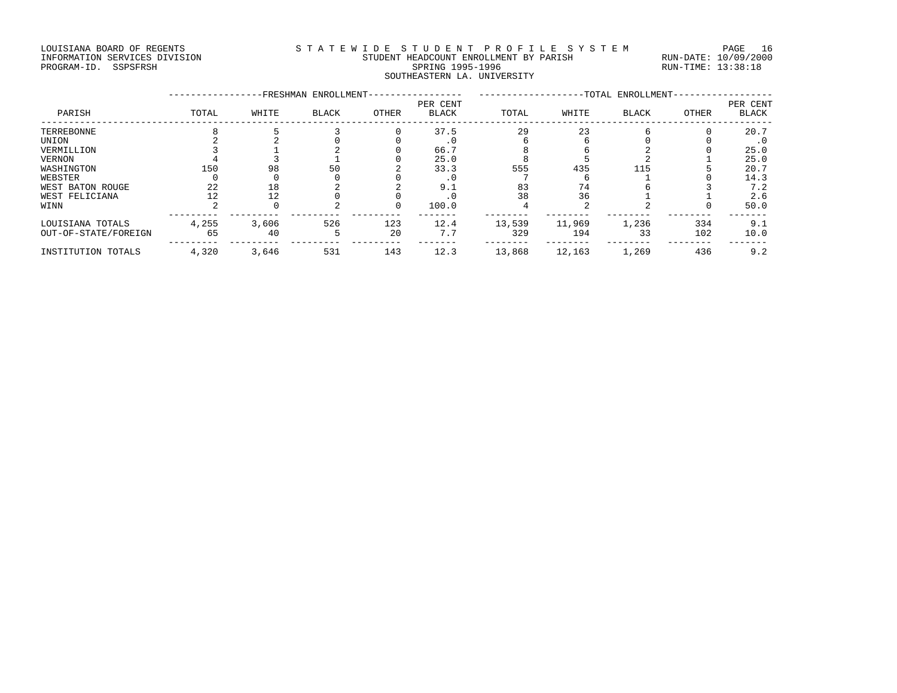LOUISIANA BOARD OF REGENTS
INFORMATION SERVICES DIVISION
PROGRAM-ID. SSPSFRSH

# STATEWIDE STUDENT PROFILE SYSTEM

STUDENT HEADCOUNT ENROLLMENT BY PARISH
SPRING 1995-1996
SOUTHEASTERN LA. UNIVERSITY

RUN-DATE: 10/09/2000
RUN-TIME: 13:38:18

| | FRESHMAN ENROLLMENT | | | | | TOTAL ENROLLMENT | | | | |
|---|---|---|---|---|---|---|---|---|---|---|
| PARISH | TOTAL | WHITE | BLACK | OTHER | PER CENT BLACK | TOTAL | WHITE | BLACK | OTHER | PER CENT BLACK |
| TERREBONNE | 8 | 5 | 3 | 0 | 37.5 | 29 | 23 | 6 | 0 | 20.7 |
| UNION | 2 | 2 | 0 | 0 | .0 | 6 | 6 | 0 | 0 | .0 |
| VERMILLION | 3 | 1 | 2 | 0 | 66.7 | 8 | 6 | 2 | 0 | 25.0 |
| VERNON | 4 | 3 | 1 | 0 | 25.0 | 8 | 5 | 2 | 1 | 25.0 |
| WASHINGTON | 150 | 98 | 50 | 2 | 33.3 | 555 | 435 | 115 | 5 | 20.7 |
| WEBSTER | 0 | 0 | 0 | 0 | .0 | 7 | 6 | 1 | 0 | 14.3 |
| WEST BATON ROUGE | 22 | 18 | 2 | 2 | 9.1 | 83 | 74 | 6 | 3 | 7.2 |
| WEST FELICIANA | 12 | 12 | 0 | 0 | .0 | 38 | 36 | 1 | 1 | 2.6 |
| WINN | 2 | 0 | 2 | 0 | 100.0 | 4 | 2 | 2 | 0 | 50.0 |
| LOUISIANA TOTALS | 4,255 | 3,606 | 526 | 123 | 12.4 | 13,539 | 11,969 | 1,236 | 334 | 9.1 |
| OUT-OF-STATE/FOREIGN | 65 | 40 | 5 | 20 | 7.7 | 329 | 194 | 33 | 102 | 10.0 |
| INSTITUTION TOTALS | 4,320 | 3,646 | 531 | 143 | 12.3 | 13,868 | 12,163 | 1,269 | 436 | 9.2 |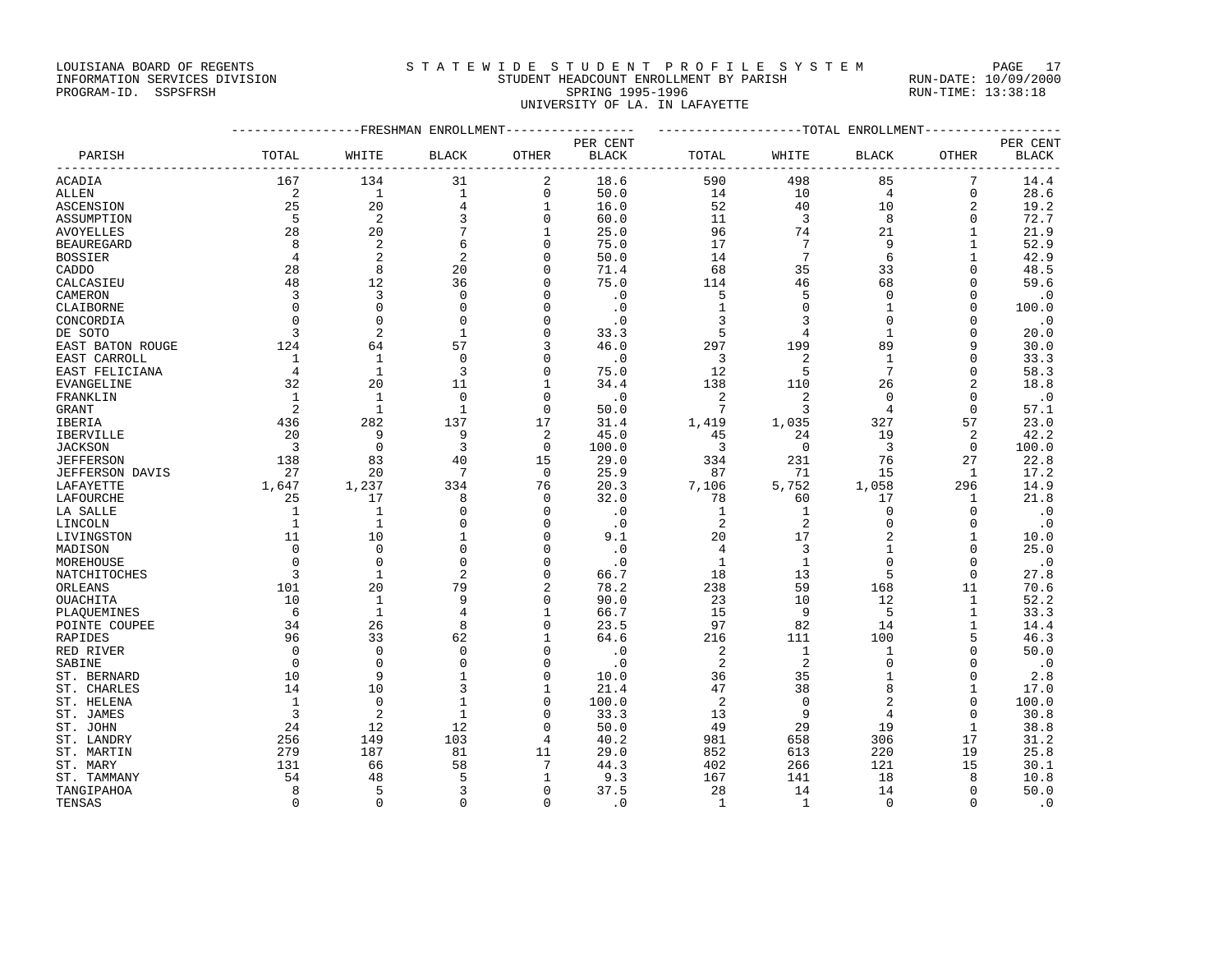LOUISIANA BOARD OF REGENTS
INFORMATION SERVICES DIVISION
PROGRAM-ID. SSPSFRSH

S T A T E W I D E S T U D E N T P R O F I L E S Y S T E M
STUDENT HEADCOUNT ENROLLMENT BY PARISH
SPRING 1995-1996
UNIVERSITY OF LA. IN LAFAYETTE

RUN-DATE: 10/09/2000
RUN-TIME: 13:38:18

| PARISH | FRESHMAN ENROLLMENT TOTAL | WHITE | BLACK | OTHER | PER CENT BLACK | TOTAL ENROLLMENT TOTAL | WHITE | BLACK | OTHER | PER CENT BLACK |
|---|---|---|---|---|---|---|---|---|---|---|
| ACADIA | 167 | 134 | 31 | 2 | 18.6 | 590 | 498 | 85 | 7 | 14.4 |
| ALLEN | 2 | 1 | 1 | 0 | 50.0 | 14 | 10 | 4 | 0 | 28.6 |
| ASCENSION | 25 | 20 | 4 | 1 | 16.0 | 52 | 40 | 10 | 2 | 19.2 |
| ASSUMPTION | 5 | 2 | 3 | 0 | 60.0 | 11 | 3 | 8 | 0 | 72.7 |
| AVOYELLES | 28 | 20 | 7 | 1 | 25.0 | 96 | 74 | 21 | 1 | 21.9 |
| BEAUREGARD | 8 | 2 | 6 | 0 | 75.0 | 17 | 7 | 9 | 1 | 52.9 |
| BOSSIER | 4 | 2 | 2 | 0 | 50.0 | 14 | 7 | 6 | 1 | 42.9 |
| CADDO | 28 | 8 | 20 | 0 | 71.4 | 68 | 35 | 33 | 0 | 48.5 |
| CALCASIEU | 48 | 12 | 36 | 0 | 75.0 | 114 | 46 | 68 | 0 | 59.6 |
| CAMERON | 3 | 3 | 0 | 0 | .0 | 5 | 5 | 0 | 0 | .0 |
| CLAIBORNE | 0 | 0 | 0 | 0 | .0 | 1 | 0 | 1 | 0 | 100.0 |
| CONCORDIA | 0 | 0 | 0 | 0 | .0 | 3 | 3 | 0 | 0 | .0 |
| DE SOTO | 3 | 2 | 1 | 0 | 33.3 | 5 | 4 | 1 | 0 | 20.0 |
| EAST BATON ROUGE | 124 | 64 | 57 | 3 | 46.0 | 297 | 199 | 89 | 9 | 30.0 |
| EAST CARROLL | 1 | 1 | 0 | 0 | .0 | 3 | 2 | 1 | 0 | 33.3 |
| EAST FELICIANA | 4 | 1 | 3 | 0 | 75.0 | 12 | 5 | 7 | 0 | 58.3 |
| EVANGELINE | 32 | 20 | 11 | 1 | 34.4 | 138 | 110 | 26 | 2 | 18.8 |
| FRANKLIN | 1 | 1 | 0 | 0 | .0 | 2 | 2 | 0 | 0 | .0 |
| GRANT | 2 | 1 | 1 | 0 | 50.0 | 7 | 3 | 4 | 0 | 57.1 |
| IBERIA | 436 | 282 | 137 | 17 | 31.4 | 1,419 | 1,035 | 327 | 57 | 23.0 |
| IBERVILLE | 20 | 9 | 9 | 2 | 45.0 | 45 | 24 | 19 | 2 | 42.2 |
| JACKSON | 3 | 0 | 3 | 0 | 100.0 | 3 | 0 | 3 | 0 | 100.0 |
| JEFFERSON | 138 | 83 | 40 | 15 | 29.0 | 334 | 231 | 76 | 27 | 22.8 |
| JEFFERSON DAVIS | 27 | 20 | 7 | 0 | 25.9 | 87 | 71 | 15 | 1 | 17.2 |
| LAFAYETTE | 1,647 | 1,237 | 334 | 76 | 20.3 | 7,106 | 5,752 | 1,058 | 296 | 14.9 |
| LAFOURCHE | 25 | 17 | 8 | 0 | 32.0 | 78 | 60 | 17 | 1 | 21.8 |
| LA SALLE | 1 | 1 | 0 | 0 | .0 | 1 | 1 | 0 | 0 | .0 |
| LINCOLN | 1 | 1 | 0 | 0 | .0 | 2 | 2 | 0 | 0 | .0 |
| LIVINGSTON | 11 | 10 | 1 | 0 | 9.1 | 20 | 17 | 2 | 1 | 10.0 |
| MADISON | 0 | 0 | 0 | 0 | .0 | 4 | 3 | 1 | 0 | 25.0 |
| MOREHOUSE | 0 | 0 | 0 | 0 | .0 | 1 | 1 | 0 | 0 | .0 |
| NATCHITOCHES | 3 | 1 | 2 | 0 | 66.7 | 18 | 13 | 5 | 0 | 27.8 |
| ORLEANS | 101 | 20 | 79 | 2 | 78.2 | 238 | 59 | 168 | 11 | 70.6 |
| OUACHITA | 10 | 1 | 9 | 0 | 90.0 | 23 | 10 | 12 | 1 | 52.2 |
| PLAQUEMINES | 6 | 1 | 4 | 1 | 66.7 | 15 | 9 | 5 | 1 | 33.3 |
| POINTE COUPEE | 34 | 26 | 8 | 0 | 23.5 | 97 | 82 | 14 | 1 | 14.4 |
| RAPIDES | 96 | 33 | 62 | 1 | 64.6 | 216 | 111 | 100 | 5 | 46.3 |
| RED RIVER | 0 | 0 | 0 | 0 | .0 | 2 | 1 | 1 | 0 | 50.0 |
| SABINE | 0 | 0 | 0 | 0 | .0 | 2 | 2 | 0 | 0 | .0 |
| ST. BERNARD | 10 | 9 | 1 | 0 | 10.0 | 36 | 35 | 1 | 0 | 2.8 |
| ST. CHARLES | 14 | 10 | 3 | 1 | 21.4 | 47 | 38 | 8 | 1 | 17.0 |
| ST. HELENA | 1 | 0 | 1 | 0 | 100.0 | 2 | 0 | 2 | 0 | 100.0 |
| ST. JAMES | 3 | 2 | 1 | 0 | 33.3 | 13 | 9 | 4 | 0 | 30.8 |
| ST. JOHN | 24 | 12 | 12 | 0 | 50.0 | 49 | 29 | 19 | 1 | 38.8 |
| ST. LANDRY | 256 | 149 | 103 | 4 | 40.2 | 981 | 658 | 306 | 17 | 31.2 |
| ST. MARTIN | 279 | 187 | 81 | 11 | 29.0 | 852 | 613 | 220 | 19 | 25.8 |
| ST. MARY | 131 | 66 | 58 | 7 | 44.3 | 402 | 266 | 121 | 15 | 30.1 |
| ST. TAMMANY | 54 | 48 | 5 | 1 | 9.3 | 167 | 141 | 18 | 8 | 10.8 |
| TANGIPAHOA | 8 | 5 | 3 | 0 | 37.5 | 28 | 14 | 14 | 0 | 50.0 |
| TENSAS | 0 | 0 | 0 | 0 | .0 | 1 | 1 | 0 | 0 | .0 |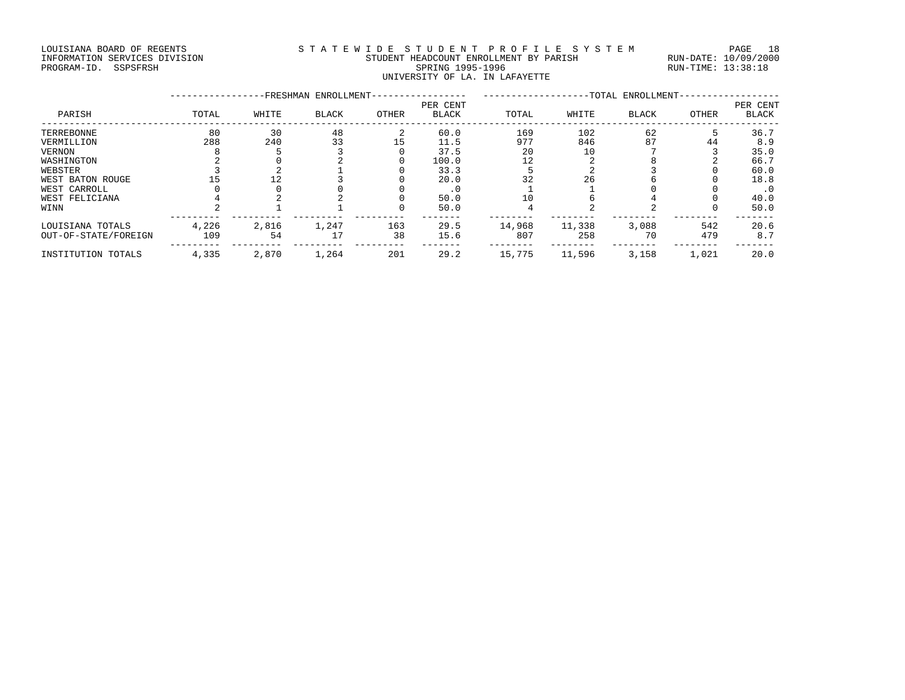LOUISIANA BOARD OF REGENTS
INFORMATION SERVICES DIVISION
PROGRAM-ID. SSPSFRSH

S T A T E W I D E S T U D E N T P R O F I L E S Y S T E M
STUDENT HEADCOUNT ENROLLMENT BY PARISH
SPRING 1995-1996
UNIVERSITY OF LA. IN LAFAYETTE

RUN-DATE: 10/09/2000
RUN-TIME: 13:38:18

| PARISH | FRESHMAN ENROLLMENT TOTAL | WHITE | BLACK | OTHER | PER CENT BLACK | TOTAL ENROLLMENT TOTAL | WHITE | BLACK | OTHER | PER CENT BLACK |
|---|---|---|---|---|---|---|---|---|---|---|
| TERREBONNE | 80 | 30 | 48 | 2 | 60.0 | 169 | 102 | 62 | 5 | 36.7 |
| VERMILLION | 288 | 240 | 33 | 15 | 11.5 | 977 | 846 | 87 | 44 | 8.9 |
| VERNON | 8 | 5 | 3 | 0 | 37.5 | 20 | 10 | 7 | 3 | 35.0 |
| WASHINGTON | 2 | 0 | 2 | 0 | 100.0 | 12 | 2 | 8 | 2 | 66.7 |
| WEBSTER | 3 | 2 | 1 | 0 | 33.3 | 5 | 2 | 3 | 0 | 60.0 |
| WEST BATON ROUGE | 15 | 12 | 3 | 0 | 20.0 | 32 | 26 | 6 | 0 | 18.8 |
| WEST CARROLL | 0 | 0 | 0 | 0 | .0 | 1 | 1 | 0 | 0 | .0 |
| WEST FELICIANA | 4 | 2 | 2 | 0 | 50.0 | 10 | 6 | 4 | 0 | 40.0 |
| WINN | 2 | 1 | 1 | 0 | 50.0 | 4 | 2 | 2 | 0 | 50.0 |
| LOUISIANA TOTALS | 4,226 | 2,816 | 1,247 | 163 | 29.5 | 14,968 | 11,338 | 3,088 | 542 | 20.6 |
| OUT-OF-STATE/FOREIGN | 109 | 54 | 17 | 38 | 15.6 | 807 | 258 | 70 | 479 | 8.7 |
| INSTITUTION TOTALS | 4,335 | 2,870 | 1,264 | 201 | 29.2 | 15,775 | 11,596 | 3,158 | 1,021 | 20.0 |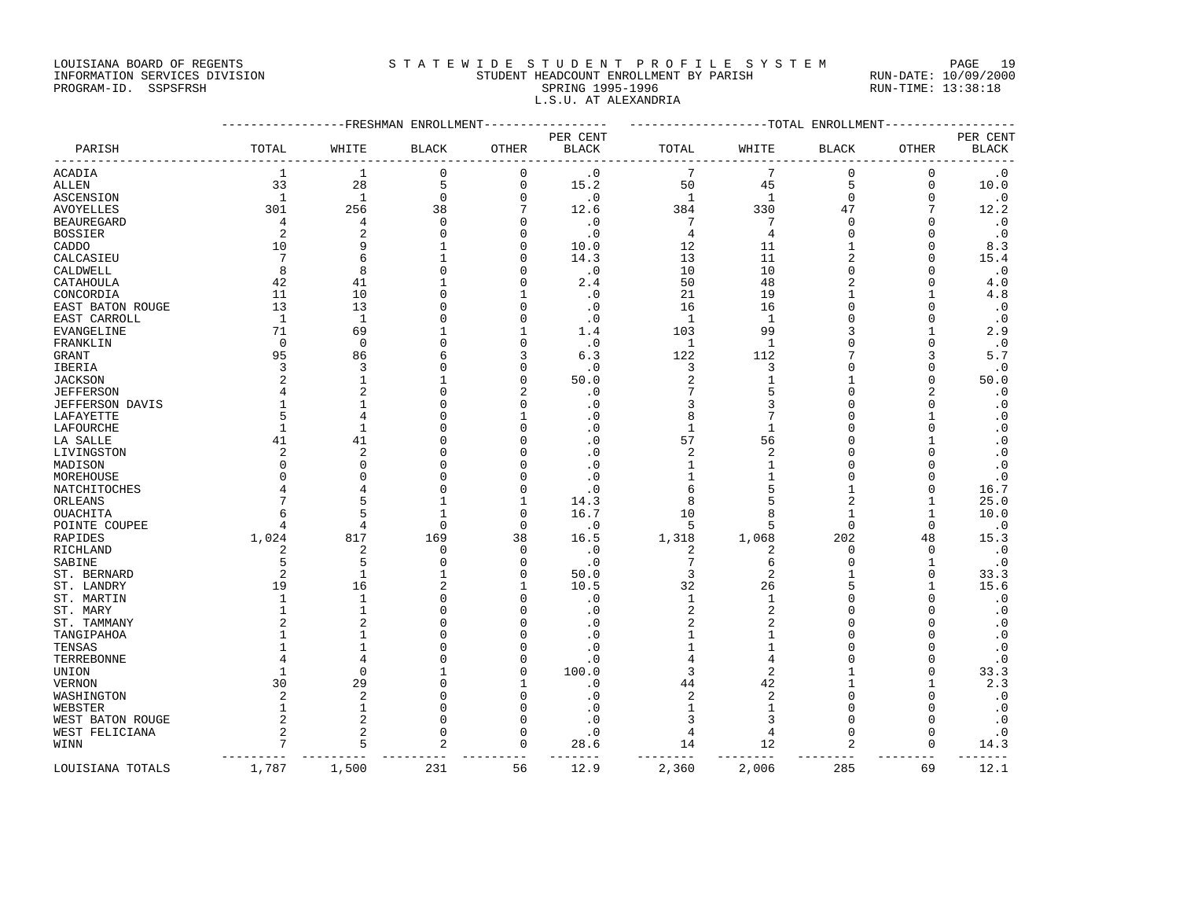LOUISIANA BOARD OF REGENTS
INFORMATION SERVICES DIVISION
PROGRAM-ID. SSPSFRSH

S T A T E W I D E S T U D E N T P R O F I L E S Y S T E M
STUDENT HEADCOUNT ENROLLMENT BY PARISH
SPRING 1995-1996
L.S.U. AT ALEXANDRIA

RUN-DATE: 10/09/2000
RUN-TIME: 13:38:18

| | FRESHMAN ENROLLMENT | | | | | TOTAL ENROLLMENT | | | | |
|---|---|---|---|---|---|---|---|---|---|---|
| PARISH | TOTAL | WHITE | BLACK | OTHER | PER CENT BLACK | TOTAL | WHITE | BLACK | OTHER | PER CENT BLACK |
| ACADIA | 1 | 1 | 0 | 0 | .0 | 7 | 7 | 0 | 0 | .0 |
| ALLEN | 33 | 28 | 5 | 0 | 15.2 | 50 | 45 | 5 | 0 | 10.0 |
| ASCENSION | 1 | 1 | 0 | 0 | .0 | 1 | 1 | 0 | 0 | .0 |
| AVOYELLES | 301 | 256 | 38 | 7 | 12.6 | 384 | 330 | 47 | 7 | 12.2 |
| BEAUREGARD | 4 | 4 | 0 | 0 | .0 | 7 | 7 | 0 | 0 | .0 |
| BOSSIER | 2 | 2 | 0 | 0 | .0 | 4 | 4 | 0 | 0 | .0 |
| CADDO | 10 | 9 | 1 | 0 | 10.0 | 12 | 11 | 1 | 0 | 8.3 |
| CALCASIEU | 7 | 6 | 1 | 0 | 14.3 | 13 | 11 | 2 | 0 | 15.4 |
| CALDWELL | 8 | 8 | 0 | 0 | .0 | 10 | 10 | 0 | 0 | .0 |
| CATAHOULA | 42 | 41 | 1 | 0 | 2.4 | 50 | 48 | 2 | 0 | 4.0 |
| CONCORDIA | 11 | 10 | 0 | 1 | .0 | 21 | 19 | 1 | 1 | 4.8 |
| EAST BATON ROUGE | 13 | 13 | 0 | 0 | .0 | 16 | 16 | 0 | 0 | .0 |
| EAST CARROLL | 1 | 1 | 0 | 0 | .0 | 1 | 1 | 0 | 0 | .0 |
| EVANGELINE | 71 | 69 | 1 | 1 | 1.4 | 103 | 99 | 3 | 1 | 2.9 |
| FRANKLIN | 0 | 0 | 0 | 0 | .0 | 1 | 1 | 0 | 0 | .0 |
| GRANT | 95 | 86 | 6 | 3 | 6.3 | 122 | 112 | 7 | 3 | 5.7 |
| IBERIA | 3 | 3 | 0 | 0 | .0 | 3 | 3 | 0 | 0 | .0 |
| JACKSON | 2 | 1 | 1 | 0 | 50.0 | 2 | 1 | 1 | 0 | 50.0 |
| JEFFERSON | 4 | 2 | 0 | 2 | .0 | 7 | 5 | 0 | 2 | .0 |
| JEFFERSON DAVIS | 1 | 1 | 0 | 0 | .0 | 3 | 3 | 0 | 0 | .0 |
| LAFAYETTE | 5 | 4 | 0 | 1 | .0 | 8 | 7 | 0 | 1 | .0 |
| LAFOURCHE | 1 | 1 | 0 | 0 | .0 | 1 | 1 | 0 | 0 | .0 |
| LA SALLE | 41 | 41 | 0 | 0 | .0 | 57 | 56 | 0 | 1 | .0 |
| LIVINGSTON | 2 | 2 | 0 | 0 | .0 | 2 | 2 | 0 | 0 | .0 |
| MADISON | 0 | 0 | 0 | 0 | .0 | 1 | 1 | 0 | 0 | .0 |
| MOREHOUSE | 0 | 0 | 0 | 0 | .0 | 1 | 1 | 0 | 0 | .0 |
| NATCHITOCHES | 4 | 4 | 0 | 0 | .0 | 6 | 5 | 1 | 0 | 16.7 |
| ORLEANS | 7 | 5 | 1 | 1 | 14.3 | 8 | 5 | 2 | 1 | 25.0 |
| OUACHITA | 6 | 5 | 1 | 0 | 16.7 | 10 | 8 | 1 | 1 | 10.0 |
| POINTE COUPEE | 4 | 4 | 0 | 0 | .0 | 5 | 5 | 0 | 0 | .0 |
| RAPIDES | 1,024 | 817 | 169 | 38 | 16.5 | 1,318 | 1,068 | 202 | 48 | 15.3 |
| RICHLAND | 2 | 2 | 0 | 0 | .0 | 2 | 2 | 0 | 0 | .0 |
| SABINE | 5 | 5 | 0 | 0 | .0 | 7 | 6 | 0 | 1 | .0 |
| ST. BERNARD | 2 | 1 | 1 | 0 | 50.0 | 3 | 2 | 1 | 0 | 33.3 |
| ST. LANDRY | 19 | 16 | 2 | 1 | 10.5 | 32 | 26 | 5 | 1 | 15.6 |
| ST. MARTIN | 1 | 1 | 0 | 0 | .0 | 1 | 1 | 0 | 0 | .0 |
| ST. MARY | 1 | 1 | 0 | 0 | .0 | 2 | 2 | 0 | 0 | .0 |
| ST. TAMMANY | 2 | 2 | 0 | 0 | .0 | 2 | 2 | 0 | 0 | .0 |
| TANGIPAHOA | 1 | 1 | 0 | 0 | .0 | 1 | 1 | 0 | 0 | .0 |
| TENSAS | 1 | 1 | 0 | 0 | .0 | 1 | 1 | 0 | 0 | .0 |
| TERREBONNE | 4 | 4 | 0 | 0 | .0 | 4 | 4 | 0 | 0 | .0 |
| UNION | 1 | 0 | 1 | 0 | 100.0 | 3 | 2 | 1 | 0 | 33.3 |
| VERNON | 30 | 29 | 0 | 1 | .0 | 44 | 42 | 1 | 1 | 2.3 |
| WASHINGTON | 2 | 2 | 0 | 0 | .0 | 2 | 2 | 0 | 0 | .0 |
| WEBSTER | 1 | 1 | 0 | 0 | .0 | 1 | 1 | 0 | 0 | .0 |
| WEST BATON ROUGE | 2 | 2 | 0 | 0 | .0 | 3 | 3 | 0 | 0 | .0 |
| WEST FELICIANA | 2 | 2 | 0 | 0 | .0 | 4 | 4 | 0 | 0 | .0 |
| WINN | 7 | 5 | 2 | 0 | 28.6 | 14 | 12 | 2 | 0 | 14.3 |
| LOUISIANA TOTALS | 1,787 | 1,500 | 231 | 56 | 12.9 | 2,360 | 2,006 | 285 | 69 | 12.1 |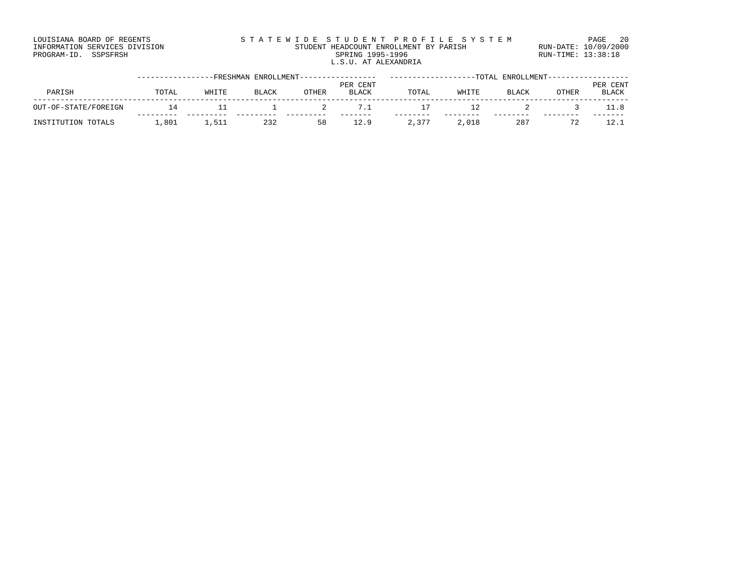LOUISIANA BOARD OF REGENTS
INFORMATION SERVICES DIVISION
PROGRAM-ID. SSPSFRSH

STATEWIDE STUDENT PROFILE SYSTEM
STUDENT HEADCOUNT ENROLLMENT BY PARISH
SPRING 1995-1996
L.S.U. AT ALEXANDRIA

RUN-DATE: 10/09/2000
RUN-TIME: 13:38:18

| PARISH | FRESHMAN ENROLLMENT | | | | | TOTAL ENROLLMENT | | | | |
|---|---|---|---|---|---|---|---|---|---|---|
| | TOTAL | WHITE | BLACK | OTHER | PER CENT BLACK | TOTAL | WHITE | BLACK | OTHER | PER CENT BLACK |
| OUT-OF-STATE/FOREIGN | 14 | 11 | 1 | 2 | 7.1 | 17 | 12 | 2 | 3 | 11.8 |
| INSTITUTION TOTALS | 1,801 | 1,511 | 232 | 58 | 12.9 | 2,377 | 2,018 | 287 | 72 | 12.1 |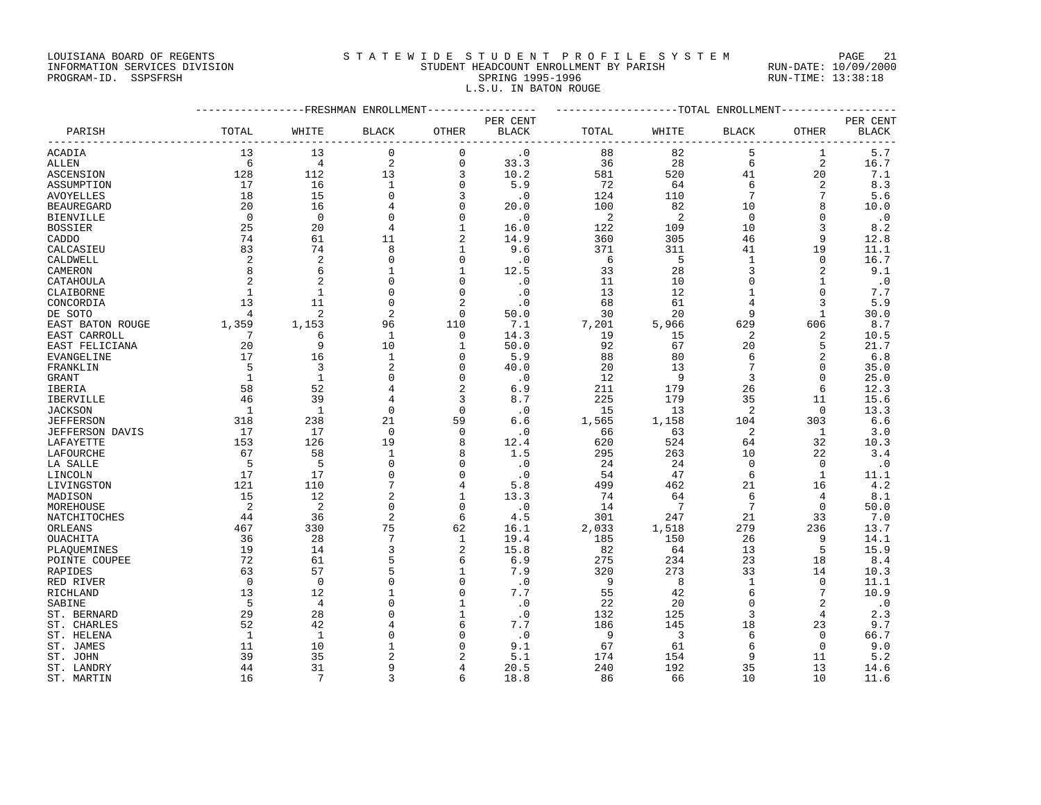LOUISIANA BOARD OF REGENTS
INFORMATION SERVICES DIVISION
PROGRAM-ID. SSPSFRSH

# S T A T E W I D E S T U D E N T P R O F I L E S Y S T E M

## STUDENT HEADCOUNT ENROLLMENT BY PARISH
SPRING 1995-1996
L.S.U. IN BATON ROUGE

RUN-DATE: 10/09/2000
RUN-TIME: 13:38:18

| | FRESHMAN ENROLLMENT | | | | | TOTAL ENROLLMENT | | | | |
|---|---|---|---|---|---|---|---|---|---|---|
| PARISH | TOTAL | WHITE | BLACK | OTHER | PER CENT BLACK | TOTAL | WHITE | BLACK | OTHER | PER CENT BLACK |
| ACADIA | 13 | 13 | 0 | 0 | .0 | 88 | 82 | 5 | 1 | 5.7 |
| ALLEN | 6 | 4 | 2 | 0 | 33.3 | 36 | 28 | 6 | 2 | 16.7 |
| ASCENSION | 128 | 112 | 13 | 3 | 10.2 | 581 | 520 | 41 | 20 | 7.1 |
| ASSUMPTION | 17 | 16 | 1 | 0 | 5.9 | 72 | 64 | 6 | 2 | 8.3 |
| AVOYELLES | 18 | 15 | 0 | 3 | .0 | 124 | 110 | 7 | 7 | 5.6 |
| BEAUREGARD | 20 | 16 | 4 | 0 | 20.0 | 100 | 82 | 10 | 8 | 10.0 |
| BIENVILLE | 0 | 0 | 0 | 0 | .0 | 2 | 2 | 0 | 0 | .0 |
| BOSSIER | 25 | 20 | 4 | 1 | 16.0 | 122 | 109 | 10 | 3 | 8.2 |
| CADDO | 74 | 61 | 11 | 2 | 14.9 | 360 | 305 | 46 | 9 | 12.8 |
| CALCASIEU | 83 | 74 | 8 | 1 | 9.6 | 371 | 311 | 41 | 19 | 11.1 |
| CALDWELL | 2 | 2 | 0 | 0 | .0 | 6 | 5 | 1 | 0 | 16.7 |
| CAMERON | 8 | 6 | 1 | 1 | 12.5 | 33 | 28 | 3 | 2 | 9.1 |
| CATAHOULA | 2 | 2 | 0 | 0 | .0 | 11 | 10 | 0 | 1 | .0 |
| CLAIBORNE | 1 | 1 | 0 | 0 | .0 | 13 | 12 | 1 | 0 | 7.7 |
| CONCORDIA | 13 | 11 | 0 | 2 | .0 | 68 | 61 | 4 | 3 | 5.9 |
| DE SOTO | 4 | 2 | 2 | 0 | 50.0 | 30 | 20 | 9 | 1 | 30.0 |
| EAST BATON ROUGE | 1,359 | 1,153 | 96 | 110 | 7.1 | 7,201 | 5,966 | 629 | 606 | 8.7 |
| EAST CARROLL | 7 | 6 | 1 | 0 | 14.3 | 19 | 15 | 2 | 2 | 10.5 |
| EAST FELICIANA | 20 | 9 | 10 | 1 | 50.0 | 92 | 67 | 20 | 5 | 21.7 |
| EVANGELINE | 17 | 16 | 1 | 0 | 5.9 | 88 | 80 | 6 | 2 | 6.8 |
| FRANKLIN | 5 | 3 | 2 | 0 | 40.0 | 20 | 13 | 7 | 0 | 35.0 |
| GRANT | 1 | 1 | 0 | 0 | .0 | 12 | 9 | 3 | 0 | 25.0 |
| IBERIA | 58 | 52 | 4 | 2 | 6.9 | 211 | 179 | 26 | 6 | 12.3 |
| IBERVILLE | 46 | 39 | 4 | 3 | 8.7 | 225 | 179 | 35 | 11 | 15.6 |
| JACKSON | 1 | 1 | 0 | 0 | .0 | 15 | 13 | 2 | 0 | 13.3 |
| JEFFERSON | 318 | 238 | 21 | 59 | 6.6 | 1,565 | 1,158 | 104 | 303 | 6.6 |
| JEFFERSON DAVIS | 17 | 17 | 0 | 0 | .0 | 66 | 63 | 2 | 1 | 3.0 |
| LAFAYETTE | 153 | 126 | 19 | 8 | 12.4 | 620 | 524 | 64 | 32 | 10.3 |
| LAFOURCHE | 67 | 58 | 1 | 8 | 1.5 | 295 | 263 | 10 | 22 | 3.4 |
| LA SALLE | 5 | 5 | 0 | 0 | .0 | 24 | 24 | 0 | 0 | .0 |
| LINCOLN | 17 | 17 | 0 | 0 | .0 | 54 | 47 | 6 | 1 | 11.1 |
| LIVINGSTON | 121 | 110 | 7 | 4 | 5.8 | 499 | 462 | 21 | 16 | 4.2 |
| MADISON | 15 | 12 | 2 | 1 | 13.3 | 74 | 64 | 6 | 4 | 8.1 |
| MOREHOUSE | 2 | 2 | 0 | 0 | .0 | 14 | 7 | 7 | 0 | 50.0 |
| NATCHITOCHES | 44 | 36 | 2 | 6 | 4.5 | 301 | 247 | 21 | 33 | 7.0 |
| ORLEANS | 467 | 330 | 75 | 62 | 16.1 | 2,033 | 1,518 | 279 | 236 | 13.7 |
| OUACHITA | 36 | 28 | 7 | 1 | 19.4 | 185 | 150 | 26 | 9 | 14.1 |
| PLAQUEMINES | 19 | 14 | 3 | 2 | 15.8 | 82 | 64 | 13 | 5 | 15.9 |
| POINTE COUPEE | 72 | 61 | 5 | 6 | 6.9 | 275 | 234 | 23 | 18 | 8.4 |
| RAPIDES | 63 | 57 | 5 | 1 | 7.9 | 320 | 273 | 33 | 14 | 10.3 |
| RED RIVER | 0 | 0 | 0 | 0 | .0 | 9 | 8 | 1 | 0 | 11.1 |
| RICHLAND | 13 | 12 | 1 | 0 | 7.7 | 55 | 42 | 6 | 7 | 10.9 |
| SABINE | 5 | 4 | 0 | 1 | .0 | 22 | 20 | 0 | 2 | .0 |
| ST. BERNARD | 29 | 28 | 0 | 1 | .0 | 132 | 125 | 3 | 4 | 2.3 |
| ST. CHARLES | 52 | 42 | 4 | 6 | 7.7 | 186 | 145 | 18 | 23 | 9.7 |
| ST. HELENA | 1 | 1 | 0 | 0 | .0 | 9 | 3 | 6 | 0 | 66.7 |
| ST. JAMES | 11 | 10 | 1 | 0 | 9.1 | 67 | 61 | 6 | 0 | 9.0 |
| ST. JOHN | 39 | 35 | 2 | 2 | 5.1 | 174 | 154 | 9 | 11 | 5.2 |
| ST. LANDRY | 44 | 31 | 9 | 4 | 20.5 | 240 | 192 | 35 | 13 | 14.6 |
| ST. MARTIN | 16 | 7 | 3 | 6 | 18.8 | 86 | 66 | 10 | 10 | 11.6 |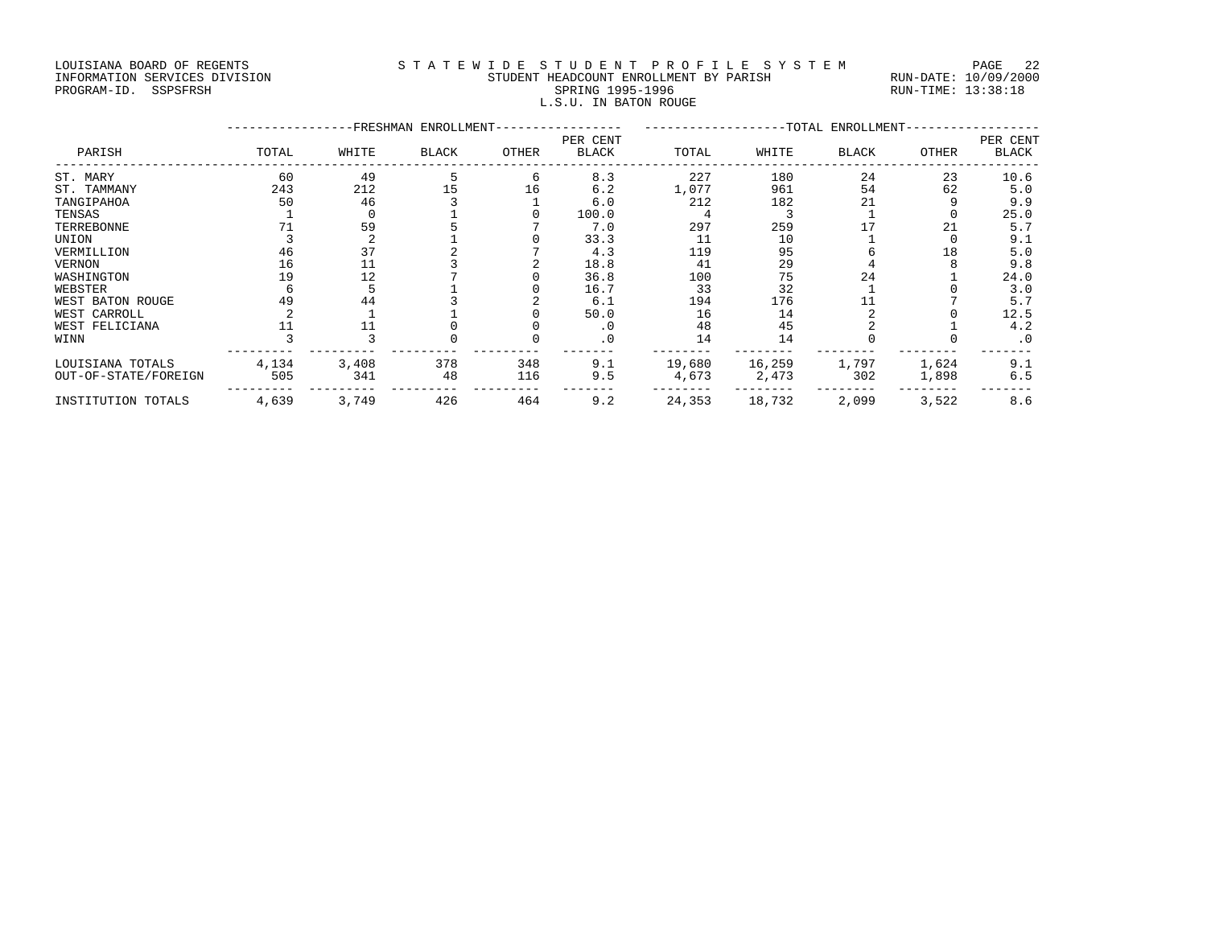LOUISIANA BOARD OF REGENTS
INFORMATION SERVICES DIVISION
PROGRAM-ID. SSPSFRSH

STATEWIDE STUDENT PROFILE SYSTEM
STUDENT HEADCOUNT ENROLLMENT BY PARISH
SPRING 1995-1996
L.S.U. IN BATON ROUGE

RUN-DATE: 10/09/2000
RUN-TIME: 13:38:18

| PARISH | FRESHMAN ENROLLMENT | | | | | TOTAL ENROLLMENT | | | | |
|---|---|---|---|---|---|---|---|---|---|---|
| | TOTAL | WHITE | BLACK | OTHER | PER CENT BLACK | TOTAL | WHITE | BLACK | OTHER | PER CENT BLACK |
| ST. MARY | 60 | 49 | 5 | 6 | 8.3 | 227 | 180 | 24 | 23 | 10.6 |
| ST. TAMMANY | 243 | 212 | 15 | 16 | 6.2 | 1,077 | 961 | 54 | 62 | 5.0 |
| TANGIPAHOA | 50 | 46 | 3 | 1 | 6.0 | 212 | 182 | 21 | 9 | 9.9 |
| TENSAS | 1 | 0 | 1 | 0 | 100.0 | 4 | 3 | 1 | 0 | 25.0 |
| TERREBONNE | 71 | 59 | 5 | 7 | 7.0 | 297 | 259 | 17 | 21 | 5.7 |
| UNION | 3 | 2 | 1 | 0 | 33.3 | 11 | 10 | 1 | 0 | 9.1 |
| VERMILLION | 46 | 37 | 2 | 7 | 4.3 | 119 | 95 | 6 | 18 | 5.0 |
| VERNON | 16 | 11 | 3 | 2 | 18.8 | 41 | 29 | 4 | 8 | 9.8 |
| WASHINGTON | 19 | 12 | 7 | 0 | 36.8 | 100 | 75 | 24 | 1 | 24.0 |
| WEBSTER | 6 | 5 | 1 | 0 | 16.7 | 33 | 32 | 1 | 0 | 3.0 |
| WEST BATON ROUGE | 49 | 44 | 3 | 2 | 6.1 | 194 | 176 | 11 | 7 | 5.7 |
| WEST CARROLL | 2 | 1 | 1 | 0 | 50.0 | 16 | 14 | 2 | 0 | 12.5 |
| WEST FELICIANA | 11 | 11 | 0 | 0 | .0 | 48 | 45 | 2 | 1 | 4.2 |
| WINN | 3 | 3 | 0 | 0 | .0 | 14 | 14 | 0 | 0 | .0 |
| LOUISIANA TOTALS | 4,134 | 3,408 | 378 | 348 | 9.1 | 19,680 | 16,259 | 1,797 | 1,624 | 9.1 |
| OUT-OF-STATE/FOREIGN | 505 | 341 | 48 | 116 | 9.5 | 4,673 | 2,473 | 302 | 1,898 | 6.5 |
| INSTITUTION TOTALS | 4,639 | 3,749 | 426 | 464 | 9.2 | 24,353 | 18,732 | 2,099 | 3,522 | 8.6 |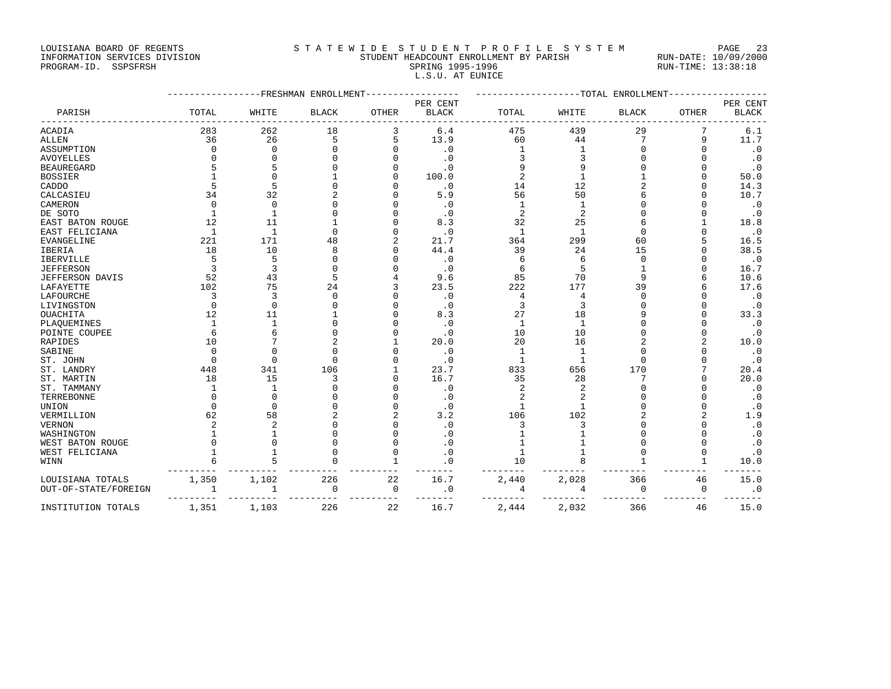LOUISIANA BOARD OF REGENTS
INFORMATION SERVICES DIVISION
PROGRAM-ID. SSPSFRSH

# S T A T E W I D E  S T U D E N T  P R O F I L E  S Y S T E M

STUDENT HEADCOUNT ENROLLMENT BY PARISH
SPRING 1995-1996
L.S.U. AT EUNICE

RUN-DATE: 10/09/2000
RUN-TIME: 13:38:18

| PARISH | FRESHMAN ENROLLMENT TOTAL | WHITE | BLACK | OTHER | PER CENT BLACK | TOTAL ENROLLMENT TOTAL | WHITE | BLACK | OTHER | PER CENT BLACK |
|---|---|---|---|---|---|---|---|---|---|---|
| ACADIA | 283 | 262 | 18 | 3 | 6.4 | 475 | 439 | 29 | 7 | 6.1 |
| ALLEN | 36 | 26 | 5 | 5 | 13.9 | 60 | 44 | 7 | 9 | 11.7 |
| ASSUMPTION | 0 | 0 | 0 | 0 | .0 | 1 | 1 | 0 | 0 | .0 |
| AVOYELLES | 0 | 0 | 0 | 0 | .0 | 3 | 3 | 0 | 0 | .0 |
| BEAUREGARD | 5 | 5 | 0 | 0 | .0 | 9 | 9 | 0 | 0 | .0 |
| BOSSIER | 1 | 0 | 1 | 0 | 100.0 | 2 | 1 | 1 | 0 | 50.0 |
| CADDO | 5 | 5 | 0 | 0 | .0 | 14 | 12 | 2 | 0 | 14.3 |
| CALCASIEU | 34 | 32 | 2 | 0 | 5.9 | 56 | 50 | 6 | 0 | 10.7 |
| CAMERON | 0 | 0 | 0 | 0 | .0 | 1 | 1 | 0 | 0 | .0 |
| DE SOTO | 1 | 1 | 0 | 0 | .0 | 2 | 2 | 0 | 0 | .0 |
| EAST BATON ROUGE | 12 | 11 | 1 | 0 | 8.3 | 32 | 25 | 6 | 1 | 18.8 |
| EAST FELICIANA | 1 | 1 | 0 | 0 | .0 | 1 | 1 | 0 | 0 | .0 |
| EVANGELINE | 221 | 171 | 48 | 2 | 21.7 | 364 | 299 | 60 | 5 | 16.5 |
| IBERIA | 18 | 10 | 8 | 0 | 44.4 | 39 | 24 | 15 | 0 | 38.5 |
| IBERVILLE | 5 | 5 | 0 | 0 | .0 | 6 | 6 | 0 | 0 | .0 |
| JEFFERSON | 3 | 3 | 0 | 0 | .0 | 6 | 5 | 1 | 0 | 16.7 |
| JEFFERSON DAVIS | 52 | 43 | 5 | 4 | 9.6 | 85 | 70 | 9 | 6 | 10.6 |
| LAFAYETTE | 102 | 75 | 24 | 3 | 23.5 | 222 | 177 | 39 | 6 | 17.6 |
| LAFOURCHE | 3 | 3 | 0 | 0 | .0 | 4 | 4 | 0 | 0 | .0 |
| LIVINGSTON | 0 | 0 | 0 | 0 | .0 | 3 | 3 | 0 | 0 | .0 |
| OUACHITA | 12 | 11 | 1 | 0 | 8.3 | 27 | 18 | 9 | 0 | 33.3 |
| PLAQUEMINES | 1 | 1 | 0 | 0 | .0 | 1 | 1 | 0 | 0 | .0 |
| POINTE COUPEE | 6 | 6 | 0 | 0 | .0 | 10 | 10 | 0 | 0 | .0 |
| RAPIDES | 10 | 7 | 2 | 1 | 20.0 | 20 | 16 | 2 | 2 | 10.0 |
| SABINE | 0 | 0 | 0 | 0 | .0 | 1 | 1 | 0 | 0 | .0 |
| ST. JOHN | 0 | 0 | 0 | 0 | .0 | 1 | 1 | 0 | 0 | .0 |
| ST. LANDRY | 448 | 341 | 106 | 1 | 23.7 | 833 | 656 | 170 | 7 | 20.4 |
| ST. MARTIN | 18 | 15 | 3 | 0 | 16.7 | 35 | 28 | 7 | 0 | 20.0 |
| ST. TAMMANY | 1 | 1 | 0 | 0 | .0 | 2 | 2 | 0 | 0 | .0 |
| TERREBONNE | 0 | 0 | 0 | 0 | .0 | 2 | 2 | 0 | 0 | .0 |
| UNION | 0 | 0 | 0 | 0 | .0 | 1 | 1 | 0 | 0 | .0 |
| VERMILLION | 62 | 58 | 2 | 2 | 3.2 | 106 | 102 | 2 | 2 | 1.9 |
| VERNON | 2 | 2 | 0 | 0 | .0 | 3 | 3 | 0 | 0 | .0 |
| WASHINGTON | 1 | 1 | 0 | 0 | .0 | 1 | 1 | 0 | 0 | .0 |
| WEST BATON ROUGE | 0 | 0 | 0 | 0 | .0 | 1 | 1 | 0 | 0 | .0 |
| WEST FELICIANA | 1 | 1 | 0 | 0 | .0 | 1 | 1 | 0 | 0 | .0 |
| WINN | 6 | 5 | 0 | 1 | .0 | 10 | 8 | 1 | 1 | 10.0 |
| LOUISIANA TOTALS | 1,350 | 1,102 | 226 | 22 | 16.7 | 2,440 | 2,028 | 366 | 46 | 15.0 |
| OUT-OF-STATE/FOREIGN | 1 | 1 | 0 | 0 | .0 | 4 | 4 | 0 | 0 | .0 |
| INSTITUTION TOTALS | 1,351 | 1,103 | 226 | 22 | 16.7 | 2,444 | 2,032 | 366 | 46 | 15.0 |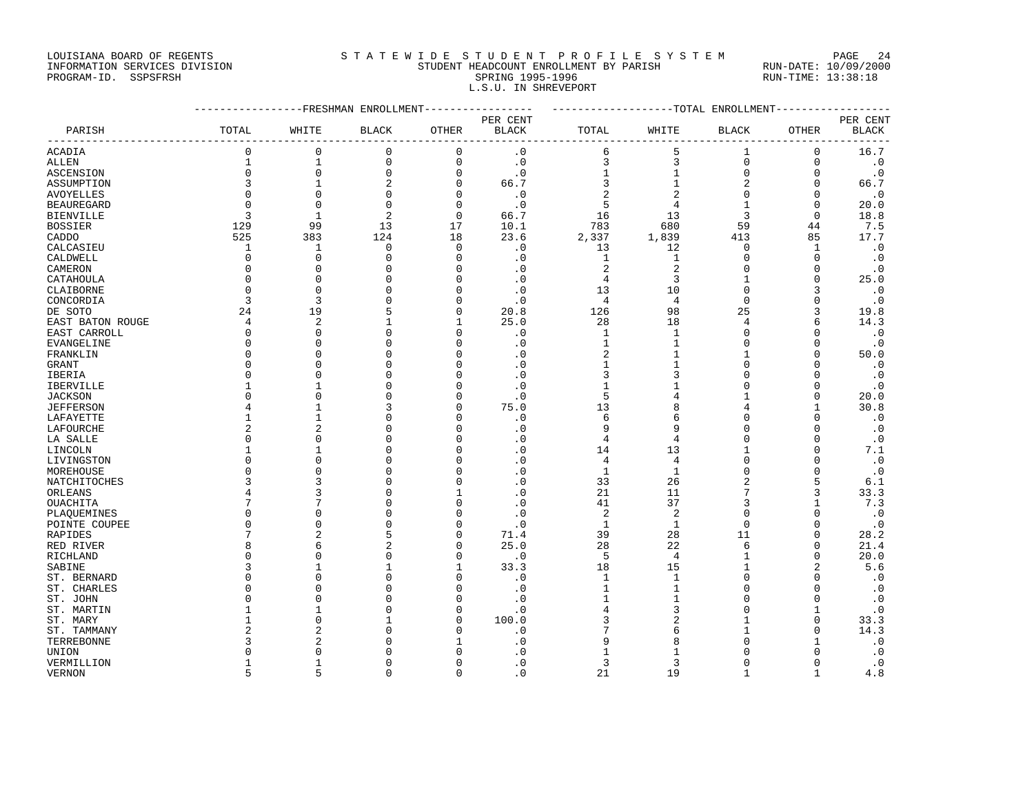LOUISIANA BOARD OF REGENTS
INFORMATION SERVICES DIVISION
PROGRAM-ID. SSPSFRSH

STATEWIDE STUDENT PROFILE SYSTEM
STUDENT HEADCOUNT ENROLLMENT BY PARISH
SPRING 1995-1996
L.S.U. IN SHREVEPORT

RUN-DATE: 10/09/2000
RUN-TIME: 13:38:18

| | FRESHMAN ENROLLMENT | | | | | TOTAL ENROLLMENT | | | | |
|---|---|---|---|---|---|---|---|---|---|---|
| PARISH | TOTAL | WHITE | BLACK | OTHER | PER CENT BLACK | TOTAL | WHITE | BLACK | OTHER | PER CENT BLACK |
| ACADIA | 0 | 0 | 0 | 0 | .0 | 6 | 5 | 1 | 0 | 16.7 |
| ALLEN | 1 | 1 | 0 | 0 | .0 | 3 | 3 | 0 | 0 | .0 |
| ASCENSION | 0 | 0 | 0 | 0 | .0 | 1 | 1 | 0 | 0 | .0 |
| ASSUMPTION | 3 | 1 | 2 | 0 | 66.7 | 3 | 1 | 2 | 0 | 66.7 |
| AVOYELLES | 0 | 0 | 0 | 0 | .0 | 2 | 2 | 0 | 0 | .0 |
| BEAUREGARD | 0 | 0 | 0 | 0 | .0 | 5 | 4 | 1 | 0 | 20.0 |
| BIENVILLE | 3 | 1 | 2 | 0 | 66.7 | 16 | 13 | 3 | 0 | 18.8 |
| BOSSIER | 129 | 99 | 13 | 17 | 10.1 | 783 | 680 | 59 | 44 | 7.5 |
| CADDO | 525 | 383 | 124 | 18 | 23.6 | 2,337 | 1,839 | 413 | 85 | 17.7 |
| CALCASIEU | 1 | 1 | 0 | 0 | .0 | 13 | 12 | 0 | 1 | .0 |
| CALDWELL | 0 | 0 | 0 | 0 | .0 | 1 | 1 | 0 | 0 | .0 |
| CAMERON | 0 | 0 | 0 | 0 | .0 | 2 | 2 | 0 | 0 | .0 |
| CATAHOULA | 0 | 0 | 0 | 0 | .0 | 4 | 3 | 1 | 0 | 25.0 |
| CLAIBORNE | 0 | 0 | 0 | 0 | .0 | 13 | 10 | 0 | 3 | .0 |
| CONCORDIA | 3 | 3 | 0 | 0 | .0 | 4 | 4 | 0 | 0 | .0 |
| DE SOTO | 24 | 19 | 5 | 0 | 20.8 | 126 | 98 | 25 | 3 | 19.8 |
| EAST BATON ROUGE | 4 | 2 | 1 | 1 | 25.0 | 28 | 18 | 4 | 6 | 14.3 |
| EAST CARROLL | 0 | 0 | 0 | 0 | .0 | 1 | 1 | 0 | 0 | .0 |
| EVANGELINE | 0 | 0 | 0 | 0 | .0 | 1 | 1 | 0 | 0 | .0 |
| FRANKLIN | 0 | 0 | 0 | 0 | .0 | 2 | 1 | 1 | 0 | 50.0 |
| GRANT | 0 | 0 | 0 | 0 | .0 | 1 | 1 | 0 | 0 | .0 |
| IBERIA | 0 | 0 | 0 | 0 | .0 | 3 | 3 | 0 | 0 | .0 |
| IBERVILLE | 1 | 1 | 0 | 0 | .0 | 1 | 1 | 0 | 0 | .0 |
| JACKSON | 0 | 0 | 0 | 0 | .0 | 5 | 4 | 1 | 0 | 20.0 |
| JEFFERSON | 4 | 1 | 3 | 0 | 75.0 | 13 | 8 | 4 | 1 | 30.8 |
| LAFAYETTE | 1 | 1 | 0 | 0 | .0 | 6 | 6 | 0 | 0 | .0 |
| LAFOURCHE | 2 | 2 | 0 | 0 | .0 | 9 | 9 | 0 | 0 | .0 |
| LA SALLE | 0 | 0 | 0 | 0 | .0 | 4 | 4 | 0 | 0 | .0 |
| LINCOLN | 1 | 1 | 0 | 0 | .0 | 14 | 13 | 1 | 0 | 7.1 |
| LIVINGSTON | 0 | 0 | 0 | 0 | .0 | 4 | 4 | 0 | 0 | .0 |
| MOREHOUSE | 0 | 0 | 0 | 0 | .0 | 1 | 1 | 0 | 0 | .0 |
| NATCHITOCHES | 3 | 3 | 0 | 0 | .0 | 33 | 26 | 2 | 5 | 6.1 |
| ORLEANS | 4 | 3 | 0 | 1 | .0 | 21 | 11 | 7 | 3 | 33.3 |
| OUACHITA | 7 | 7 | 0 | 0 | .0 | 41 | 37 | 3 | 1 | 7.3 |
| PLAQUEMINES | 0 | 0 | 0 | 0 | .0 | 2 | 2 | 0 | 0 | .0 |
| POINTE COUPEE | 0 | 0 | 0 | 0 | .0 | 1 | 1 | 0 | 0 | .0 |
| RAPIDES | 7 | 2 | 5 | 0 | 71.4 | 39 | 28 | 11 | 0 | 28.2 |
| RED RIVER | 8 | 6 | 2 | 0 | 25.0 | 28 | 22 | 6 | 0 | 21.4 |
| RICHLAND | 0 | 0 | 0 | 0 | .0 | 5 | 4 | 1 | 0 | 20.0 |
| SABINE | 3 | 1 | 1 | 1 | 33.3 | 18 | 15 | 1 | 2 | 5.6 |
| ST. BERNARD | 0 | 0 | 0 | 0 | .0 | 1 | 1 | 0 | 0 | .0 |
| ST. CHARLES | 0 | 0 | 0 | 0 | .0 | 1 | 1 | 0 | 0 | .0 |
| ST. JOHN | 0 | 0 | 0 | 0 | .0 | 1 | 1 | 0 | 0 | .0 |
| ST. MARTIN | 1 | 1 | 0 | 0 | .0 | 4 | 3 | 0 | 1 | .0 |
| ST. MARY | 1 | 0 | 1 | 0 | 100.0 | 3 | 2 | 1 | 0 | 33.3 |
| ST. TAMMANY | 2 | 2 | 0 | 0 | .0 | 7 | 6 | 1 | 0 | 14.3 |
| TERREBONNE | 3 | 2 | 0 | 1 | .0 | 9 | 8 | 0 | 1 | .0 |
| UNION | 0 | 0 | 0 | 0 | .0 | 1 | 1 | 0 | 0 | .0 |
| VERMILLION | 1 | 1 | 0 | 0 | .0 | 3 | 3 | 0 | 0 | .0 |
| VERNON | 5 | 5 | 0 | 0 | .0 | 21 | 19 | 1 | 1 | 4.8 |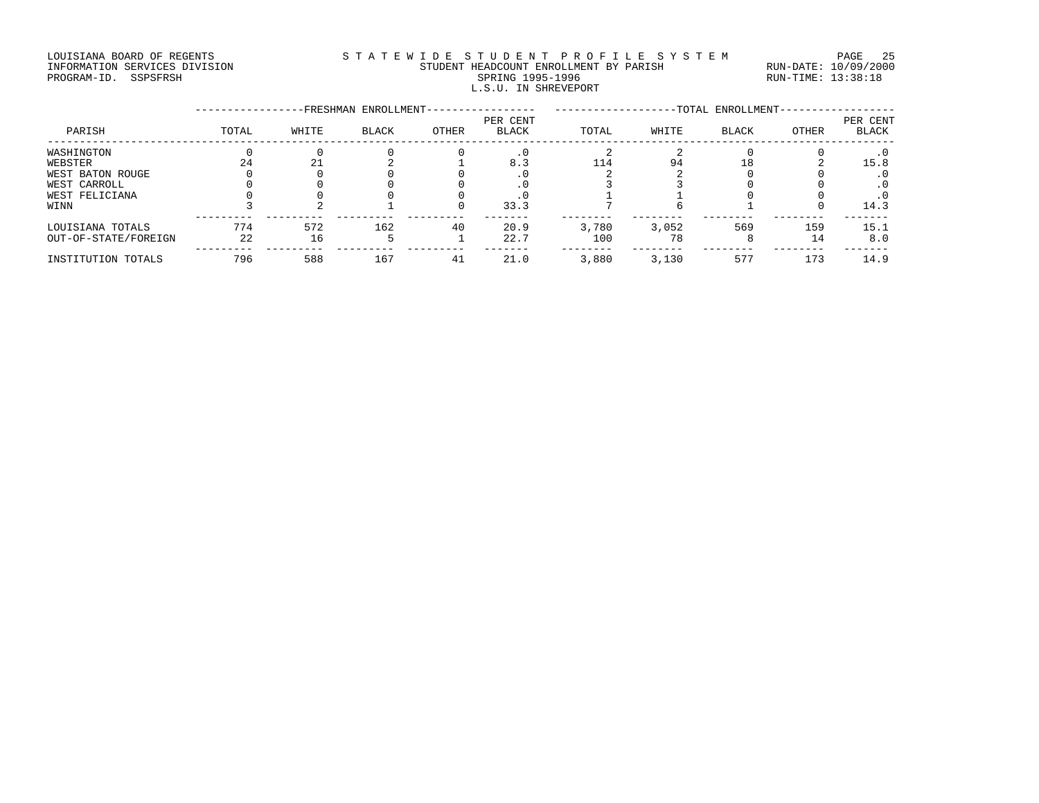LOUISIANA BOARD OF REGENTS
INFORMATION SERVICES DIVISION
PROGRAM-ID. SSPSFRSH

STATEWIDE STUDENT PROFILE SYSTEM
STUDENT HEADCOUNT ENROLLMENT BY PARISH
SPRING 1995-1996
L.S.U. IN SHREVEPORT

RUN-DATE: 10/09/2000
RUN-TIME: 13:38:18

| PARISH | FRESHMAN ENROLLMENT | | | | | TOTAL ENROLLMENT | | | | |
|---|---|---|---|---|---|---|---|---|---|---|
| | TOTAL | WHITE | BLACK | OTHER | PER CENT BLACK | TOTAL | WHITE | BLACK | OTHER | PER CENT BLACK |
| WASHINGTON | 0 | 0 | 0 | 0 | .0 | 2 | 2 | 0 | 0 | .0 |
| WEBSTER | 24 | 21 | 2 | 1 | 8.3 | 114 | 94 | 18 | 2 | 15.8 |
| WEST BATON ROUGE | 0 | 0 | 0 | 0 | .0 | 2 | 2 | 0 | 0 | .0 |
| WEST CARROLL | 0 | 0 | 0 | 0 | .0 | 3 | 3 | 0 | 0 | .0 |
| WEST FELICIANA | 0 | 0 | 0 | 0 | .0 | 1 | 1 | 0 | 0 | .0 |
| WINN | 3 | 2 | 1 | 0 | 33.3 | 7 | 6 | 1 | 0 | 14.3 |
| LOUISIANA TOTALS | 774 | 572 | 162 | 40 | 20.9 | 3,780 | 3,052 | 569 | 159 | 15.1 |
| OUT-OF-STATE/FOREIGN | 22 | 16 | 5 | 1 | 22.7 | 100 | 78 | 8 | 14 | 8.0 |
| INSTITUTION TOTALS | 796 | 588 | 167 | 41 | 21.0 | 3,880 | 3,130 | 577 | 173 | 14.9 |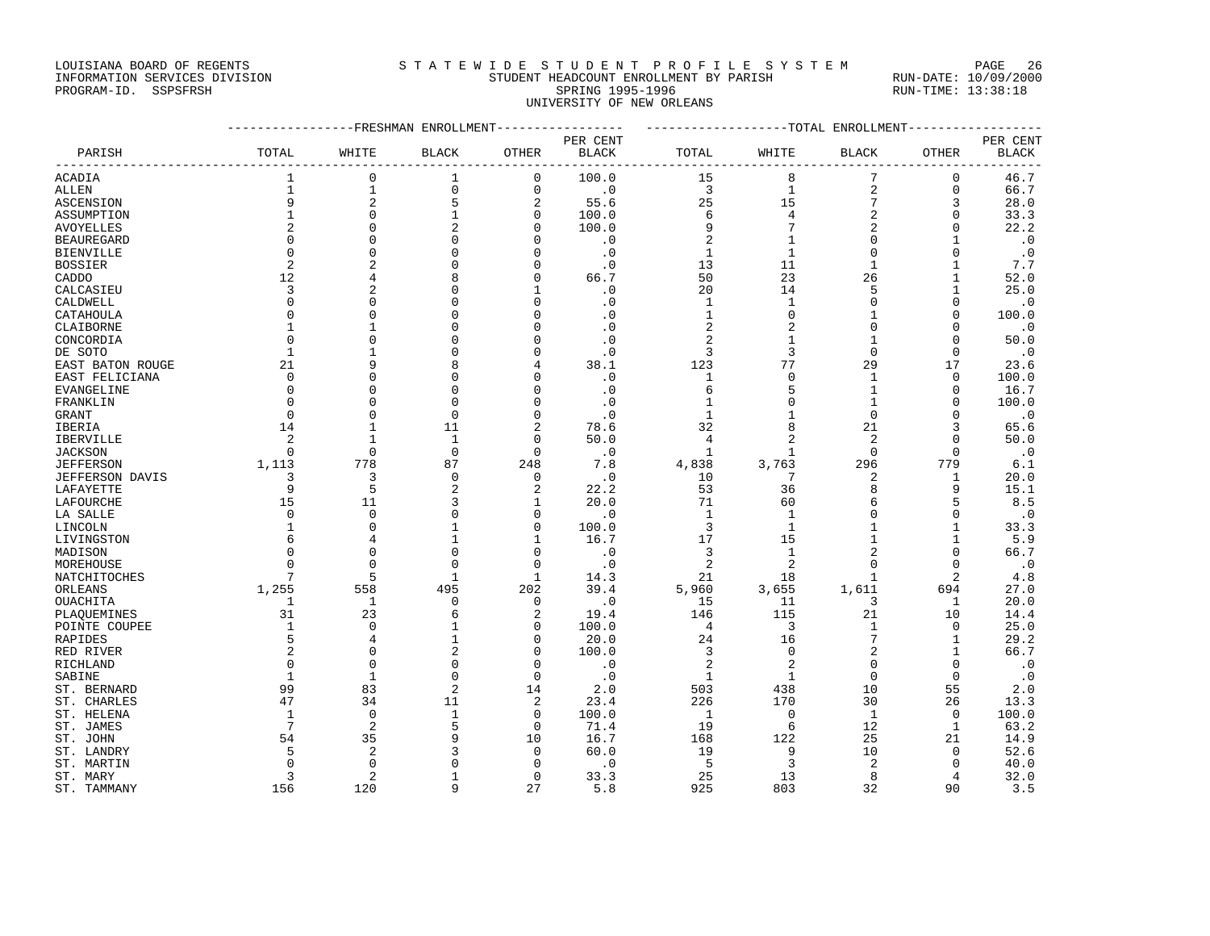LOUISIANA BOARD OF REGENTS
INFORMATION SERVICES DIVISION
PROGRAM-ID. SSPSFRSH

STATEWIDE STUDENT PROFILE SYSTEM
STUDENT HEADCOUNT ENROLLMENT BY PARISH
SPRING 1995-1996
UNIVERSITY OF NEW ORLEANS

RUN-DATE: 10/09/2000
RUN-TIME: 13:38:18

| PARISH | FRESHMAN ENROLLMENT TOTAL | WHITE | BLACK | OTHER | PER CENT BLACK | TOTAL ENROLLMENT TOTAL | WHITE | BLACK | OTHER | PER CENT BLACK |
|---|---|---|---|---|---|---|---|---|---|---|
| ACADIA | 1 | 0 | 1 | 0 | 100.0 | 15 | 8 | 7 | 0 | 46.7 |
| ALLEN | 1 | 1 | 0 | 0 | .0 | 3 | 1 | 2 | 0 | 66.7 |
| ASCENSION | 9 | 2 | 5 | 2 | 55.6 | 25 | 15 | 7 | 3 | 28.0 |
| ASSUMPTION | 1 | 0 | 1 | 0 | 100.0 | 6 | 4 | 2 | 0 | 33.3 |
| AVOYELLES | 2 | 0 | 2 | 0 | 100.0 | 9 | 7 | 2 | 0 | 22.2 |
| BEAUREGARD | 0 | 0 | 0 | 0 | .0 | 2 | 1 | 0 | 1 | .0 |
| BIENVILLE | 0 | 0 | 0 | 0 | .0 | 1 | 1 | 0 | 0 | .0 |
| BOSSIER | 2 | 2 | 0 | 0 | .0 | 13 | 11 | 1 | 1 | 7.7 |
| CADDO | 12 | 4 | 8 | 0 | 66.7 | 50 | 23 | 26 | 1 | 52.0 |
| CALCASIEU | 3 | 2 | 0 | 1 | .0 | 20 | 14 | 5 | 1 | 25.0 |
| CALDWELL | 0 | 0 | 0 | 0 | .0 | 1 | 1 | 0 | 0 | .0 |
| CATAHOULA | 0 | 0 | 0 | 0 | .0 | 1 | 0 | 1 | 0 | 100.0 |
| CLAIBORNE | 1 | 1 | 0 | 0 | .0 | 2 | 2 | 0 | 0 | .0 |
| CONCORDIA | 0 | 0 | 0 | 0 | .0 | 2 | 1 | 1 | 0 | 50.0 |
| DE SOTO | 1 | 1 | 0 | 0 | .0 | 3 | 3 | 0 | 0 | .0 |
| EAST BATON ROUGE | 21 | 9 | 8 | 4 | 38.1 | 123 | 77 | 29 | 17 | 23.6 |
| EAST FELICIANA | 0 | 0 | 0 | 0 | .0 | 1 | 0 | 1 | 0 | 100.0 |
| EVANGELINE | 0 | 0 | 0 | 0 | .0 | 6 | 5 | 1 | 0 | 16.7 |
| FRANKLIN | 0 | 0 | 0 | 0 | .0 | 1 | 0 | 1 | 0 | 100.0 |
| GRANT | 0 | 0 | 0 | 0 | .0 | 1 | 1 | 0 | 0 | .0 |
| IBERIA | 14 | 1 | 11 | 2 | 78.6 | 32 | 8 | 21 | 3 | 65.6 |
| IBERVILLE | 2 | 1 | 1 | 0 | 50.0 | 4 | 2 | 2 | 0 | 50.0 |
| JACKSON | 0 | 0 | 0 | 0 | .0 | 1 | 1 | 0 | 0 | .0 |
| JEFFERSON | 1,113 | 778 | 87 | 248 | 7.8 | 4,838 | 3,763 | 296 | 779 | 6.1 |
| JEFFERSON DAVIS | 3 | 3 | 0 | 0 | .0 | 10 | 7 | 2 | 1 | 20.0 |
| LAFAYETTE | 9 | 5 | 2 | 2 | 22.2 | 53 | 36 | 8 | 9 | 15.1 |
| LAFOURCHE | 15 | 11 | 3 | 1 | 20.0 | 71 | 60 | 6 | 5 | 8.5 |
| LA SALLE | 0 | 0 | 0 | 0 | .0 | 1 | 1 | 0 | 0 | .0 |
| LINCOLN | 1 | 0 | 1 | 0 | 100.0 | 3 | 1 | 1 | 1 | 33.3 |
| LIVINGSTON | 6 | 4 | 1 | 1 | 16.7 | 17 | 15 | 1 | 1 | 5.9 |
| MADISON | 0 | 0 | 0 | 0 | .0 | 3 | 1 | 2 | 0 | 66.7 |
| MOREHOUSE | 0 | 0 | 0 | 0 | .0 | 2 | 2 | 0 | 0 | .0 |
| NATCHITOCHES | 7 | 5 | 1 | 1 | 14.3 | 21 | 18 | 1 | 2 | 4.8 |
| ORLEANS | 1,255 | 558 | 495 | 202 | 39.4 | 5,960 | 3,655 | 1,611 | 694 | 27.0 |
| OUACHITA | 1 | 1 | 0 | 0 | .0 | 15 | 11 | 3 | 1 | 20.0 |
| PLAQUEMINES | 31 | 23 | 6 | 2 | 19.4 | 146 | 115 | 21 | 10 | 14.4 |
| POINTE COUPEE | 1 | 0 | 1 | 0 | 100.0 | 4 | 3 | 1 | 0 | 25.0 |
| RAPIDES | 5 | 4 | 1 | 0 | 20.0 | 24 | 16 | 7 | 1 | 29.2 |
| RED RIVER | 2 | 0 | 2 | 0 | 100.0 | 3 | 0 | 2 | 1 | 66.7 |
| RICHLAND | 0 | 0 | 0 | 0 | .0 | 2 | 2 | 0 | 0 | .0 |
| SABINE | 1 | 1 | 0 | 0 | .0 | 1 | 1 | 0 | 0 | .0 |
| ST. BERNARD | 99 | 83 | 2 | 14 | 2.0 | 503 | 438 | 10 | 55 | 2.0 |
| ST. CHARLES | 47 | 34 | 11 | 2 | 23.4 | 226 | 170 | 30 | 26 | 13.3 |
| ST. HELENA | 1 | 0 | 1 | 0 | 100.0 | 1 | 0 | 1 | 0 | 100.0 |
| ST. JAMES | 7 | 2 | 5 | 0 | 71.4 | 19 | 6 | 12 | 1 | 63.2 |
| ST. JOHN | 54 | 35 | 9 | 10 | 16.7 | 168 | 122 | 25 | 21 | 14.9 |
| ST. LANDRY | 5 | 2 | 3 | 0 | 60.0 | 19 | 9 | 10 | 0 | 52.6 |
| ST. MARTIN | 0 | 0 | 0 | 0 | .0 | 5 | 3 | 2 | 0 | 40.0 |
| ST. MARY | 3 | 2 | 1 | 0 | 33.3 | 25 | 13 | 8 | 4 | 32.0 |
| ST. TAMMANY | 156 | 120 | 9 | 27 | 5.8 | 925 | 803 | 32 | 90 | 3.5 |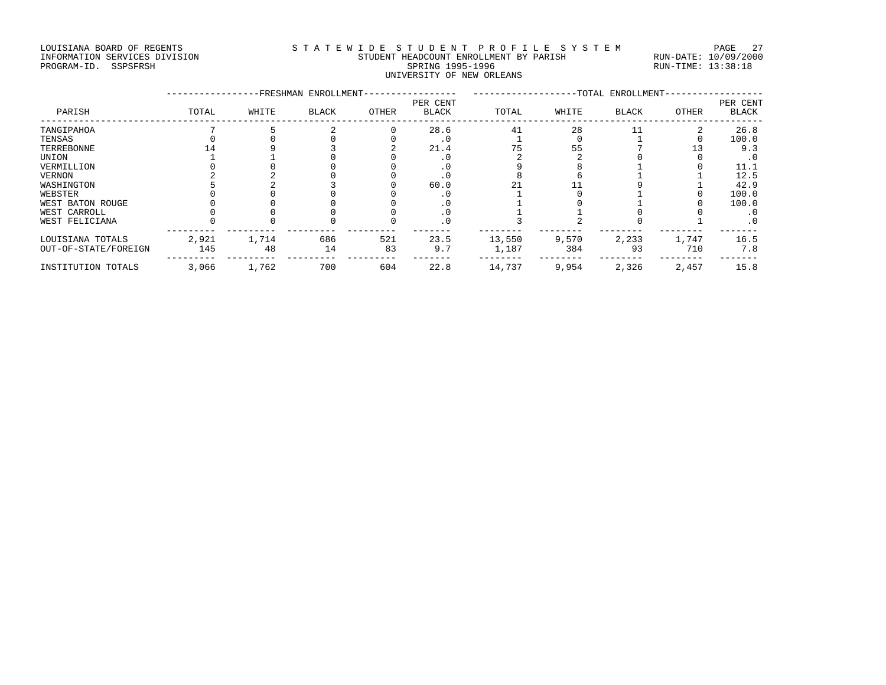LOUISIANA BOARD OF REGENTS
INFORMATION SERVICES DIVISION
PROGRAM-ID. SSPSFRSH

S T A T E W I D E S T U D E N T P R O F I L E S Y S T E M
STUDENT HEADCOUNT ENROLLMENT BY PARISH
SPRING 1995-1996
UNIVERSITY OF NEW ORLEANS

RUN-DATE: 10/09/2000
RUN-TIME: 13:38:18

| PARISH | FRESHMAN ENROLLMENT | | | | | TOTAL ENROLLMENT | | | | |
|---|---|---|---|---|---|---|---|---|---|---|
| | TOTAL | WHITE | BLACK | OTHER | PER CENT BLACK | TOTAL | WHITE | BLACK | OTHER | PER CENT BLACK |
| TANGIPAHOA | 7 | 5 | 2 | 0 | 28.6 | 41 | 28 | 11 | 2 | 26.8 |
| TENSAS | 0 | 0 | 0 | 0 | .0 | 1 | 0 | 1 | 0 | 100.0 |
| TERREBONNE | 14 | 9 | 3 | 2 | 21.4 | 75 | 55 | 7 | 13 | 9.3 |
| UNION | 1 | 1 | 0 | 0 | .0 | 2 | 2 | 0 | 0 | .0 |
| VERMILLION | 0 | 0 | 0 | 0 | .0 | 9 | 8 | 1 | 0 | 11.1 |
| VERNON | 2 | 2 | 0 | 0 | .0 | 8 | 6 | 1 | 1 | 12.5 |
| WASHINGTON | 5 | 2 | 3 | 0 | 60.0 | 21 | 11 | 9 | 1 | 42.9 |
| WEBSTER | 0 | 0 | 0 | 0 | .0 | 1 | 0 | 1 | 0 | 100.0 |
| WEST BATON ROUGE | 0 | 0 | 0 | 0 | .0 | 1 | 0 | 1 | 0 | 100.0 |
| WEST CARROLL | 0 | 0 | 0 | 0 | .0 | 1 | 1 | 0 | 0 | .0 |
| WEST FELICIANA | 0 | 0 | 0 | 0 | .0 | 3 | 2 | 0 | 1 | .0 |
| LOUISIANA TOTALS | 2,921 | 1,714 | 686 | 521 | 23.5 | 13,550 | 9,570 | 2,233 | 1,747 | 16.5 |
| OUT-OF-STATE/FOREIGN | 145 | 48 | 14 | 83 | 9.7 | 1,187 | 384 | 93 | 710 | 7.8 |
| INSTITUTION TOTALS | 3,066 | 1,762 | 700 | 604 | 22.8 | 14,737 | 9,954 | 2,326 | 2,457 | 15.8 |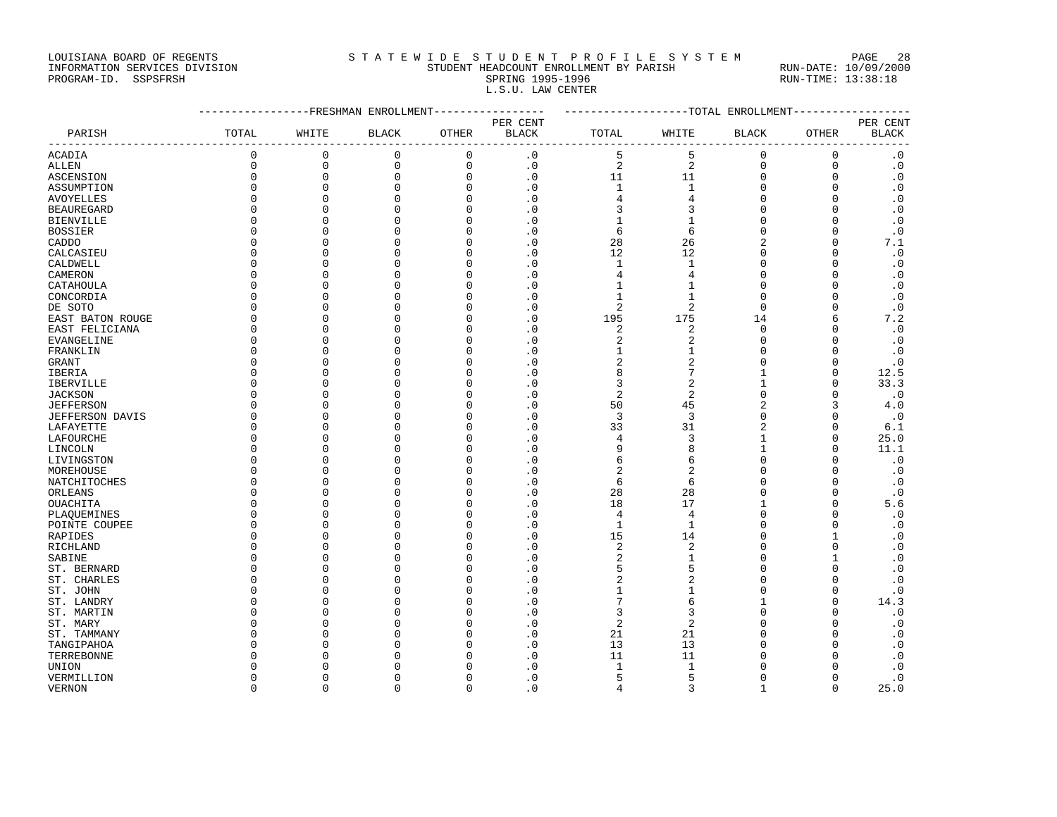LOUISIANA BOARD OF REGENTS
INFORMATION SERVICES DIVISION
PROGRAM-ID. SSPSFRSH

S T A T E W I D E S T U D E N T P R O F I L E S Y S T E M
STUDENT HEADCOUNT ENROLLMENT BY PARISH
SPRING 1995-1996
L.S.U. LAW CENTER

RUN-DATE: 10/09/2000
RUN-TIME: 13:38:18

| PARISH | FRESHMAN ENROLLMENT TOTAL | WHITE | BLACK | OTHER | PER CENT BLACK | TOTAL ENROLLMENT TOTAL | WHITE | BLACK | OTHER | PER CENT BLACK |
|---|---|---|---|---|---|---|---|---|---|---|
| ACADIA | 0 | 0 | 0 | 0 | .0 | 5 | 5 | 0 | 0 | .0 |
| ALLEN | 0 | 0 | 0 | 0 | .0 | 2 | 2 | 0 | 0 | .0 |
| ASCENSION | 0 | 0 | 0 | 0 | .0 | 11 | 11 | 0 | 0 | .0 |
| ASSUMPTION | 0 | 0 | 0 | 0 | .0 | 1 | 1 | 0 | 0 | .0 |
| AVOYELLES | 0 | 0 | 0 | 0 | .0 | 4 | 4 | 0 | 0 | .0 |
| BEAUREGARD | 0 | 0 | 0 | 0 | .0 | 3 | 3 | 0 | 0 | .0 |
| BIENVILLE | 0 | 0 | 0 | 0 | .0 | 1 | 1 | 0 | 0 | .0 |
| BOSSIER | 0 | 0 | 0 | 0 | .0 | 6 | 6 | 0 | 0 | .0 |
| CADDO | 0 | 0 | 0 | 0 | .0 | 28 | 26 | 2 | 0 | 7.1 |
| CALCASIEU | 0 | 0 | 0 | 0 | .0 | 12 | 12 | 0 | 0 | .0 |
| CALDWELL | 0 | 0 | 0 | 0 | .0 | 1 | 1 | 0 | 0 | .0 |
| CAMERON | 0 | 0 | 0 | 0 | .0 | 4 | 4 | 0 | 0 | .0 |
| CATAHOULA | 0 | 0 | 0 | 0 | .0 | 1 | 1 | 0 | 0 | .0 |
| CONCORDIA | 0 | 0 | 0 | 0 | .0 | 1 | 1 | 0 | 0 | .0 |
| DE SOTO | 0 | 0 | 0 | 0 | .0 | 2 | 2 | 0 | 0 | .0 |
| EAST BATON ROUGE | 0 | 0 | 0 | 0 | .0 | 195 | 175 | 14 | 6 | 7.2 |
| EAST FELICIANA | 0 | 0 | 0 | 0 | .0 | 2 | 2 | 0 | 0 | .0 |
| EVANGELINE | 0 | 0 | 0 | 0 | .0 | 2 | 2 | 0 | 0 | .0 |
| FRANKLIN | 0 | 0 | 0 | 0 | .0 | 1 | 1 | 0 | 0 | .0 |
| GRANT | 0 | 0 | 0 | 0 | .0 | 2 | 2 | 0 | 0 | .0 |
| IBERIA | 0 | 0 | 0 | 0 | .0 | 8 | 7 | 1 | 0 | 12.5 |
| IBERVILLE | 0 | 0 | 0 | 0 | .0 | 3 | 2 | 1 | 0 | 33.3 |
| JACKSON | 0 | 0 | 0 | 0 | .0 | 2 | 2 | 0 | 0 | .0 |
| JEFFERSON | 0 | 0 | 0 | 0 | .0 | 50 | 45 | 2 | 3 | 4.0 |
| JEFFERSON DAVIS | 0 | 0 | 0 | 0 | .0 | 3 | 3 | 0 | 0 | .0 |
| LAFAYETTE | 0 | 0 | 0 | 0 | .0 | 33 | 31 | 2 | 0 | 6.1 |
| LAFOURCHE | 0 | 0 | 0 | 0 | .0 | 4 | 3 | 1 | 0 | 25.0 |
| LINCOLN | 0 | 0 | 0 | 0 | .0 | 9 | 8 | 1 | 0 | 11.1 |
| LIVINGSTON | 0 | 0 | 0 | 0 | .0 | 6 | 6 | 0 | 0 | .0 |
| MOREHOUSE | 0 | 0 | 0 | 0 | .0 | 2 | 2 | 0 | 0 | .0 |
| NATCHITOCHES | 0 | 0 | 0 | 0 | .0 | 6 | 6 | 0 | 0 | .0 |
| ORLEANS | 0 | 0 | 0 | 0 | .0 | 28 | 28 | 0 | 0 | .0 |
| OUACHITA | 0 | 0 | 0 | 0 | .0 | 18 | 17 | 1 | 0 | 5.6 |
| PLAQUEMINES | 0 | 0 | 0 | 0 | .0 | 4 | 4 | 0 | 0 | .0 |
| POINTE COUPEE | 0 | 0 | 0 | 0 | .0 | 1 | 1 | 0 | 0 | .0 |
| RAPIDES | 0 | 0 | 0 | 0 | .0 | 15 | 14 | 0 | 1 | .0 |
| RICHLAND | 0 | 0 | 0 | 0 | .0 | 2 | 2 | 0 | 0 | .0 |
| SABINE | 0 | 0 | 0 | 0 | .0 | 2 | 1 | 0 | 1 | .0 |
| ST. BERNARD | 0 | 0 | 0 | 0 | .0 | 5 | 5 | 0 | 0 | .0 |
| ST. CHARLES | 0 | 0 | 0 | 0 | .0 | 2 | 2 | 0 | 0 | .0 |
| ST. JOHN | 0 | 0 | 0 | 0 | .0 | 1 | 1 | 0 | 0 | .0 |
| ST. LANDRY | 0 | 0 | 0 | 0 | .0 | 7 | 6 | 1 | 0 | 14.3 |
| ST. MARTIN | 0 | 0 | 0 | 0 | .0 | 3 | 3 | 0 | 0 | .0 |
| ST. MARY | 0 | 0 | 0 | 0 | .0 | 2 | 2 | 0 | 0 | .0 |
| ST. TAMMANY | 0 | 0 | 0 | 0 | .0 | 21 | 21 | 0 | 0 | .0 |
| TANGIPAHOA | 0 | 0 | 0 | 0 | .0 | 13 | 13 | 0 | 0 | .0 |
| TERREBONNE | 0 | 0 | 0 | 0 | .0 | 11 | 11 | 0 | 0 | .0 |
| UNION | 0 | 0 | 0 | 0 | .0 | 1 | 1 | 0 | 0 | .0 |
| VERMILLION | 0 | 0 | 0 | 0 | .0 | 5 | 5 | 0 | 0 | .0 |
| VERNON | 0 | 0 | 0 | 0 | .0 | 4 | 3 | 1 | 0 | 25.0 |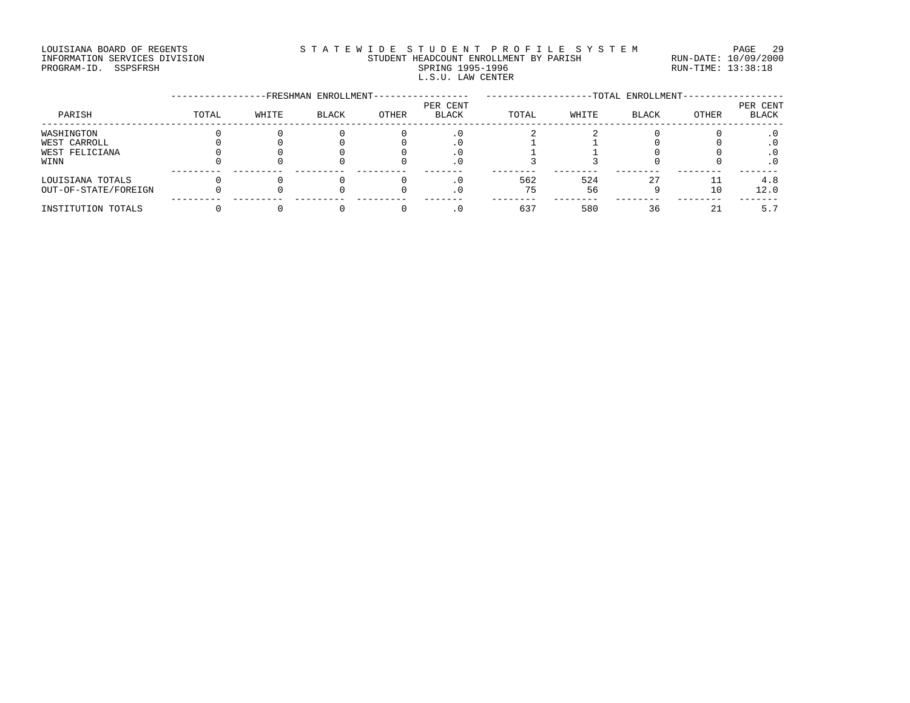LOUISIANA BOARD OF REGENTS
INFORMATION SERVICES DIVISION
PROGRAM-ID. SSPSFRSH

STATEWIDE STUDENT PROFILE SYSTEM
STUDENT HEADCOUNT ENROLLMENT BY PARISH
SPRING 1995-1996
L.S.U. LAW CENTER

RUN-DATE: 10/09/2000
RUN-TIME: 13:38:18

| PARISH | FRESHMAN ENROLLMENT | | | | | TOTAL ENROLLMENT | | | | |
|---|---|---|---|---|---|---|---|---|---|---|
| | TOTAL | WHITE | BLACK | OTHER | PER CENT BLACK | TOTAL | WHITE | BLACK | OTHER | PER CENT BLACK |
| WASHINGTON | 0 | 0 | 0 | 0 | .0 | 2 | 2 | 0 | 0 | .0 |
| WEST CARROLL | 0 | 0 | 0 | 0 | .0 | 1 | 1 | 0 | 0 | .0 |
| WEST FELICIANA | 0 | 0 | 0 | 0 | .0 | 1 | 1 | 0 | 0 | .0 |
| WINN | 0 | 0 | 0 | 0 | .0 | 3 | 3 | 0 | 0 | .0 |
| LOUISIANA TOTALS | 0 | 0 | 0 | 0 | .0 | 562 | 524 | 27 | 11 | 4.8 |
| OUT-OF-STATE/FOREIGN | 0 | 0 | 0 | 0 | .0 | 75 | 56 | 9 | 10 | 12.0 |
| INSTITUTION TOTALS | 0 | 0 | 0 | 0 | .0 | 637 | 580 | 36 | 21 | 5.7 |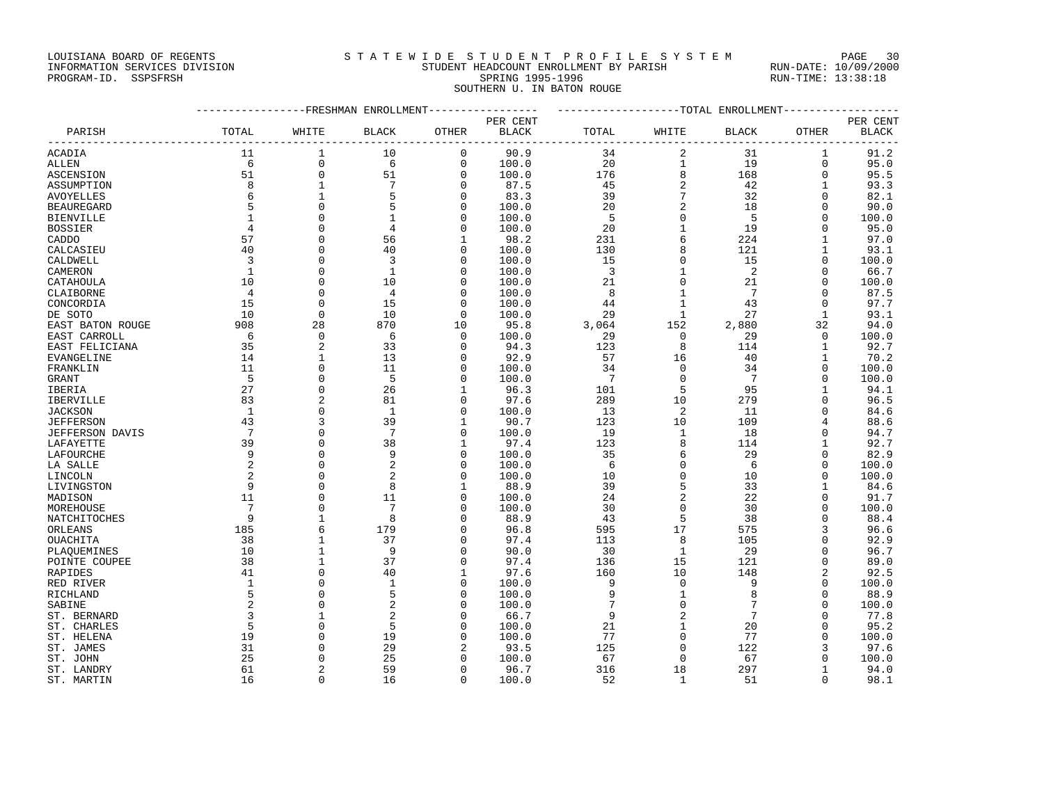LOUISIANA BOARD OF REGENTS — STATEWIDE STUDENT PROFILE SYSTEM
INFORMATION SERVICES DIVISION — STUDENT HEADCOUNT ENROLLMENT BY PARISH — RUN-DATE: 10/09/2000
PROGRAM-ID. SSPSFRSH — SPRING 1995-1996 — RUN-TIME: 13:38:18

SOUTHERN U. IN BATON ROUGE

| | FRESHMAN ENROLLMENT | | | | | TOTAL ENROLLMENT | | | | |
|---|---|---|---|---|---|---|---|---|---|---|
| PARISH | TOTAL | WHITE | BLACK | OTHER | PER CENT BLACK | TOTAL | WHITE | BLACK | OTHER | PER CENT BLACK |
| ACADIA | 11 | 1 | 10 | 0 | 90.9 | 34 | 2 | 31 | 1 | 91.2 |
| ALLEN | 6 | 0 | 6 | 0 | 100.0 | 20 | 1 | 19 | 0 | 95.0 |
| ASCENSION | 51 | 0 | 51 | 0 | 100.0 | 176 | 8 | 168 | 0 | 95.5 |
| ASSUMPTION | 8 | 1 | 7 | 0 | 87.5 | 45 | 2 | 42 | 1 | 93.3 |
| AVOYELLES | 6 | 1 | 5 | 0 | 83.3 | 39 | 7 | 32 | 0 | 82.1 |
| BEAUREGARD | 5 | 0 | 5 | 0 | 100.0 | 20 | 2 | 18 | 0 | 90.0 |
| BIENVILLE | 1 | 0 | 1 | 0 | 100.0 | 5 | 0 | 5 | 0 | 100.0 |
| BOSSIER | 4 | 0 | 4 | 0 | 100.0 | 20 | 1 | 19 | 0 | 95.0 |
| CADDO | 57 | 0 | 56 | 1 | 98.2 | 231 | 6 | 224 | 1 | 97.0 |
| CALCASIEU | 40 | 0 | 40 | 0 | 100.0 | 130 | 8 | 121 | 1 | 93.1 |
| CALDWELL | 3 | 0 | 3 | 0 | 100.0 | 15 | 0 | 15 | 0 | 100.0 |
| CAMERON | 1 | 0 | 1 | 0 | 100.0 | 3 | 1 | 2 | 0 | 66.7 |
| CATAHOULA | 10 | 0 | 10 | 0 | 100.0 | 21 | 0 | 21 | 0 | 100.0 |
| CLAIBORNE | 4 | 0 | 4 | 0 | 100.0 | 8 | 1 | 7 | 0 | 87.5 |
| CONCORDIA | 15 | 0 | 15 | 0 | 100.0 | 44 | 1 | 43 | 0 | 97.7 |
| DE SOTO | 10 | 0 | 10 | 0 | 100.0 | 29 | 1 | 27 | 1 | 93.1 |
| EAST BATON ROUGE | 908 | 28 | 870 | 10 | 95.8 | 3,064 | 152 | 2,880 | 32 | 94.0 |
| EAST CARROLL | 6 | 0 | 6 | 0 | 100.0 | 29 | 0 | 29 | 0 | 100.0 |
| EAST FELICIANA | 35 | 2 | 33 | 0 | 94.3 | 123 | 8 | 114 | 1 | 92.7 |
| EVANGELINE | 14 | 1 | 13 | 0 | 92.9 | 57 | 16 | 40 | 1 | 70.2 |
| FRANKLIN | 11 | 0 | 11 | 0 | 100.0 | 34 | 0 | 34 | 0 | 100.0 |
| GRANT | 5 | 0 | 5 | 0 | 100.0 | 7 | 0 | 7 | 0 | 100.0 |
| IBERIA | 27 | 0 | 26 | 1 | 96.3 | 101 | 5 | 95 | 1 | 94.1 |
| IBERVILLE | 83 | 2 | 81 | 0 | 97.6 | 289 | 10 | 279 | 0 | 96.5 |
| JACKSON | 1 | 0 | 1 | 0 | 100.0 | 13 | 2 | 11 | 0 | 84.6 |
| JEFFERSON | 43 | 3 | 39 | 1 | 90.7 | 123 | 10 | 109 | 4 | 88.6 |
| JEFFERSON DAVIS | 7 | 0 | 7 | 0 | 100.0 | 19 | 1 | 18 | 0 | 94.7 |
| LAFAYETTE | 39 | 0 | 38 | 1 | 97.4 | 123 | 8 | 114 | 1 | 92.7 |
| LAFOURCHE | 9 | 0 | 9 | 0 | 100.0 | 35 | 6 | 29 | 0 | 82.9 |
| LA SALLE | 2 | 0 | 2 | 0 | 100.0 | 6 | 0 | 6 | 0 | 100.0 |
| LINCOLN | 2 | 0 | 2 | 0 | 100.0 | 10 | 0 | 10 | 0 | 100.0 |
| LIVINGSTON | 9 | 0 | 8 | 1 | 88.9 | 39 | 5 | 33 | 1 | 84.6 |
| MADISON | 11 | 0 | 11 | 0 | 100.0 | 24 | 2 | 22 | 0 | 91.7 |
| MOREHOUSE | 7 | 0 | 7 | 0 | 100.0 | 30 | 0 | 30 | 0 | 100.0 |
| NATCHITOCHES | 9 | 1 | 8 | 0 | 88.9 | 43 | 5 | 38 | 0 | 88.4 |
| ORLEANS | 185 | 6 | 179 | 0 | 96.8 | 595 | 17 | 575 | 3 | 96.6 |
| OUACHITA | 38 | 1 | 37 | 0 | 97.4 | 113 | 8 | 105 | 0 | 92.9 |
| PLAQUEMINES | 10 | 1 | 9 | 0 | 90.0 | 30 | 1 | 29 | 0 | 96.7 |
| POINTE COUPEE | 38 | 1 | 37 | 0 | 97.4 | 136 | 15 | 121 | 0 | 89.0 |
| RAPIDES | 41 | 0 | 40 | 1 | 97.6 | 160 | 10 | 148 | 2 | 92.5 |
| RED RIVER | 1 | 0 | 1 | 0 | 100.0 | 9 | 0 | 9 | 0 | 100.0 |
| RICHLAND | 5 | 0 | 5 | 0 | 100.0 | 9 | 1 | 8 | 0 | 88.9 |
| SABINE | 2 | 0 | 2 | 0 | 100.0 | 7 | 0 | 7 | 0 | 100.0 |
| ST. BERNARD | 3 | 1 | 2 | 0 | 66.7 | 9 | 2 | 7 | 0 | 77.8 |
| ST. CHARLES | 5 | 0 | 5 | 0 | 100.0 | 21 | 1 | 20 | 0 | 95.2 |
| ST. HELENA | 19 | 0 | 19 | 0 | 100.0 | 77 | 0 | 77 | 0 | 100.0 |
| ST. JAMES | 31 | 0 | 29 | 2 | 93.5 | 125 | 0 | 122 | 3 | 97.6 |
| ST. JOHN | 25 | 0 | 25 | 0 | 100.0 | 67 | 0 | 67 | 0 | 100.0 |
| ST. LANDRY | 61 | 2 | 59 | 0 | 96.7 | 316 | 18 | 297 | 1 | 94.0 |
| ST. MARTIN | 16 | 0 | 16 | 0 | 100.0 | 52 | 1 | 51 | 0 | 98.1 |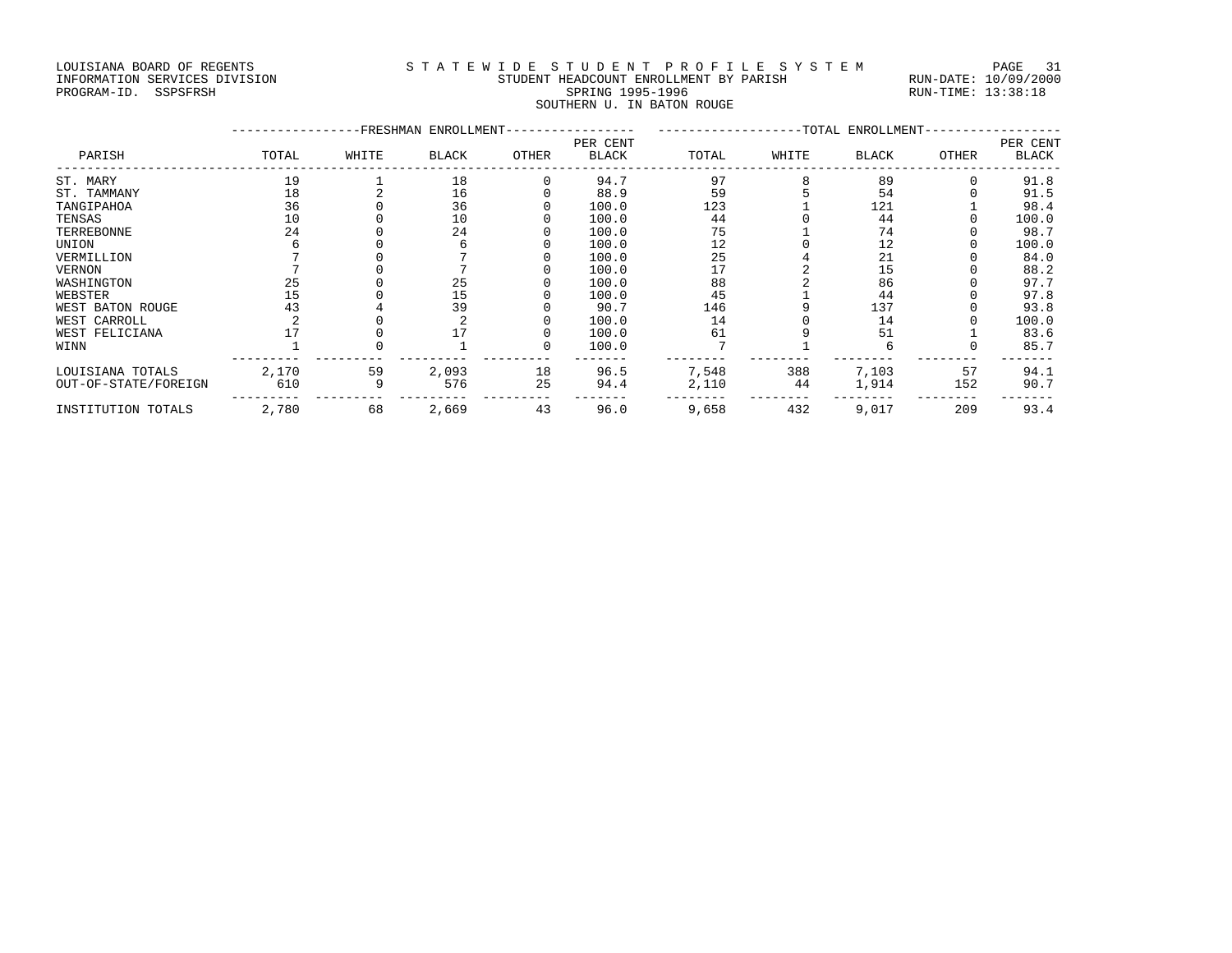LOUISIANA BOARD OF REGENTS
INFORMATION SERVICES DIVISION
PROGRAM-ID. SSPSFRSH

STATEWIDE STUDENT PROFILE SYSTEM
STUDENT HEADCOUNT ENROLLMENT BY PARISH
SPRING 1995-1996
SOUTHERN U. IN BATON ROUGE

RUN-DATE: 10/09/2000
RUN-TIME: 13:38:18

| | FRESHMAN ENROLLMENT | | | | | TOTAL ENROLLMENT | | | | |
|---|---|---|---|---|---|---|---|---|---|---|
| PARISH | TOTAL | WHITE | BLACK | OTHER | PER CENT BLACK | TOTAL | WHITE | BLACK | OTHER | PER CENT BLACK |
| ST. MARY | 19 | 1 | 18 | 0 | 94.7 | 97 | 8 | 89 | 0 | 91.8 |
| ST. TAMMANY | 18 | 2 | 16 | 0 | 88.9 | 59 | 5 | 54 | 0 | 91.5 |
| TANGIPAHOA | 36 | 0 | 36 | 0 | 100.0 | 123 | 1 | 121 | 1 | 98.4 |
| TENSAS | 10 | 0 | 10 | 0 | 100.0 | 44 | 0 | 44 | 0 | 100.0 |
| TERREBONNE | 24 | 0 | 24 | 0 | 100.0 | 75 | 1 | 74 | 0 | 98.7 |
| UNION | 6 | 0 | 6 | 0 | 100.0 | 12 | 0 | 12 | 0 | 100.0 |
| VERMILLION | 7 | 0 | 7 | 0 | 100.0 | 25 | 4 | 21 | 0 | 84.0 |
| VERNON | 7 | 0 | 7 | 0 | 100.0 | 17 | 2 | 15 | 0 | 88.2 |
| WASHINGTON | 25 | 0 | 25 | 0 | 100.0 | 88 | 2 | 86 | 0 | 97.7 |
| WEBSTER | 15 | 0 | 15 | 0 | 100.0 | 45 | 1 | 44 | 0 | 97.8 |
| WEST BATON ROUGE | 43 | 4 | 39 | 0 | 90.7 | 146 | 9 | 137 | 0 | 93.8 |
| WEST CARROLL | 2 | 0 | 2 | 0 | 100.0 | 14 | 0 | 14 | 0 | 100.0 |
| WEST FELICIANA | 17 | 0 | 17 | 0 | 100.0 | 61 | 9 | 51 | 1 | 83.6 |
| WINN | 1 | 0 | 1 | 0 | 100.0 | 7 | 1 | 6 | 0 | 85.7 |
| LOUISIANA TOTALS | 2,170 | 59 | 2,093 | 18 | 96.5 | 7,548 | 388 | 7,103 | 57 | 94.1 |
| OUT-OF-STATE/FOREIGN | 610 | 9 | 576 | 25 | 94.4 | 2,110 | 44 | 1,914 | 152 | 90.7 |
| INSTITUTION TOTALS | 2,780 | 68 | 2,669 | 43 | 96.0 | 9,658 | 432 | 9,017 | 209 | 93.4 |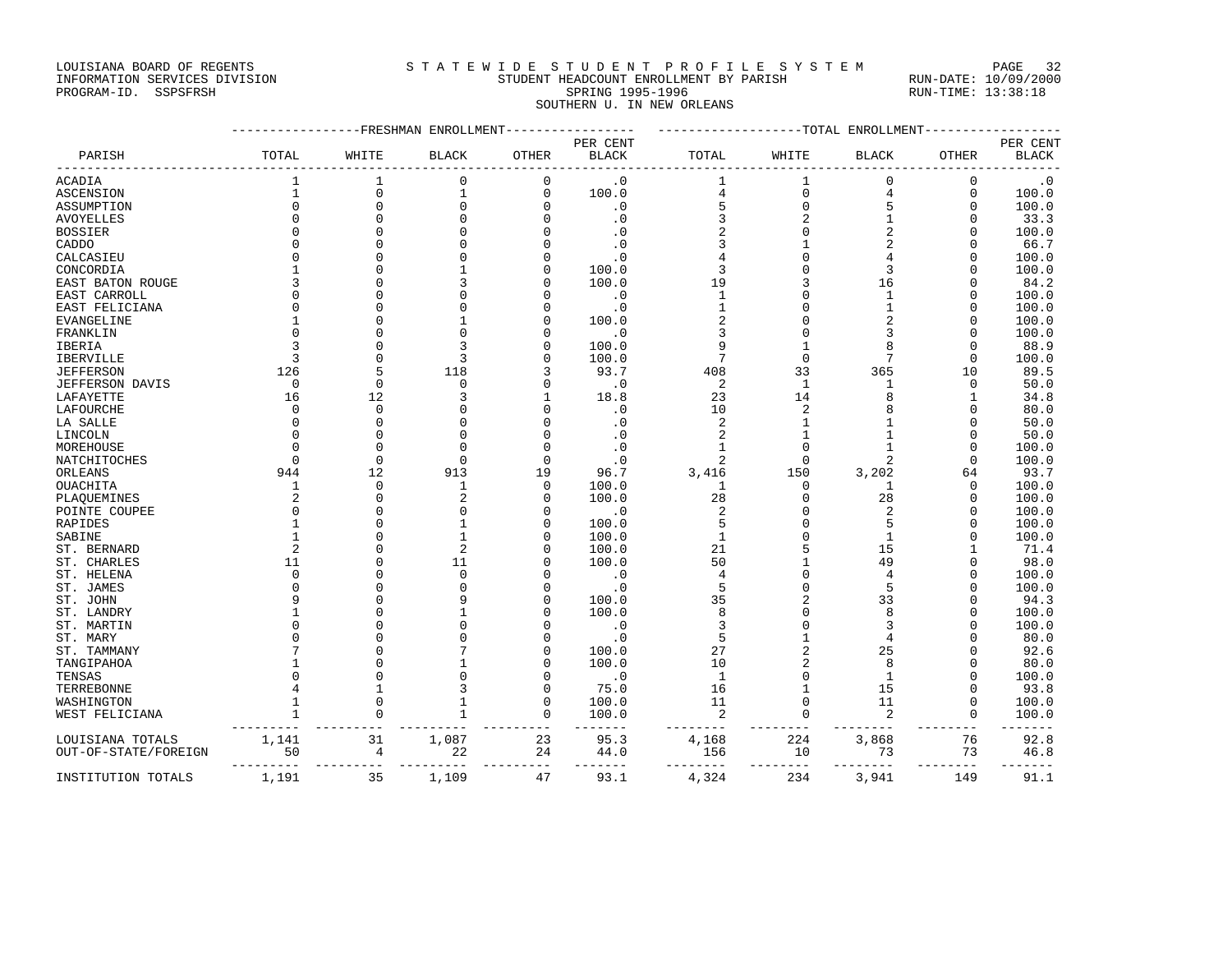LOUISIANA BOARD OF REGENTS — STATEWIDE STUDENT PROFILE SYSTEM
INFORMATION SERVICES DIVISION — STUDENT HEADCOUNT ENROLLMENT BY PARISH — RUN-DATE: 10/09/2000
PROGRAM-ID. SSPSFRSH — SPRING 1995-1996 — RUN-TIME: 13:38:18

SOUTHERN U. IN NEW ORLEANS

| PARISH | FRESHMAN ENROLLMENT TOTAL | WHITE | BLACK | OTHER | PER CENT BLACK | TOTAL ENROLLMENT TOTAL | WHITE | BLACK | OTHER | PER CENT BLACK |
|---|---|---|---|---|---|---|---|---|---|---|
| ACADIA | 1 | 1 | 0 | 0 | .0 | 1 | 1 | 0 | 0 | .0 |
| ASCENSION | 1 | 0 | 1 | 0 | 100.0 | 4 | 0 | 4 | 0 | 100.0 |
| ASSUMPTION | 0 | 0 | 0 | 0 | .0 | 5 | 0 | 5 | 0 | 100.0 |
| AVOYELLES | 0 | 0 | 0 | 0 | .0 | 3 | 2 | 1 | 0 | 33.3 |
| BOSSIER | 0 | 0 | 0 | 0 | .0 | 2 | 0 | 2 | 0 | 100.0 |
| CADDO | 0 | 0 | 0 | 0 | .0 | 3 | 1 | 2 | 0 | 66.7 |
| CALCASIEU | 0 | 0 | 0 | 0 | .0 | 4 | 0 | 4 | 0 | 100.0 |
| CONCORDIA | 1 | 0 | 1 | 0 | 100.0 | 3 | 0 | 3 | 0 | 100.0 |
| EAST BATON ROUGE | 3 | 0 | 3 | 0 | 100.0 | 19 | 3 | 16 | 0 | 84.2 |
| EAST CARROLL | 0 | 0 | 0 | 0 | .0 | 1 | 0 | 1 | 0 | 100.0 |
| EAST FELICIANA | 0 | 0 | 0 | 0 | .0 | 1 | 0 | 1 | 0 | 100.0 |
| EVANGELINE | 1 | 0 | 1 | 0 | 100.0 | 2 | 0 | 2 | 0 | 100.0 |
| FRANKLIN | 0 | 0 | 0 | 0 | .0 | 3 | 0 | 3 | 0 | 100.0 |
| IBERIA | 3 | 0 | 3 | 0 | 100.0 | 9 | 1 | 8 | 0 | 88.9 |
| IBERVILLE | 3 | 0 | 3 | 0 | 100.0 | 7 | 0 | 7 | 0 | 100.0 |
| JEFFERSON | 126 | 5 | 118 | 3 | 93.7 | 408 | 33 | 365 | 10 | 89.5 |
| JEFFERSON DAVIS | 0 | 0 | 0 | 0 | .0 | 2 | 1 | 1 | 0 | 50.0 |
| LAFAYETTE | 16 | 12 | 3 | 1 | 18.8 | 23 | 14 | 8 | 1 | 34.8 |
| LAFOURCHE | 0 | 0 | 0 | 0 | .0 | 10 | 2 | 8 | 0 | 80.0 |
| LA SALLE | 0 | 0 | 0 | 0 | .0 | 2 | 1 | 1 | 0 | 50.0 |
| LINCOLN | 0 | 0 | 0 | 0 | .0 | 2 | 1 | 1 | 0 | 50.0 |
| MOREHOUSE | 0 | 0 | 0 | 0 | .0 | 1 | 0 | 1 | 0 | 100.0 |
| NATCHITOCHES | 0 | 0 | 0 | 0 | .0 | 2 | 0 | 2 | 0 | 100.0 |
| ORLEANS | 944 | 12 | 913 | 19 | 96.7 | 3,416 | 150 | 3,202 | 64 | 93.7 |
| OUACHITA | 1 | 0 | 1 | 0 | 100.0 | 1 | 0 | 1 | 0 | 100.0 |
| PLAQUEMINES | 2 | 0 | 2 | 0 | 100.0 | 28 | 0 | 28 | 0 | 100.0 |
| POINTE COUPEE | 0 | 0 | 0 | 0 | .0 | 2 | 0 | 2 | 0 | 100.0 |
| RAPIDES | 1 | 0 | 1 | 0 | 100.0 | 5 | 0 | 5 | 0 | 100.0 |
| SABINE | 1 | 0 | 1 | 0 | 100.0 | 1 | 0 | 1 | 0 | 100.0 |
| ST. BERNARD | 2 | 0 | 2 | 0 | 100.0 | 21 | 5 | 15 | 1 | 71.4 |
| ST. CHARLES | 11 | 0 | 11 | 0 | 100.0 | 50 | 1 | 49 | 0 | 98.0 |
| ST. HELENA | 0 | 0 | 0 | 0 | .0 | 4 | 0 | 4 | 0 | 100.0 |
| ST. JAMES | 0 | 0 | 0 | 0 | .0 | 5 | 0 | 5 | 0 | 100.0 |
| ST. JOHN | 9 | 0 | 9 | 0 | 100.0 | 35 | 2 | 33 | 0 | 94.3 |
| ST. LANDRY | 1 | 0 | 1 | 0 | 100.0 | 8 | 0 | 8 | 0 | 100.0 |
| ST. MARTIN | 0 | 0 | 0 | 0 | .0 | 3 | 0 | 3 | 0 | 100.0 |
| ST. MARY | 0 | 0 | 0 | 0 | .0 | 5 | 1 | 4 | 0 | 80.0 |
| ST. TAMMANY | 7 | 0 | 7 | 0 | 100.0 | 27 | 2 | 25 | 0 | 92.6 |
| TANGIPAHOA | 1 | 0 | 1 | 0 | 100.0 | 10 | 2 | 8 | 0 | 80.0 |
| TENSAS | 0 | 0 | 0 | 0 | .0 | 1 | 0 | 1 | 0 | 100.0 |
| TERREBONNE | 4 | 1 | 3 | 0 | 75.0 | 16 | 1 | 15 | 0 | 93.8 |
| WASHINGTON | 1 | 0 | 1 | 0 | 100.0 | 11 | 0 | 11 | 0 | 100.0 |
| WEST FELICIANA | 1 | 0 | 1 | 0 | 100.0 | 2 | 0 | 2 | 0 | 100.0 |
| LOUISIANA TOTALS | 1,141 | 31 | 1,087 | 23 | 95.3 | 4,168 | 224 | 3,868 | 76 | 92.8 |
| OUT-OF-STATE/FOREIGN | 50 | 4 | 22 | 24 | 44.0 | 156 | 10 | 73 | 73 | 46.8 |
| INSTITUTION TOTALS | 1,191 | 35 | 1,109 | 47 | 93.1 | 4,324 | 234 | 3,941 | 149 | 91.1 |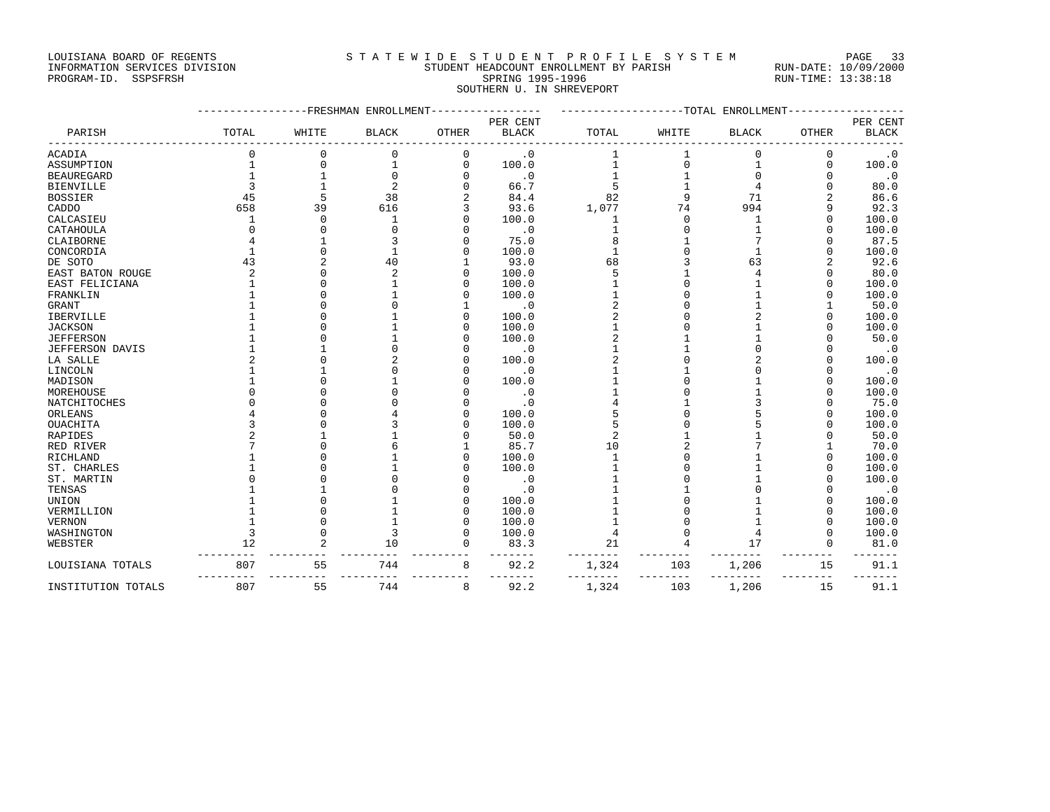LOUISIANA BOARD OF REGENTS
INFORMATION SERVICES DIVISION
PROGRAM-ID. SSPSFRSH

S T A T E W I D E S T U D E N T P R O F I L E S Y S T E M
STUDENT HEADCOUNT ENROLLMENT BY PARISH
SPRING 1995-1996
SOUTHERN U. IN SHREVEPORT

RUN-DATE: 10/09/2000
RUN-TIME: 13:38:18

| PARISH | FRESHMAN ENROLLMENT | | | | | TOTAL ENROLLMENT | | | | |
|---|---|---|---|---|---|---|---|---|---|---|
| | TOTAL | WHITE | BLACK | OTHER | PER CENT BLACK | TOTAL | WHITE | BLACK | OTHER | PER CENT BLACK |
| ACADIA | 0 | 0 | 0 | 0 | .0 | 1 | 1 | 0 | 0 | .0 |
| ASSUMPTION | 1 | 0 | 1 | 0 | 100.0 | 1 | 0 | 1 | 0 | 100.0 |
| BEAUREGARD | 1 | 1 | 0 | 0 | .0 | 1 | 1 | 0 | 0 | .0 |
| BIENVILLE | 3 | 1 | 2 | 0 | 66.7 | 5 | 1 | 4 | 0 | 80.0 |
| BOSSIER | 45 | 5 | 38 | 2 | 84.4 | 82 | 9 | 71 | 2 | 86.6 |
| CADDO | 658 | 39 | 616 | 3 | 93.6 | 1,077 | 74 | 994 | 9 | 92.3 |
| CALCASIEU | 1 | 0 | 1 | 0 | 100.0 | 1 | 0 | 1 | 0 | 100.0 |
| CATAHOULA | 0 | 0 | 0 | 0 | .0 | 1 | 0 | 1 | 0 | 100.0 |
| CLAIBORNE | 4 | 1 | 3 | 0 | 75.0 | 8 | 1 | 7 | 0 | 87.5 |
| CONCORDIA | 1 | 0 | 1 | 0 | 100.0 | 1 | 0 | 1 | 0 | 100.0 |
| DE SOTO | 43 | 2 | 40 | 1 | 93.0 | 68 | 3 | 63 | 2 | 92.6 |
| EAST BATON ROUGE | 2 | 0 | 2 | 0 | 100.0 | 5 | 1 | 4 | 0 | 80.0 |
| EAST FELICIANA | 1 | 0 | 1 | 0 | 100.0 | 1 | 0 | 1 | 0 | 100.0 |
| FRANKLIN | 1 | 0 | 1 | 0 | 100.0 | 1 | 0 | 1 | 0 | 100.0 |
| GRANT | 1 | 0 | 0 | 1 | .0 | 2 | 0 | 1 | 1 | 50.0 |
| IBERVILLE | 1 | 0 | 1 | 0 | 100.0 | 2 | 0 | 2 | 0 | 100.0 |
| JACKSON | 1 | 0 | 1 | 0 | 100.0 | 1 | 0 | 1 | 0 | 100.0 |
| JEFFERSON | 1 | 0 | 1 | 0 | 100.0 | 2 | 1 | 1 | 0 | 50.0 |
| JEFFERSON DAVIS | 1 | 1 | 0 | 0 | .0 | 1 | 1 | 0 | 0 | .0 |
| LA SALLE | 2 | 0 | 2 | 0 | 100.0 | 2 | 0 | 2 | 0 | 100.0 |
| LINCOLN | 1 | 1 | 0 | 0 | .0 | 1 | 1 | 0 | 0 | .0 |
| MADISON | 1 | 0 | 1 | 0 | 100.0 | 1 | 0 | 1 | 0 | 100.0 |
| MOREHOUSE | 0 | 0 | 0 | 0 | .0 | 1 | 0 | 1 | 0 | 100.0 |
| NATCHITOCHES | 0 | 0 | 0 | 0 | .0 | 4 | 1 | 3 | 0 | 75.0 |
| ORLEANS | 4 | 0 | 4 | 0 | 100.0 | 5 | 0 | 5 | 0 | 100.0 |
| OUACHITA | 3 | 0 | 3 | 0 | 100.0 | 5 | 0 | 5 | 0 | 100.0 |
| RAPIDES | 2 | 1 | 1 | 0 | 50.0 | 2 | 1 | 1 | 0 | 50.0 |
| RED RIVER | 7 | 0 | 6 | 1 | 85.7 | 10 | 2 | 7 | 1 | 70.0 |
| RICHLAND | 1 | 0 | 1 | 0 | 100.0 | 1 | 0 | 1 | 0 | 100.0 |
| ST. CHARLES | 1 | 0 | 1 | 0 | 100.0 | 1 | 0 | 1 | 0 | 100.0 |
| ST. MARTIN | 0 | 0 | 0 | 0 | .0 | 1 | 0 | 1 | 0 | 100.0 |
| TENSAS | 1 | 1 | 0 | 0 | .0 | 1 | 1 | 0 | 0 | .0 |
| UNION | 1 | 0 | 1 | 0 | 100.0 | 1 | 0 | 1 | 0 | 100.0 |
| VERMILLION | 1 | 0 | 1 | 0 | 100.0 | 1 | 0 | 1 | 0 | 100.0 |
| VERNON | 1 | 0 | 1 | 0 | 100.0 | 1 | 0 | 1 | 0 | 100.0 |
| WASHINGTON | 3 | 0 | 3 | 0 | 100.0 | 4 | 0 | 4 | 0 | 100.0 |
| WEBSTER | 12 | 2 | 10 | 0 | 83.3 | 21 | 4 | 17 | 0 | 81.0 |
| LOUISIANA TOTALS | 807 | 55 | 744 | 8 | 92.2 | 1,324 | 103 | 1,206 | 15 | 91.1 |
| INSTITUTION TOTALS | 807 | 55 | 744 | 8 | 92.2 | 1,324 | 103 | 1,206 | 15 | 91.1 |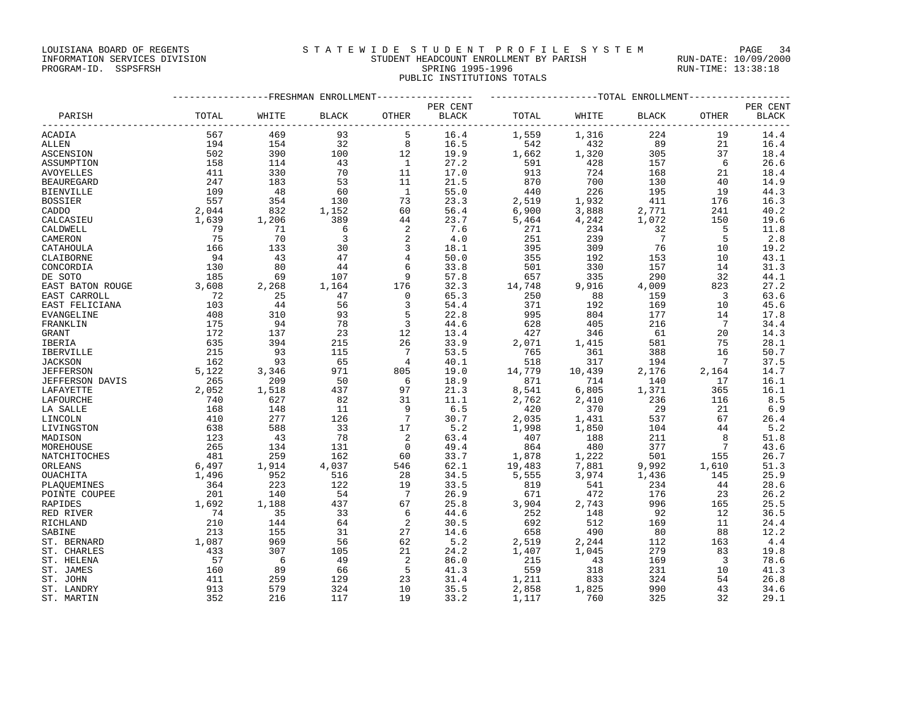LOUISIANA BOARD OF REGENTS
INFORMATION SERVICES DIVISION
PROGRAM-ID. SSPSFRSH

# STATEWIDE STUDENT PROFILE SYSTEM

## STUDENT HEADCOUNT ENROLLMENT BY PARISH
## SPRING 1995-1996
## PUBLIC INSTITUTIONS TOTALS

RUN-DATE: 10/09/2000
RUN-TIME: 13:38:18

| PARISH | FRESHMAN ENROLLMENT TOTAL | WHITE | BLACK | OTHER | PER CENT BLACK | TOTAL ENROLLMENT TOTAL | WHITE | BLACK | OTHER | PER CENT BLACK |
|---|---|---|---|---|---|---|---|---|---|---|
| ACADIA | 567 | 469 | 93 | 5 | 16.4 | 1,559 | 1,316 | 224 | 19 | 14.4 |
| ALLEN | 194 | 154 | 32 | 8 | 16.5 | 542 | 432 | 89 | 21 | 16.4 |
| ASCENSION | 502 | 390 | 100 | 12 | 19.9 | 1,662 | 1,320 | 305 | 37 | 18.4 |
| ASSUMPTION | 158 | 114 | 43 | 1 | 27.2 | 591 | 428 | 157 | 6 | 26.6 |
| AVOYELLES | 411 | 330 | 70 | 11 | 17.0 | 913 | 724 | 168 | 21 | 18.4 |
| BEAUREGARD | 247 | 183 | 53 | 11 | 21.5 | 870 | 700 | 130 | 40 | 14.9 |
| BIENVILLE | 109 | 48 | 60 | 1 | 55.0 | 440 | 226 | 195 | 19 | 44.3 |
| BOSSIER | 557 | 354 | 130 | 73 | 23.3 | 2,519 | 1,932 | 411 | 176 | 16.3 |
| CADDO | 2,044 | 832 | 1,152 | 60 | 56.4 | 6,900 | 3,888 | 2,771 | 241 | 40.2 |
| CALCASIEU | 1,639 | 1,206 | 389 | 44 | 23.7 | 5,464 | 4,242 | 1,072 | 150 | 19.6 |
| CALDWELL | 79 | 71 | 6 | 2 | 7.6 | 271 | 234 | 32 | 5 | 11.8 |
| CAMERON | 75 | 70 | 3 | 2 | 4.0 | 251 | 239 | 7 | 5 | 2.8 |
| CATAHOULA | 166 | 133 | 30 | 3 | 18.1 | 395 | 309 | 76 | 10 | 19.2 |
| CLAIBORNE | 94 | 43 | 47 | 4 | 50.0 | 355 | 192 | 153 | 10 | 43.1 |
| CONCORDIA | 130 | 80 | 44 | 6 | 33.8 | 501 | 330 | 157 | 14 | 31.3 |
| DE SOTO | 185 | 69 | 107 | 9 | 57.8 | 657 | 335 | 290 | 32 | 44.1 |
| EAST BATON ROUGE | 3,608 | 2,268 | 1,164 | 176 | 32.3 | 14,748 | 9,916 | 4,009 | 823 | 27.2 |
| EAST CARROLL | 72 | 25 | 47 | 0 | 65.3 | 250 | 88 | 159 | 3 | 63.6 |
| EAST FELICIANA | 103 | 44 | 56 | 3 | 54.4 | 371 | 192 | 169 | 10 | 45.6 |
| EVANGELINE | 408 | 310 | 93 | 5 | 22.8 | 995 | 804 | 177 | 14 | 17.8 |
| FRANKLIN | 175 | 94 | 78 | 3 | 44.6 | 628 | 405 | 216 | 7 | 34.4 |
| GRANT | 172 | 137 | 23 | 12 | 13.4 | 427 | 346 | 61 | 20 | 14.3 |
| IBERIA | 635 | 394 | 215 | 26 | 33.9 | 2,071 | 1,415 | 581 | 75 | 28.1 |
| IBERVILLE | 215 | 93 | 115 | 7 | 53.5 | 765 | 361 | 388 | 16 | 50.7 |
| JACKSON | 162 | 93 | 65 | 4 | 40.1 | 518 | 317 | 194 | 7 | 37.5 |
| JEFFERSON | 5,122 | 3,346 | 971 | 805 | 19.0 | 14,779 | 10,439 | 2,176 | 2,164 | 14.7 |
| JEFFERSON DAVIS | 265 | 209 | 50 | 6 | 18.9 | 871 | 714 | 140 | 17 | 16.1 |
| LAFAYETTE | 2,052 | 1,518 | 437 | 97 | 21.3 | 8,541 | 6,805 | 1,371 | 365 | 16.1 |
| LAFOURCHE | 740 | 627 | 82 | 31 | 11.1 | 2,762 | 2,410 | 236 | 116 | 8.5 |
| LA SALLE | 168 | 148 | 11 | 9 | 6.5 | 420 | 370 | 29 | 21 | 6.9 |
| LINCOLN | 410 | 277 | 126 | 7 | 30.7 | 2,035 | 1,431 | 537 | 67 | 26.4 |
| LIVINGSTON | 638 | 588 | 33 | 17 | 5.2 | 1,998 | 1,850 | 104 | 44 | 5.2 |
| MADISON | 123 | 43 | 78 | 2 | 63.4 | 407 | 188 | 211 | 8 | 51.8 |
| MOREHOUSE | 265 | 134 | 131 | 0 | 49.4 | 864 | 480 | 377 | 7 | 43.6 |
| NATCHITOCHES | 481 | 259 | 162 | 60 | 33.7 | 1,878 | 1,222 | 501 | 155 | 26.7 |
| ORLEANS | 6,497 | 1,914 | 4,037 | 546 | 62.1 | 19,483 | 7,881 | 9,992 | 1,610 | 51.3 |
| OUACHITA | 1,496 | 952 | 516 | 28 | 34.5 | 5,555 | 3,974 | 1,436 | 145 | 25.9 |
| PLAQUEMINES | 364 | 223 | 122 | 19 | 33.5 | 819 | 541 | 234 | 44 | 28.6 |
| POINTE COUPEE | 201 | 140 | 54 | 7 | 26.9 | 671 | 472 | 176 | 23 | 26.2 |
| RAPIDES | 1,692 | 1,188 | 437 | 67 | 25.8 | 3,904 | 2,743 | 996 | 165 | 25.5 |
| RED RIVER | 74 | 35 | 33 | 6 | 44.6 | 252 | 148 | 92 | 12 | 36.5 |
| RICHLAND | 210 | 144 | 64 | 2 | 30.5 | 692 | 512 | 169 | 11 | 24.4 |
| SABINE | 213 | 155 | 31 | 27 | 14.6 | 658 | 490 | 80 | 88 | 12.2 |
| ST. BERNARD | 1,087 | 969 | 56 | 62 | 5.2 | 2,519 | 2,244 | 112 | 163 | 4.4 |
| ST. CHARLES | 433 | 307 | 105 | 21 | 24.2 | 1,407 | 1,045 | 279 | 83 | 19.8 |
| ST. HELENA | 57 | 6 | 49 | 2 | 86.0 | 215 | 43 | 169 | 3 | 78.6 |
| ST. JAMES | 160 | 89 | 66 | 5 | 41.3 | 559 | 318 | 231 | 10 | 41.3 |
| ST. JOHN | 411 | 259 | 129 | 23 | 31.4 | 1,211 | 833 | 324 | 54 | 26.8 |
| ST. LANDRY | 913 | 579 | 324 | 10 | 35.5 | 2,858 | 1,825 | 990 | 43 | 34.6 |
| ST. MARTIN | 352 | 216 | 117 | 19 | 33.2 | 1,117 | 760 | 325 | 32 | 29.1 |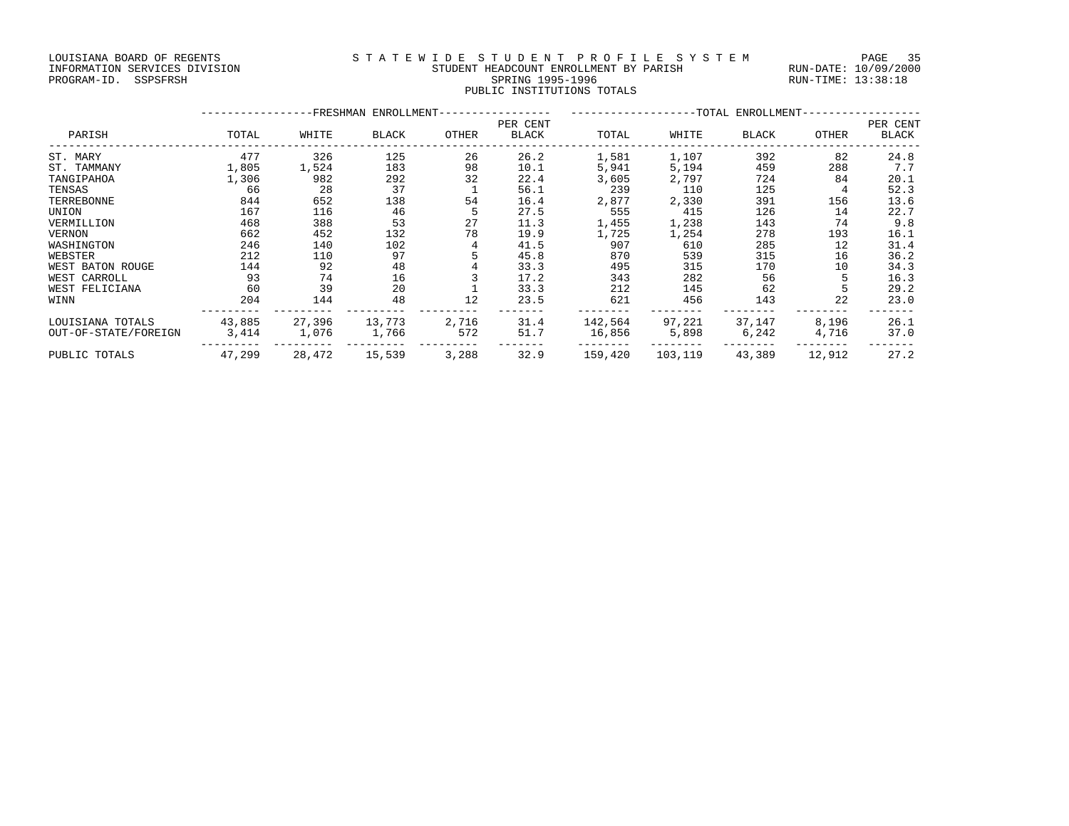LOUISIANA BOARD OF REGENTS
INFORMATION SERVICES DIVISION
PROGRAM-ID. SSPSFRSH

# STATEWIDE STUDENT PROFILE SYSTEM

## STUDENT HEADCOUNT ENROLLMENT BY PARISH
### SPRING 1995-1996
### PUBLIC INSTITUTIONS TOTALS

RUN-DATE: 10/09/2000
RUN-TIME: 13:38:18

| PARISH | FRESHMAN ENROLLMENT | | | | | TOTAL ENROLLMENT | | | | |
|---|---|---|---|---|---|---|---|---|---|---|
| | TOTAL | WHITE | BLACK | OTHER | PER CENT BLACK | TOTAL | WHITE | BLACK | OTHER | PER CENT BLACK |
| ST. MARY | 477 | 326 | 125 | 26 | 26.2 | 1,581 | 1,107 | 392 | 82 | 24.8 |
| ST. TAMMANY | 1,805 | 1,524 | 183 | 98 | 10.1 | 5,941 | 5,194 | 459 | 288 | 7.7 |
| TANGIPAHOA | 1,306 | 982 | 292 | 32 | 22.4 | 3,605 | 2,797 | 724 | 84 | 20.1 |
| TENSAS | 66 | 28 | 37 | 1 | 56.1 | 239 | 110 | 125 | 4 | 52.3 |
| TERREBONNE | 844 | 652 | 138 | 54 | 16.4 | 2,877 | 2,330 | 391 | 156 | 13.6 |
| UNION | 167 | 116 | 46 | 5 | 27.5 | 555 | 415 | 126 | 14 | 22.7 |
| VERMILLION | 468 | 388 | 53 | 27 | 11.3 | 1,455 | 1,238 | 143 | 74 | 9.8 |
| VERNON | 662 | 452 | 132 | 78 | 19.9 | 1,725 | 1,254 | 278 | 193 | 16.1 |
| WASHINGTON | 246 | 140 | 102 | 4 | 41.5 | 907 | 610 | 285 | 12 | 31.4 |
| WEBSTER | 212 | 110 | 97 | 5 | 45.8 | 870 | 539 | 315 | 16 | 36.2 |
| WEST BATON ROUGE | 144 | 92 | 48 | 4 | 33.3 | 495 | 315 | 170 | 10 | 34.3 |
| WEST CARROLL | 93 | 74 | 16 | 3 | 17.2 | 343 | 282 | 56 | 5 | 16.3 |
| WEST FELICIANA | 60 | 39 | 20 | 1 | 33.3 | 212 | 145 | 62 | 5 | 29.2 |
| WINN | 204 | 144 | 48 | 12 | 23.5 | 621 | 456 | 143 | 22 | 23.0 |
| LOUISIANA TOTALS | 43,885 | 27,396 | 13,773 | 2,716 | 31.4 | 142,564 | 97,221 | 37,147 | 8,196 | 26.1 |
| OUT-OF-STATE/FOREIGN | 3,414 | 1,076 | 1,766 | 572 | 51.7 | 16,856 | 5,898 | 6,242 | 4,716 | 37.0 |
| PUBLIC TOTALS | 47,299 | 28,472 | 15,539 | 3,288 | 32.9 | 159,420 | 103,119 | 43,389 | 12,912 | 27.2 |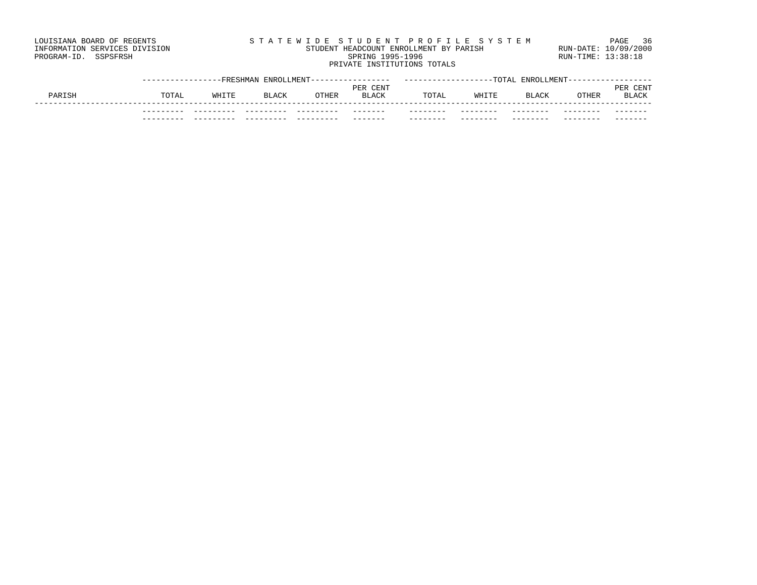LOUISIANA BOARD OF REGENTS
INFORMATION SERVICES DIVISION
PROGRAM-ID. SSPSFRSH

S T A T E W I D E   S T U D E N T   P R O F I L E   S Y S T E M
STUDENT HEADCOUNT ENROLLMENT BY PARISH
SPRING 1995-1996
PRIVATE INSTITUTIONS TOTALS

RUN-DATE: 10/09/2000
RUN-TIME: 13:38:18

| | FRESHMAN ENROLLMENT | | | | | TOTAL ENROLLMENT | | | | |
|---|---|---|---|---|---|---|---|---|---|---|
| PARISH | TOTAL | WHITE | BLACK | OTHER | PER CENT BLACK | TOTAL | WHITE | BLACK | OTHER | PER CENT BLACK |
| | | | | | | | | | | |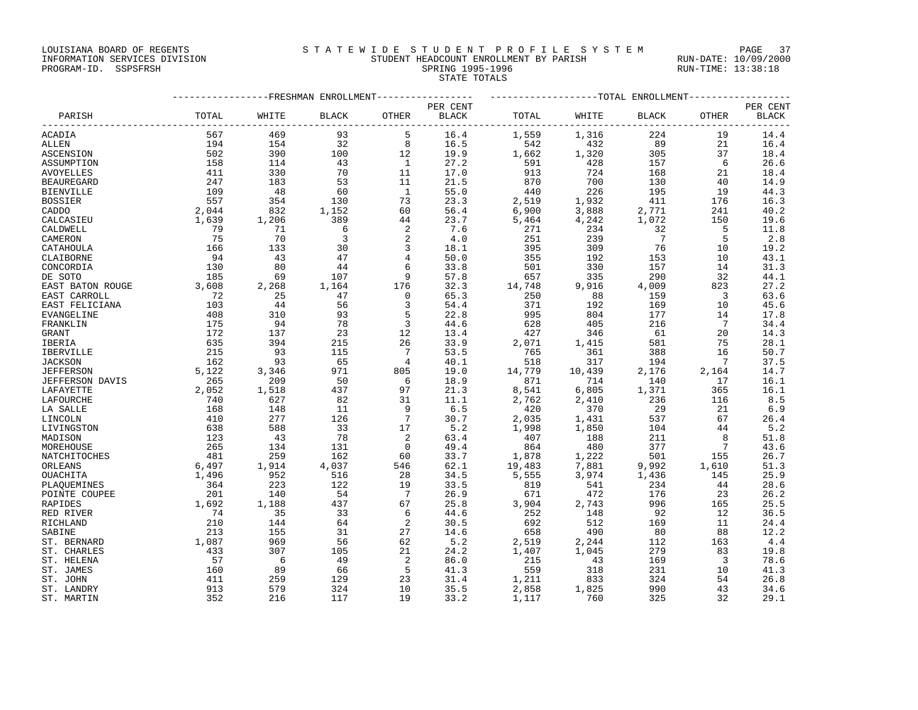LOUISIANA BOARD OF REGENTS
INFORMATION SERVICES DIVISION
PROGRAM-ID. SSPSFRSH

# STATEWIDE STUDENT PROFILE SYSTEM
## STUDENT HEADCOUNT ENROLLMENT BY PARISH
### SPRING 1995-1996
### STATE TOTALS

RUN-DATE: 10/09/2000
RUN-TIME: 13:38:18

| | FRESHMAN ENROLLMENT | | | | | TOTAL ENROLLMENT | | | | |
|---|---|---|---|---|---|---|---|---|---|---|
| PARISH | TOTAL | WHITE | BLACK | OTHER | PER CENT BLACK | TOTAL | WHITE | BLACK | OTHER | PER CENT BLACK |
| ACADIA | 567 | 469 | 93 | 5 | 16.4 | 1,559 | 1,316 | 224 | 19 | 14.4 |
| ALLEN | 194 | 154 | 32 | 8 | 16.5 | 542 | 432 | 89 | 21 | 16.4 |
| ASCENSION | 502 | 390 | 100 | 12 | 19.9 | 1,662 | 1,320 | 305 | 37 | 18.4 |
| ASSUMPTION | 158 | 114 | 43 | 1 | 27.2 | 591 | 428 | 157 | 6 | 26.6 |
| AVOYELLES | 411 | 330 | 70 | 11 | 17.0 | 913 | 724 | 168 | 21 | 18.4 |
| BEAUREGARD | 247 | 183 | 53 | 11 | 21.5 | 870 | 700 | 130 | 40 | 14.9 |
| BIENVILLE | 109 | 48 | 60 | 1 | 55.0 | 440 | 226 | 195 | 19 | 44.3 |
| BOSSIER | 557 | 354 | 130 | 73 | 23.3 | 2,519 | 1,932 | 411 | 176 | 16.3 |
| CADDO | 2,044 | 832 | 1,152 | 60 | 56.4 | 6,900 | 3,888 | 2,771 | 241 | 40.2 |
| CALCASIEU | 1,639 | 1,206 | 389 | 44 | 23.7 | 5,464 | 4,242 | 1,072 | 150 | 19.6 |
| CALDWELL | 79 | 71 | 6 | 2 | 7.6 | 271 | 234 | 32 | 5 | 11.8 |
| CAMERON | 75 | 70 | 3 | 2 | 4.0 | 251 | 239 | 7 | 5 | 2.8 |
| CATAHOULA | 166 | 133 | 30 | 3 | 18.1 | 395 | 309 | 76 | 10 | 19.2 |
| CLAIBORNE | 94 | 43 | 47 | 4 | 50.0 | 355 | 192 | 153 | 10 | 43.1 |
| CONCORDIA | 130 | 80 | 44 | 6 | 33.8 | 501 | 330 | 157 | 14 | 31.3 |
| DE SOTO | 185 | 69 | 107 | 9 | 57.8 | 657 | 335 | 290 | 32 | 44.1 |
| EAST BATON ROUGE | 3,608 | 2,268 | 1,164 | 176 | 32.3 | 14,748 | 9,916 | 4,009 | 823 | 27.2 |
| EAST CARROLL | 72 | 25 | 47 | 0 | 65.3 | 250 | 88 | 159 | 3 | 63.6 |
| EAST FELICIANA | 103 | 44 | 56 | 3 | 54.4 | 371 | 192 | 169 | 10 | 45.6 |
| EVANGELINE | 408 | 310 | 93 | 5 | 22.8 | 995 | 804 | 177 | 14 | 17.8 |
| FRANKLIN | 175 | 94 | 78 | 3 | 44.6 | 628 | 405 | 216 | 7 | 34.4 |
| GRANT | 172 | 137 | 23 | 12 | 13.4 | 427 | 346 | 61 | 20 | 14.3 |
| IBERIA | 635 | 394 | 215 | 26 | 33.9 | 2,071 | 1,415 | 581 | 75 | 28.1 |
| IBERVILLE | 215 | 93 | 115 | 7 | 53.5 | 765 | 361 | 388 | 16 | 50.7 |
| JACKSON | 162 | 93 | 65 | 4 | 40.1 | 518 | 317 | 194 | 7 | 37.5 |
| JEFFERSON | 5,122 | 3,346 | 971 | 805 | 19.0 | 14,779 | 10,439 | 2,176 | 2,164 | 14.7 |
| JEFFERSON DAVIS | 265 | 209 | 50 | 6 | 18.9 | 871 | 714 | 140 | 17 | 16.1 |
| LAFAYETTE | 2,052 | 1,518 | 437 | 97 | 21.3 | 8,541 | 6,805 | 1,371 | 365 | 16.1 |
| LAFOURCHE | 740 | 627 | 82 | 31 | 11.1 | 2,762 | 2,410 | 236 | 116 | 8.5 |
| LA SALLE | 168 | 148 | 11 | 9 | 6.5 | 420 | 370 | 29 | 21 | 6.9 |
| LINCOLN | 410 | 277 | 126 | 7 | 30.7 | 2,035 | 1,431 | 537 | 67 | 26.4 |
| LIVINGSTON | 638 | 588 | 33 | 17 | 5.2 | 1,998 | 1,850 | 104 | 44 | 5.2 |
| MADISON | 123 | 43 | 78 | 2 | 63.4 | 407 | 188 | 211 | 8 | 51.8 |
| MOREHOUSE | 265 | 134 | 131 | 0 | 49.4 | 864 | 480 | 377 | 7 | 43.6 |
| NATCHITOCHES | 481 | 259 | 162 | 60 | 33.7 | 1,878 | 1,222 | 501 | 155 | 26.7 |
| ORLEANS | 6,497 | 1,914 | 4,037 | 546 | 62.1 | 19,483 | 7,881 | 9,992 | 1,610 | 51.3 |
| OUACHITA | 1,496 | 952 | 516 | 28 | 34.5 | 5,555 | 3,974 | 1,436 | 145 | 25.9 |
| PLAQUEMINES | 364 | 223 | 122 | 19 | 33.5 | 819 | 541 | 234 | 44 | 28.6 |
| POINTE COUPEE | 201 | 140 | 54 | 7 | 26.9 | 671 | 472 | 176 | 23 | 26.2 |
| RAPIDES | 1,692 | 1,188 | 437 | 67 | 25.8 | 3,904 | 2,743 | 996 | 165 | 25.5 |
| RED RIVER | 74 | 35 | 33 | 6 | 44.6 | 252 | 148 | 92 | 12 | 36.5 |
| RICHLAND | 210 | 144 | 64 | 2 | 30.5 | 692 | 512 | 169 | 11 | 24.4 |
| SABINE | 213 | 155 | 31 | 27 | 14.6 | 658 | 490 | 80 | 88 | 12.2 |
| ST. BERNARD | 1,087 | 969 | 56 | 62 | 5.2 | 2,519 | 2,244 | 112 | 163 | 4.4 |
| ST. CHARLES | 433 | 307 | 105 | 21 | 24.2 | 1,407 | 1,045 | 279 | 83 | 19.8 |
| ST. HELENA | 57 | 6 | 49 | 2 | 86.0 | 215 | 43 | 169 | 3 | 78.6 |
| ST. JAMES | 160 | 89 | 66 | 5 | 41.3 | 559 | 318 | 231 | 10 | 41.3 |
| ST. JOHN | 411 | 259 | 129 | 23 | 31.4 | 1,211 | 833 | 324 | 54 | 26.8 |
| ST. LANDRY | 913 | 579 | 324 | 10 | 35.5 | 2,858 | 1,825 | 990 | 43 | 34.6 |
| ST. MARTIN | 352 | 216 | 117 | 19 | 33.2 | 1,117 | 760 | 325 | 32 | 29.1 |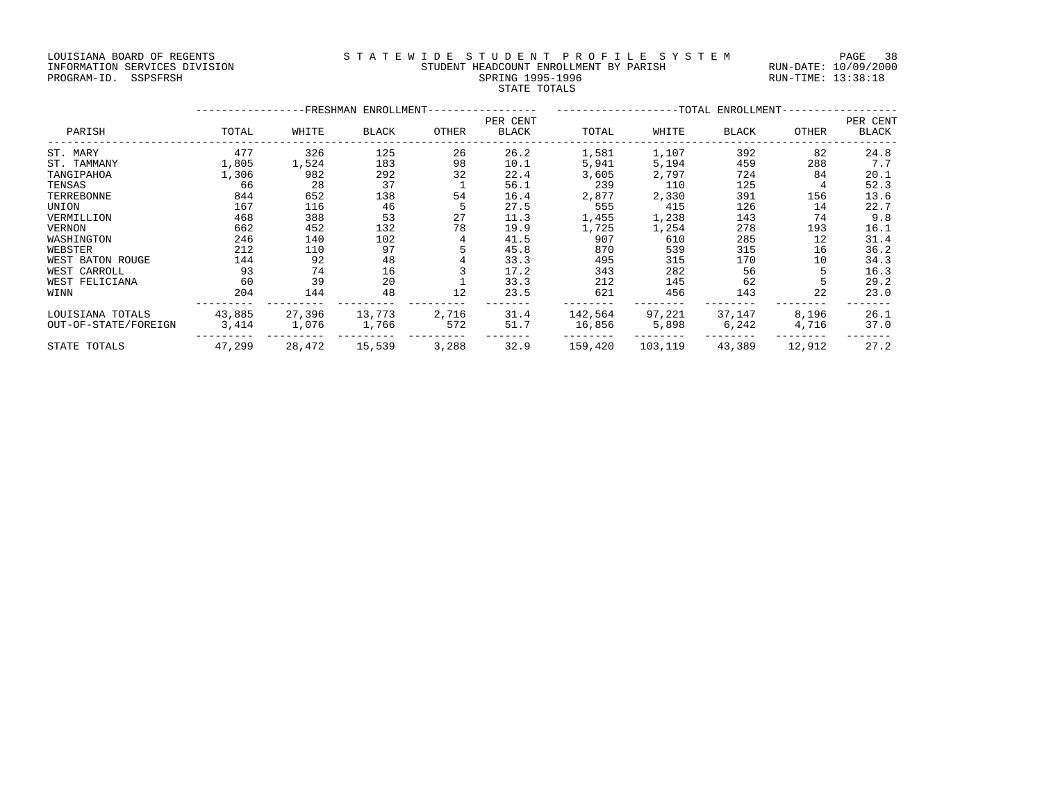LOUISIANA BOARD OF REGENTS
INFORMATION SERVICES DIVISION
PROGRAM-ID. SSPSFRSH

STATEWIDE STUDENT PROFILE SYSTEM
STUDENT HEADCOUNT ENROLLMENT BY PARISH
SPRING 1995-1996
STATE TOTALS

RUN-DATE: 10/09/2000
RUN-TIME: 13:38:18

| | FRESHMAN ENROLLMENT | | | | | TOTAL ENROLLMENT | | | | |
|---|---|---|---|---|---|---|---|---|---|---|
| PARISH | TOTAL | WHITE | BLACK | OTHER | PER CENT BLACK | TOTAL | WHITE | BLACK | OTHER | PER CENT BLACK |
| ST. MARY | 477 | 326 | 125 | 26 | 26.2 | 1,581 | 1,107 | 392 | 82 | 24.8 |
| ST. TAMMANY | 1,805 | 1,524 | 183 | 98 | 10.1 | 5,941 | 5,194 | 459 | 288 | 7.7 |
| TANGIPAHOA | 1,306 | 982 | 292 | 32 | 22.4 | 3,605 | 2,797 | 724 | 84 | 20.1 |
| TENSAS | 66 | 28 | 37 | 1 | 56.1 | 239 | 110 | 125 | 4 | 52.3 |
| TERREBONNE | 844 | 652 | 138 | 54 | 16.4 | 2,877 | 2,330 | 391 | 156 | 13.6 |
| UNION | 167 | 116 | 46 | 5 | 27.5 | 555 | 415 | 126 | 14 | 22.7 |
| VERMILLION | 468 | 388 | 53 | 27 | 11.3 | 1,455 | 1,238 | 143 | 74 | 9.8 |
| VERNON | 662 | 452 | 132 | 78 | 19.9 | 1,725 | 1,254 | 278 | 193 | 16.1 |
| WASHINGTON | 246 | 140 | 102 | 4 | 41.5 | 907 | 610 | 285 | 12 | 31.4 |
| WEBSTER | 212 | 110 | 97 | 5 | 45.8 | 870 | 539 | 315 | 16 | 36.2 |
| WEST BATON ROUGE | 144 | 92 | 48 | 4 | 33.3 | 495 | 315 | 170 | 10 | 34.3 |
| WEST CARROLL | 93 | 74 | 16 | 3 | 17.2 | 343 | 282 | 56 | 5 | 16.3 |
| WEST FELICIANA | 60 | 39 | 20 | 1 | 33.3 | 212 | 145 | 62 | 5 | 29.2 |
| WINN | 204 | 144 | 48 | 12 | 23.5 | 621 | 456 | 143 | 22 | 23.0 |
| LOUISIANA TOTALS | 43,885 | 27,396 | 13,773 | 2,716 | 31.4 | 142,564 | 97,221 | 37,147 | 8,196 | 26.1 |
| OUT-OF-STATE/FOREIGN | 3,414 | 1,076 | 1,766 | 572 | 51.7 | 16,856 | 5,898 | 6,242 | 4,716 | 37.0 |
| STATE TOTALS | 47,299 | 28,472 | 15,539 | 3,288 | 32.9 | 159,420 | 103,119 | 43,389 | 12,912 | 27.2 |